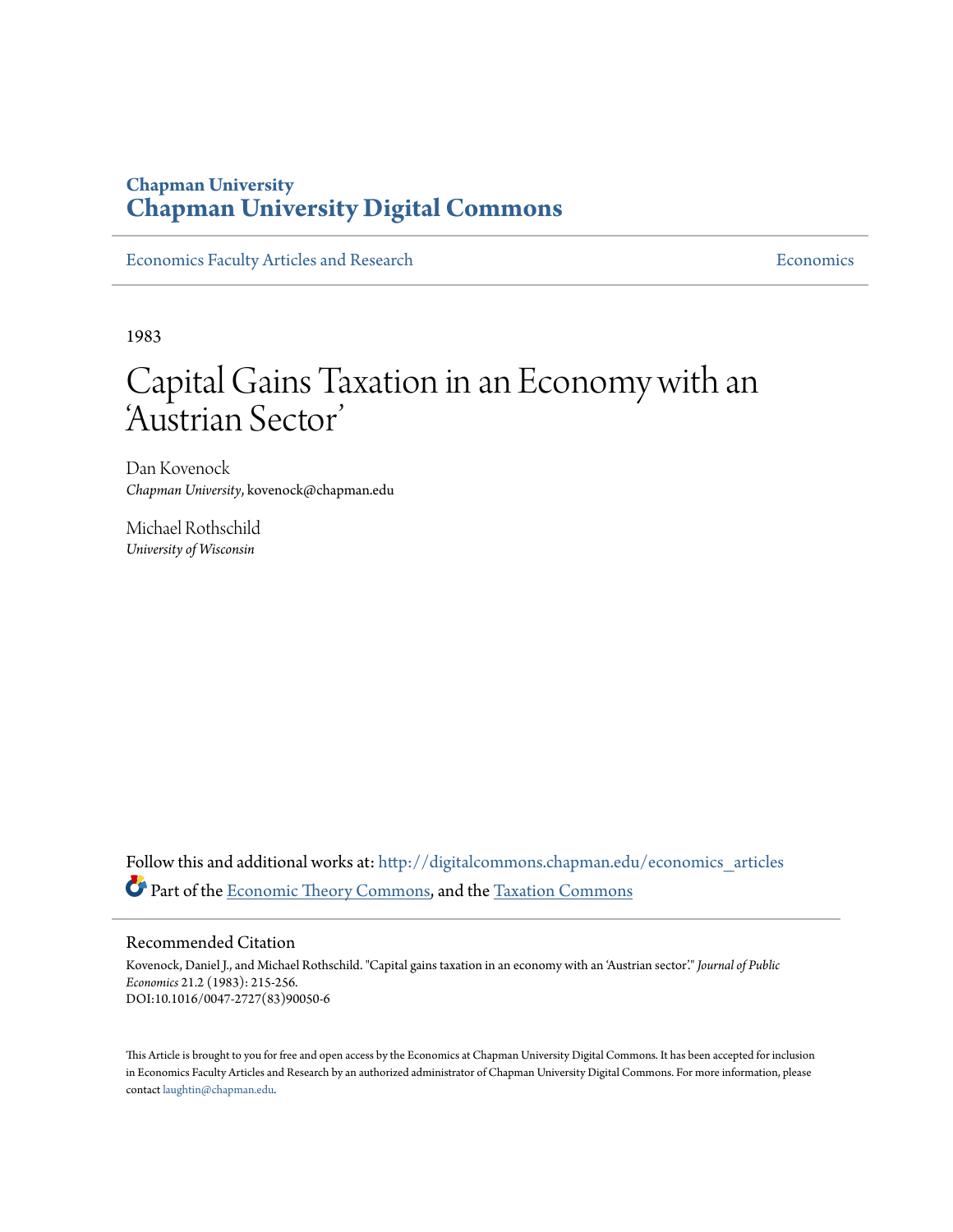Chapman University

# Chapman University Digital Commons

Economics Faculty Articles and Research | Economics

1983

# Capital Gains Taxation in an Economy with an 'Austrian Sector'

Dan Kovenock
*Chapman University*, kovenock@chapman.edu

Michael Rothschild
*University of Wisconsin*

Follow this and additional works at: http://digitalcommons.chapman.edu/economics_articles

Part of the Economic Theory Commons, and the Taxation Commons

## Recommended Citation

Kovenock, Daniel J., and Michael Rothschild. "Capital gains taxation in an economy with an 'Austrian sector'." *Journal of Public Economics* 21.2 (1983): 215-256.
DOI:10.1016/0047-2727(83)90050-6

This Article is brought to you for free and open access by the Economics at Chapman University Digital Commons. It has been accepted for inclusion in Economics Faculty Articles and Research by an authorized administrator of Chapman University Digital Commons. For more information, please contact laughtin@chapman.edu.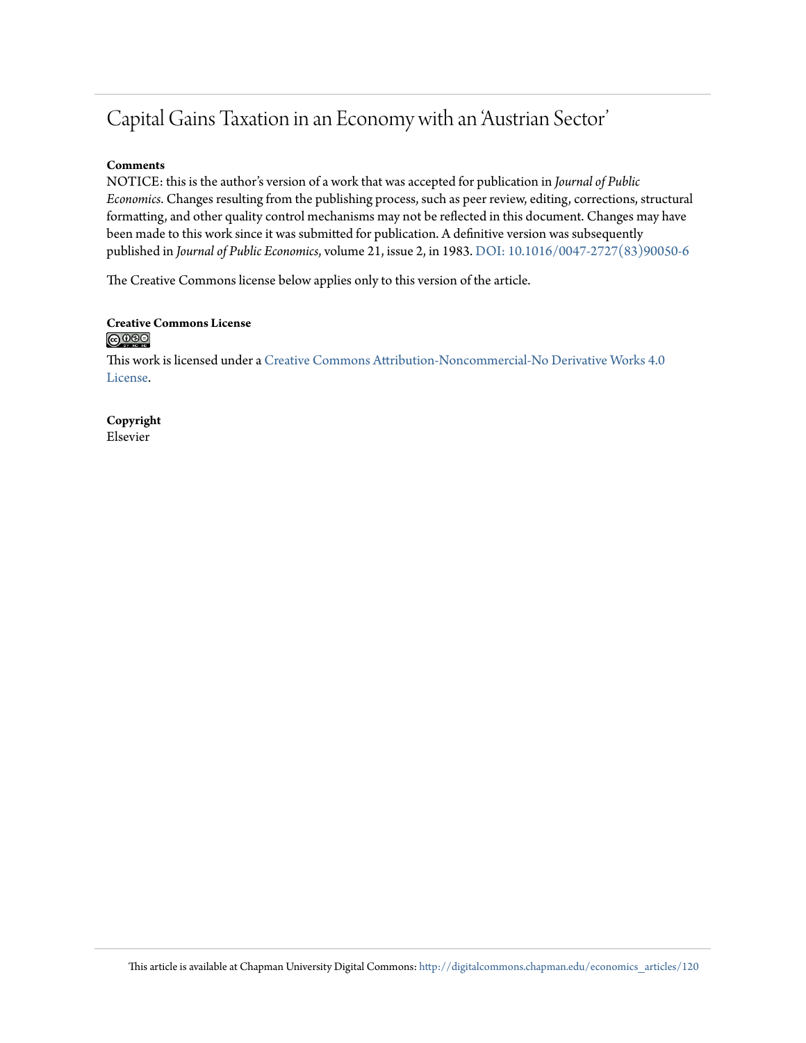# Capital Gains Taxation in an Economy with an 'Austrian Sector'

**Comments**

NOTICE: this is the author's version of a work that was accepted for publication in *Journal of Public Economics*. Changes resulting from the publishing process, such as peer review, editing, corrections, structural formatting, and other quality control mechanisms may not be reflected in this document. Changes may have been made to this work since it was submitted for publication. A definitive version was subsequently published in *Journal of Public Economics*, volume 21, issue 2, in 1983. DOI: 10.1016/0047-2727(83)90050-6

The Creative Commons license below applies only to this version of the article.

**Creative Commons License**

This work is licensed under a Creative Commons Attribution-Noncommercial-No Derivative Works 4.0 License.

**Copyright**

Elsevier

This article is available at Chapman University Digital Commons: http://digitalcommons.chapman.edu/economics_articles/120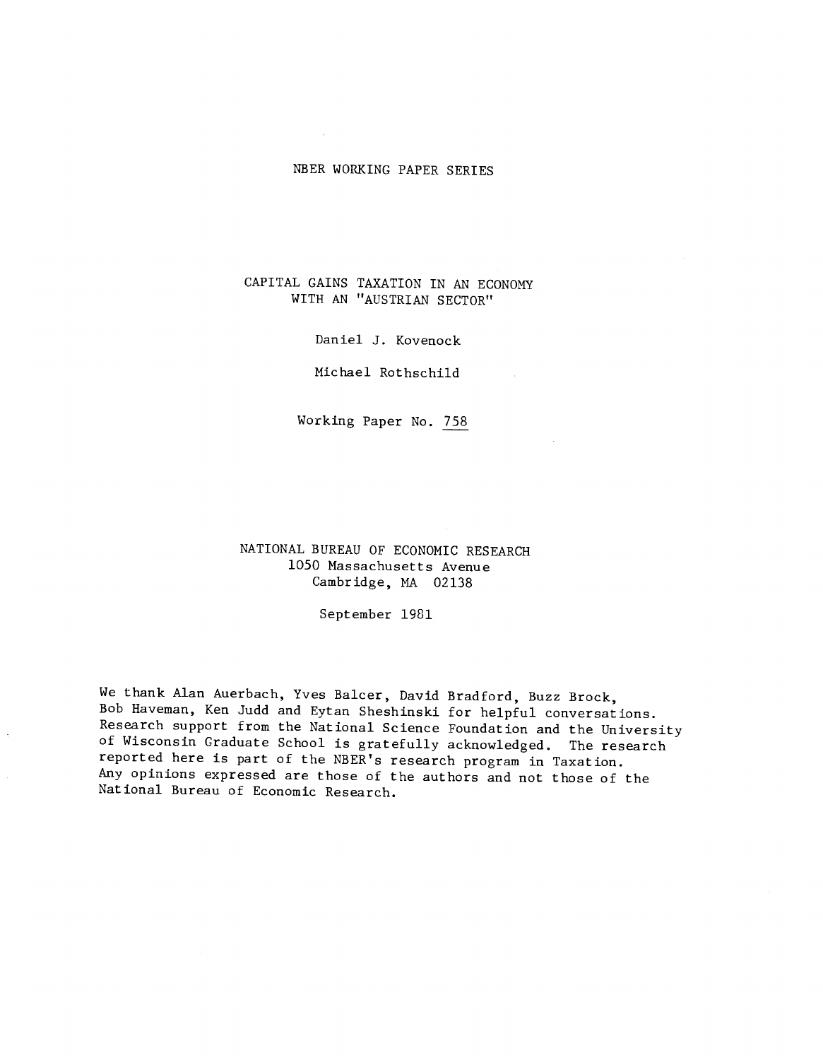NBER WORKING PAPER SERIES

# CAPITAL GAINS TAXATION IN AN ECONOMY WITH AN "AUSTRIAN SECTOR"

Daniel J. Kovenock

Michael Rothschild

Working Paper No. 758

NATIONAL BUREAU OF ECONOMIC RESEARCH
1050 Massachusetts Avenue
Cambridge, MA 02138

September 1981

We thank Alan Auerbach, Yves Balcer, David Bradford, Buzz Brock, Bob Haveman, Ken Judd and Eytan Sheshinski for helpful conversations. Research support from the National Science Foundation and the University of Wisconsin Graduate School is gratefully acknowledged. The research reported here is part of the NBER's research program in Taxation. Any opinions expressed are those of the authors and not those of the National Bureau of Economic Research.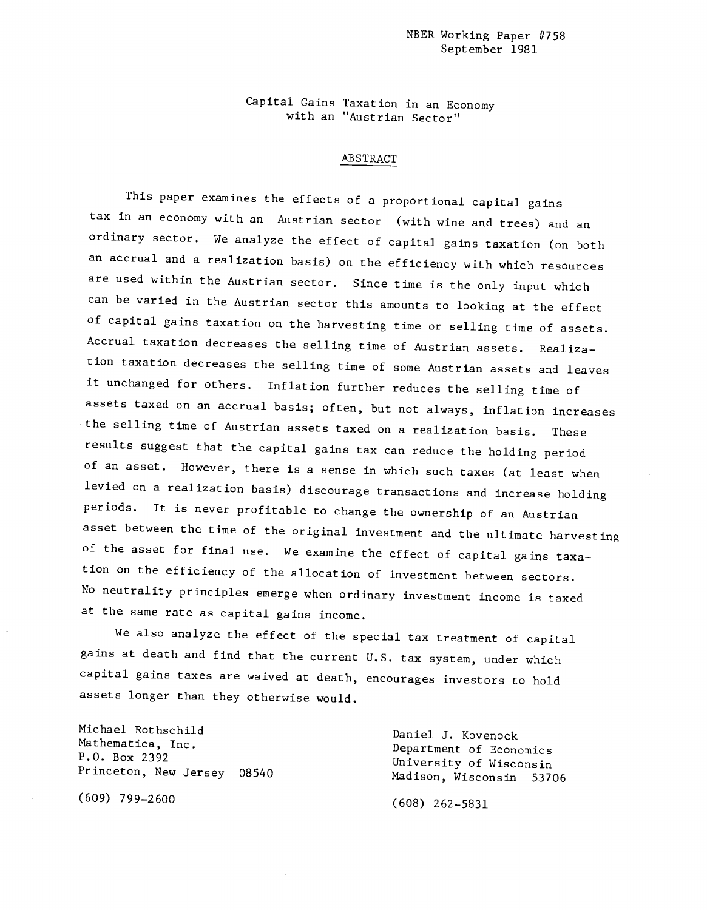NBER Working Paper #758
September 1981

# Capital Gains Taxation in an Economy with an "Austrian Sector"

## ABSTRACT

This paper examines the effects of a proportional capital gains tax in an economy with an Austrian sector (with wine and trees) and an ordinary sector. We analyze the effect of capital gains taxation (on both an accrual and a realization basis) on the efficiency with which resources are used within the Austrian sector. Since time is the only input which can be varied in the Austrian sector this amounts to looking at the effect of capital gains taxation on the harvesting time or selling time of assets. Accrual taxation decreases the selling time of Austrian assets. Realization taxation decreases the selling time of some Austrian assets and leaves it unchanged for others. Inflation further reduces the selling time of assets taxed on an accrual basis; often, but not always, inflation increases the selling time of Austrian assets taxed on a realization basis. These results suggest that the capital gains tax can reduce the holding period of an asset. However, there is a sense in which such taxes (at least when levied on a realization basis) discourage transactions and increase holding periods. It is never profitable to change the ownership of an Austrian asset between the time of the original investment and the ultimate harvesting of the asset for final use. We examine the effect of capital gains taxation on the efficiency of the allocation of investment between sectors. No neutrality principles emerge when ordinary investment income is taxed at the same rate as capital gains income.

We also analyze the effect of the special tax treatment of capital gains at death and find that the current U.S. tax system, under which capital gains taxes are waived at death, encourages investors to hold assets longer than they otherwise would.

Michael Rothschild
Mathematica, Inc.
P.O. Box 2392
Princeton, New Jersey 08540

(609) 799-2600

Daniel J. Kovenock
Department of Economics
University of Wisconsin
Madison, Wisconsin 53706

(608) 262-5831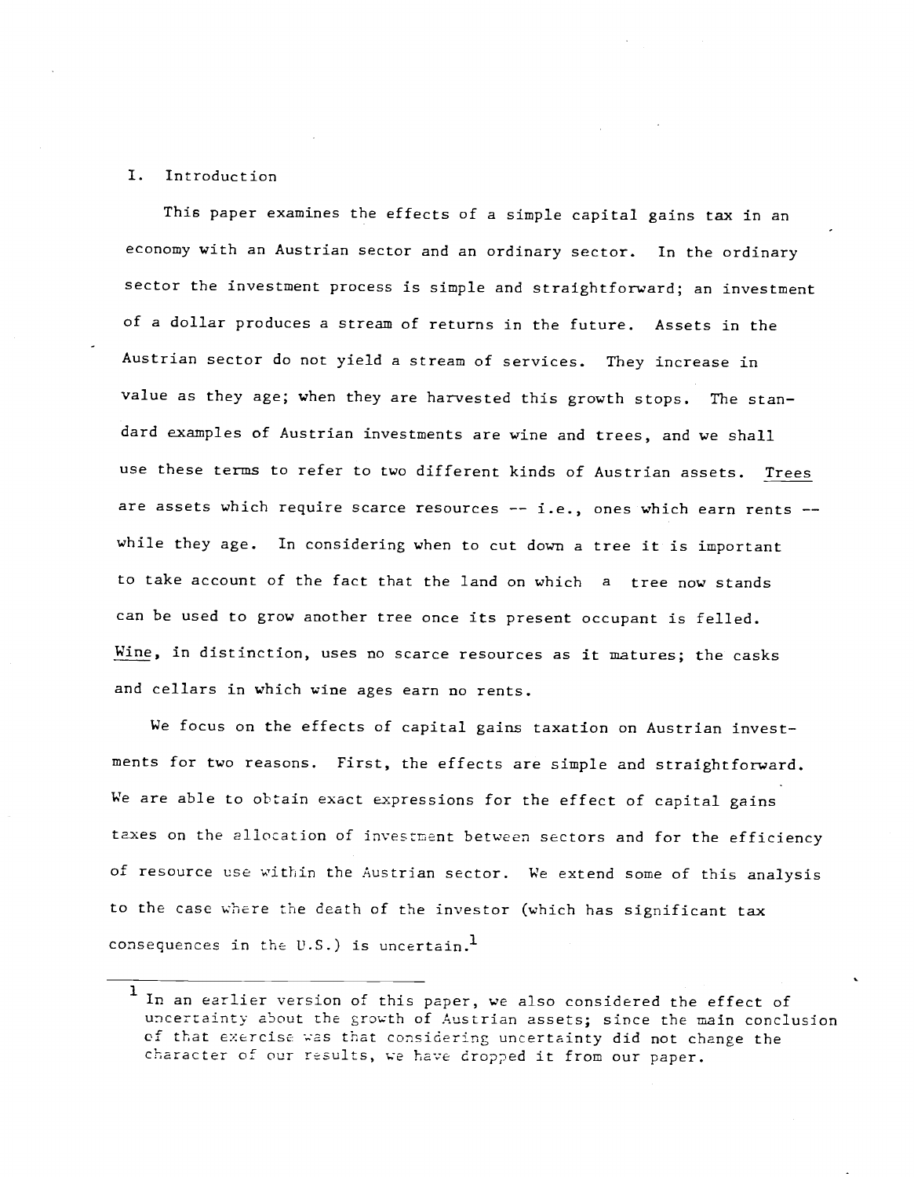## I. Introduction

This paper examines the effects of a simple capital gains tax in an economy with an Austrian sector and an ordinary sector. In the ordinary sector the investment process is simple and straightforward; an investment of a dollar produces a stream of returns in the future. Assets in the Austrian sector do not yield a stream of services. They increase in value as they age; when they are harvested this growth stops. The standard examples of Austrian investments are wine and trees, and we shall use these terms to refer to two different kinds of Austrian assets. <u>Trees</u> are assets which require scarce resources -- i.e., ones which earn rents -- while they age. In considering when to cut down a tree it is important to take account of the fact that the land on which a tree now stands can be used to grow another tree once its present occupant is felled. <u>Wine</u>, in distinction, uses no scarce resources as it matures; the casks and cellars in which wine ages earn no rents.

We focus on the effects of capital gains taxation on Austrian investments for two reasons. First, the effects are simple and straightforward. We are able to obtain exact expressions for the effect of capital gains taxes on the allocation of investment between sectors and for the efficiency of resource use within the Austrian sector. We extend some of this analysis to the case where the death of the investor (which has significant tax consequences in the U.S.) is uncertain.[1]

---

[1] In an earlier version of this paper, we also considered the effect of uncertainty about the growth of Austrian assets; since the main conclusion of that exercise was that considering uncertainty did not change the character of our results, we have dropped it from our paper.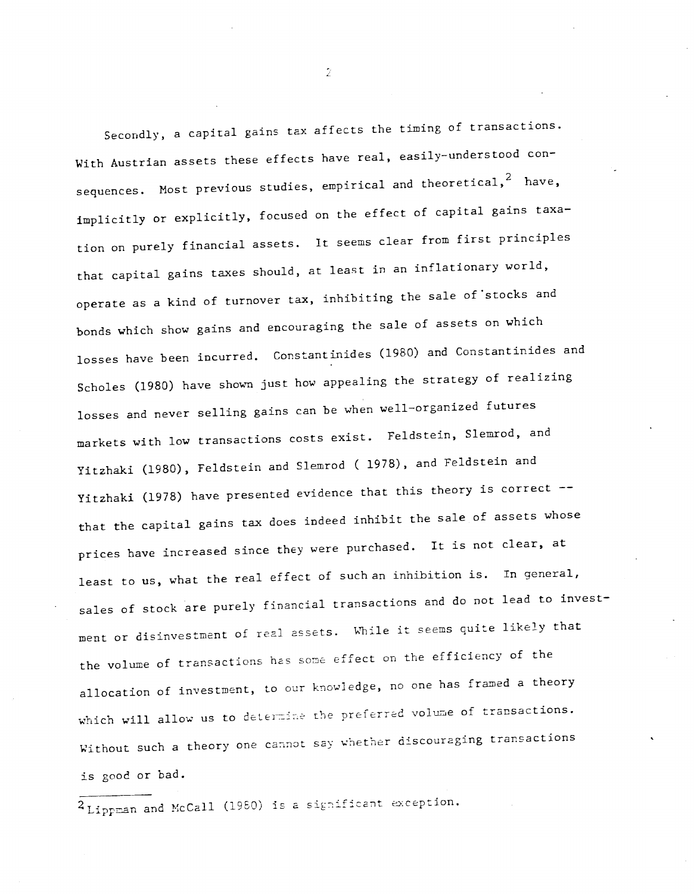Secondly, a capital gains tax affects the timing of transactions. With Austrian assets these effects have real, easily-understood consequences. Most previous studies, empirical and theoretical,[2] have, implicitly or explicitly, focused on the effect of capital gains taxation on purely financial assets. It seems clear from first principles that capital gains taxes should, at least in an inflationary world, operate as a kind of turnover tax, inhibiting the sale of stocks and bonds which show gains and encouraging the sale of assets on which losses have been incurred. Constantinides (1980) and Constantinides and Scholes (1980) have shown just how appealing the strategy of realizing losses and never selling gains can be when well-organized futures markets with low transactions costs exist. Feldstein, Slemrod, and Yitzhaki (1980), Feldstein and Slemrod ( 1978), and Feldstein and Yitzhaki (1978) have presented evidence that this theory is correct -- that the capital gains tax does indeed inhibit the sale of assets whose prices have increased since they were purchased. It is not clear, at least to us, what the real effect of such an inhibition is. In general, sales of stock are purely financial transactions and do not lead to investment or disinvestment of real assets. While it seems quite likely that the volume of transactions has some effect on the efficiency of the allocation of investment, to our knowledge, no one has framed a theory which will allow us to determine the preferred volume of transactions. Without such a theory one cannot say whether discouraging transactions is good or bad.

---

[2] Lippman and McCall (1980) is a significant exception.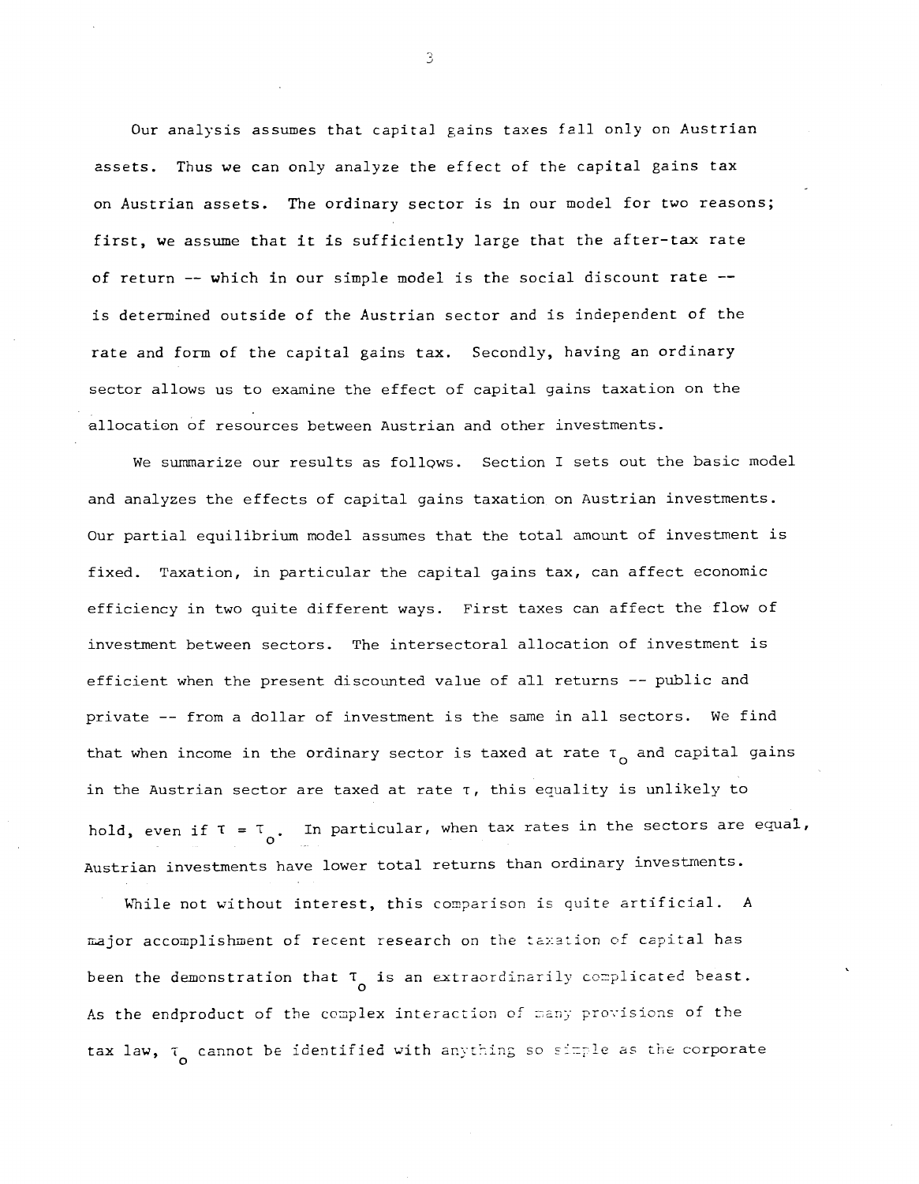Our analysis assumes that capital gains taxes fall only on Austrian assets. Thus we can only analyze the effect of the capital gains tax on Austrian assets. The ordinary sector is in our model for two reasons; first, we assume that it is sufficiently large that the after-tax rate of return -- which in our simple model is the social discount rate -- is determined outside of the Austrian sector and is independent of the rate and form of the capital gains tax. Secondly, having an ordinary sector allows us to examine the effect of capital gains taxation on the allocation of resources between Austrian and other investments.

We summarize our results as follows. Section I sets out the basic model and analyzes the effects of capital gains taxation on Austrian investments. Our partial equilibrium model assumes that the total amount of investment is fixed. Taxation, in particular the capital gains tax, can affect economic efficiency in two quite different ways. First taxes can affect the flow of investment between sectors. The intersectoral allocation of investment is efficient when the present discounted value of all returns -- public and private -- from a dollar of investment is the same in all sectors. We find that when income in the ordinary sector is taxed at rate $\tau_o$ and capital gains in the Austrian sector are taxed at rate $\tau$, this equality is unlikely to hold, even if $\tau = \tau_o$. In particular, when tax rates in the sectors are equal, Austrian investments have lower total returns than ordinary investments.

While not without interest, this comparison is quite artificial. A major accomplishment of recent research on the taxation of capital has been the demonstration that $\tau_o$ is an extraordinarily complicated beast. As the endproduct of the complex interaction of many provisions of the tax law, $\tau_o$ cannot be identified with anything so simple as the corporate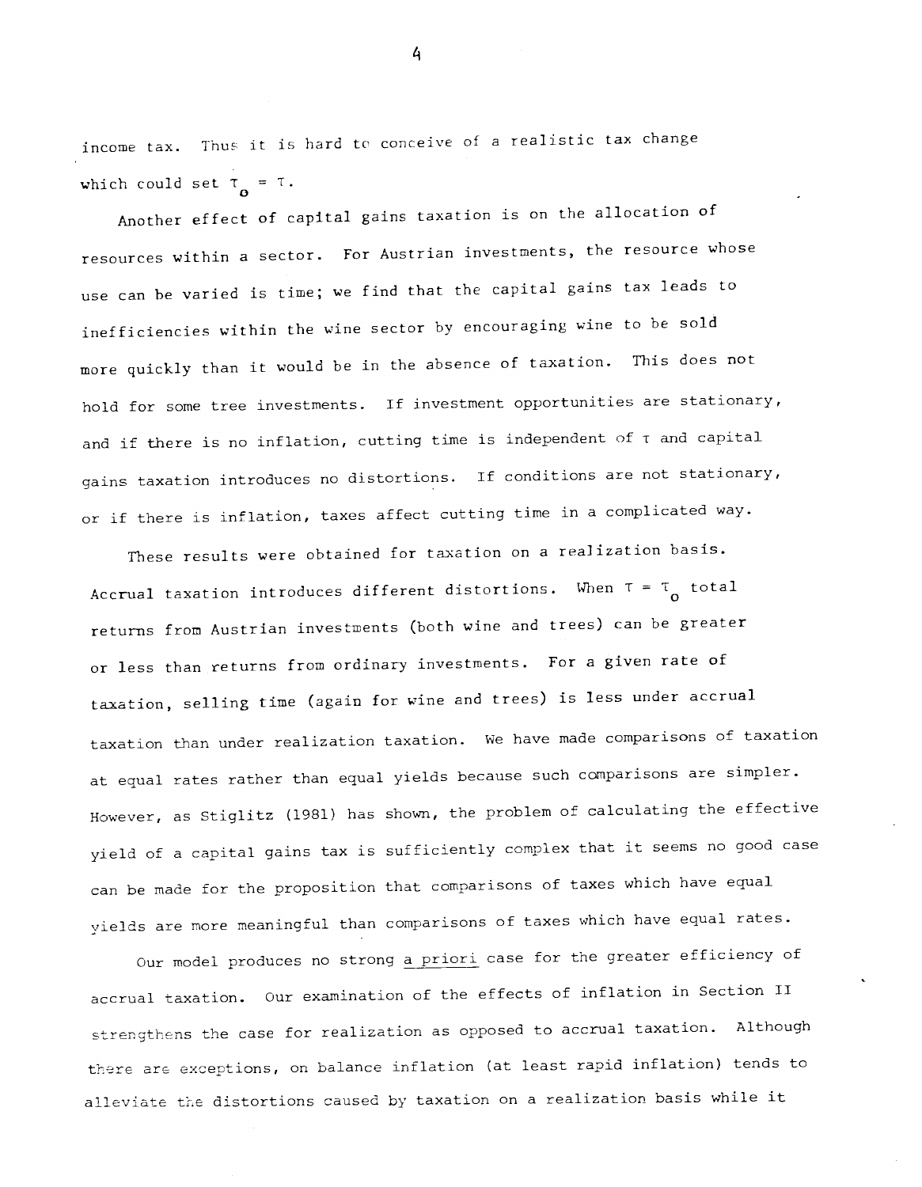income tax. Thus it is hard to conceive of a realistic tax change which could set $\tau_o = \tau$.

Another effect of capital gains taxation is on the allocation of resources within a sector. For Austrian investments, the resource whose use can be varied is time; we find that the capital gains tax leads to inefficiencies within the wine sector by encouraging wine to be sold more quickly than it would be in the absence of taxation. This does not hold for some tree investments. If investment opportunities are stationary, and if there is no inflation, cutting time is independent of $\tau$ and capital gains taxation introduces no distortions. If conditions are not stationary, or if there is inflation, taxes affect cutting time in a complicated way.

These results were obtained for taxation on a realization basis. Accrual taxation introduces different distortions. When $\tau = \tau_o$ total returns from Austrian investments (both wine and trees) can be greater or less than returns from ordinary investments. For a given rate of taxation, selling time (again for wine and trees) is less under accrual taxation than under realization taxation. We have made comparisons of taxation at equal rates rather than equal yields because such comparisons are simpler. However, as Stiglitz (1981) has shown, the problem of calculating the effective yield of a capital gains tax is sufficiently complex that it seems no good case can be made for the proposition that comparisons of taxes which have equal yields are more meaningful than comparisons of taxes which have equal rates.

Our model produces no strong *a priori* case for the greater efficiency of accrual taxation. Our examination of the effects of inflation in Section II strengthens the case for realization as opposed to accrual taxation. Although there are exceptions, on balance inflation (at least rapid inflation) tends to alleviate the distortions caused by taxation on a realization basis while it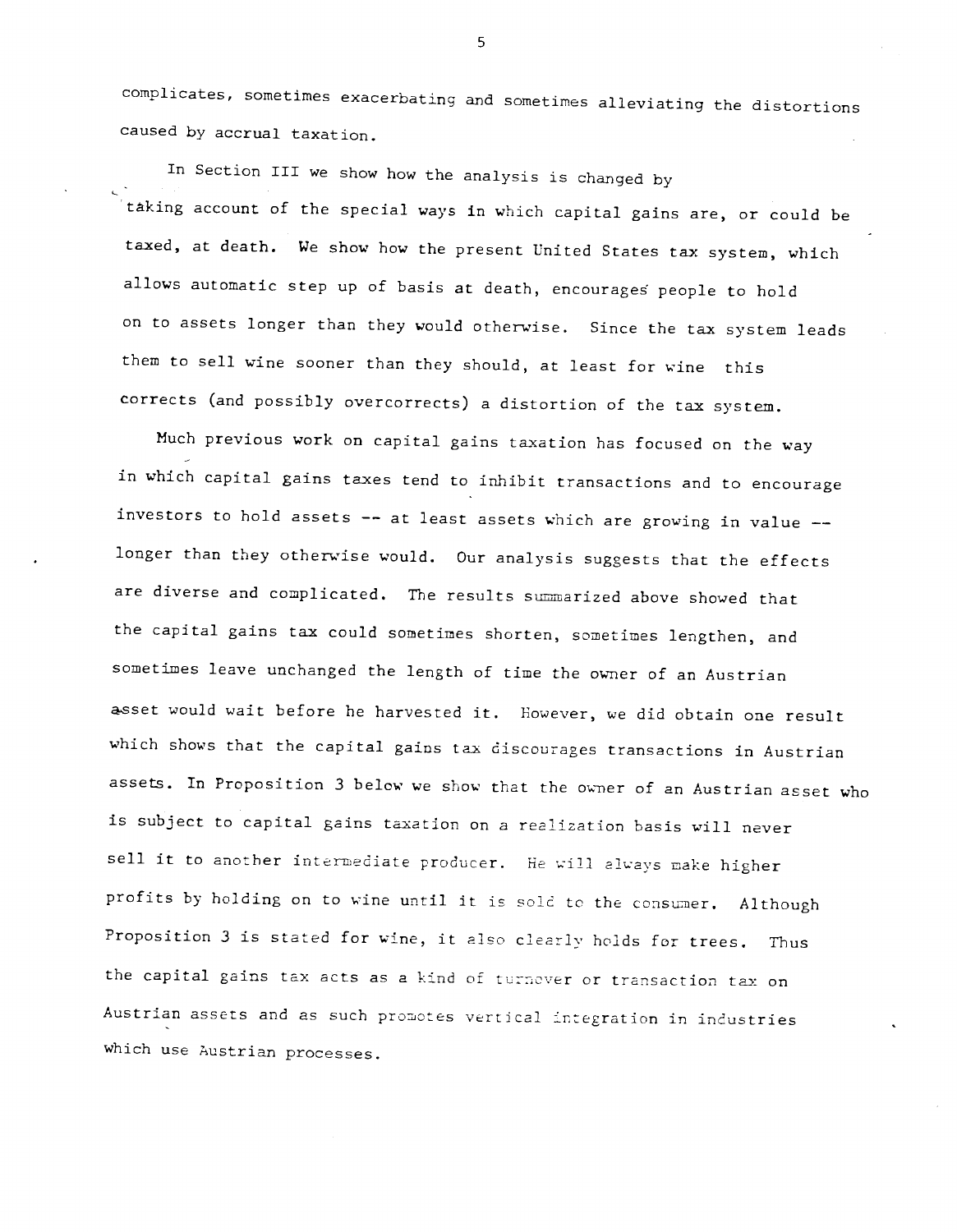complicates, sometimes exacerbating and sometimes alleviating the distortions caused by accrual taxation.

In Section III we show how the analysis is changed by taking account of the special ways in which capital gains are, or could be taxed, at death. We show how the present United States tax system, which allows automatic step up of basis at death, encourages people to hold on to assets longer than they would otherwise. Since the tax system leads them to sell wine sooner than they should, at least for wine this corrects (and possibly overcorrects) a distortion of the tax system.

Much previous work on capital gains taxation has focused on the way in which capital gains taxes tend to inhibit transactions and to encourage investors to hold assets -- at least assets which are growing in value -- longer than they otherwise would. Our analysis suggests that the effects are diverse and complicated. The results summarized above showed that the capital gains tax could sometimes shorten, sometimes lengthen, and sometimes leave unchanged the length of time the owner of an Austrian asset would wait before he harvested it. However, we did obtain one result which shows that the capital gains tax discourages transactions in Austrian assets. In Proposition 3 below we show that the owner of an Austrian asset who is subject to capital gains taxation on a realization basis will never sell it to another intermediate producer. He will always make higher profits by holding on to wine until it is sold to the consumer. Although Proposition 3 is stated for wine, it also clearly holds for trees. Thus the capital gains tax acts as a kind of turnover or transaction tax on Austrian assets and as such promotes vertical integration in industries which use Austrian processes.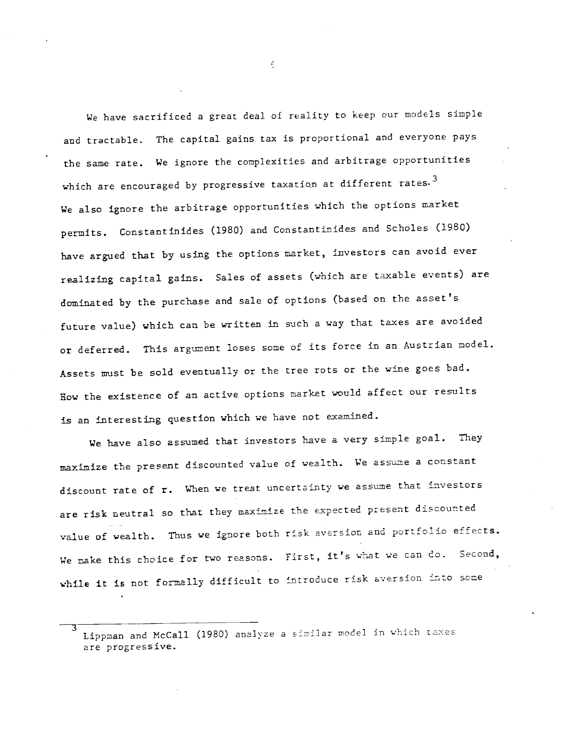We have sacrificed a great deal of reality to keep our models simple and tractable. The capital gains tax is proportional and everyone pays the same rate. We ignore the complexities and arbitrage opportunities which are encouraged by progressive taxation at different rates.[3] We also ignore the arbitrage opportunities which the options market permits. Constantinides (1980) and Constantinides and Scholes (1980) have argued that by using the options market, investors can avoid ever realizing capital gains. Sales of assets (which are taxable events) are dominated by the purchase and sale of options (based on the asset's future value) which can be written in such a way that taxes are avoided or deferred. This argument loses some of its force in an Austrian model. Assets must be sold eventually or the tree rots or the wine goes bad. How the existence of an active options market would affect our results is an interesting question which we have not examined.

We have also assumed that investors have a very simple goal. They maximize the present discounted value of wealth. We assume a constant discount rate of $r$. When we treat uncertainty we assume that investors are risk neutral so that they maximize the expected present discounted value of wealth. Thus we ignore both risk aversion and portfolio effects. We make this choice for two reasons. First, it's what we can do. Second, while it is not formally difficult to introduce risk aversion into some

---

[3] Lippman and McCall (1980) analyze a similar model in which taxes are progressive.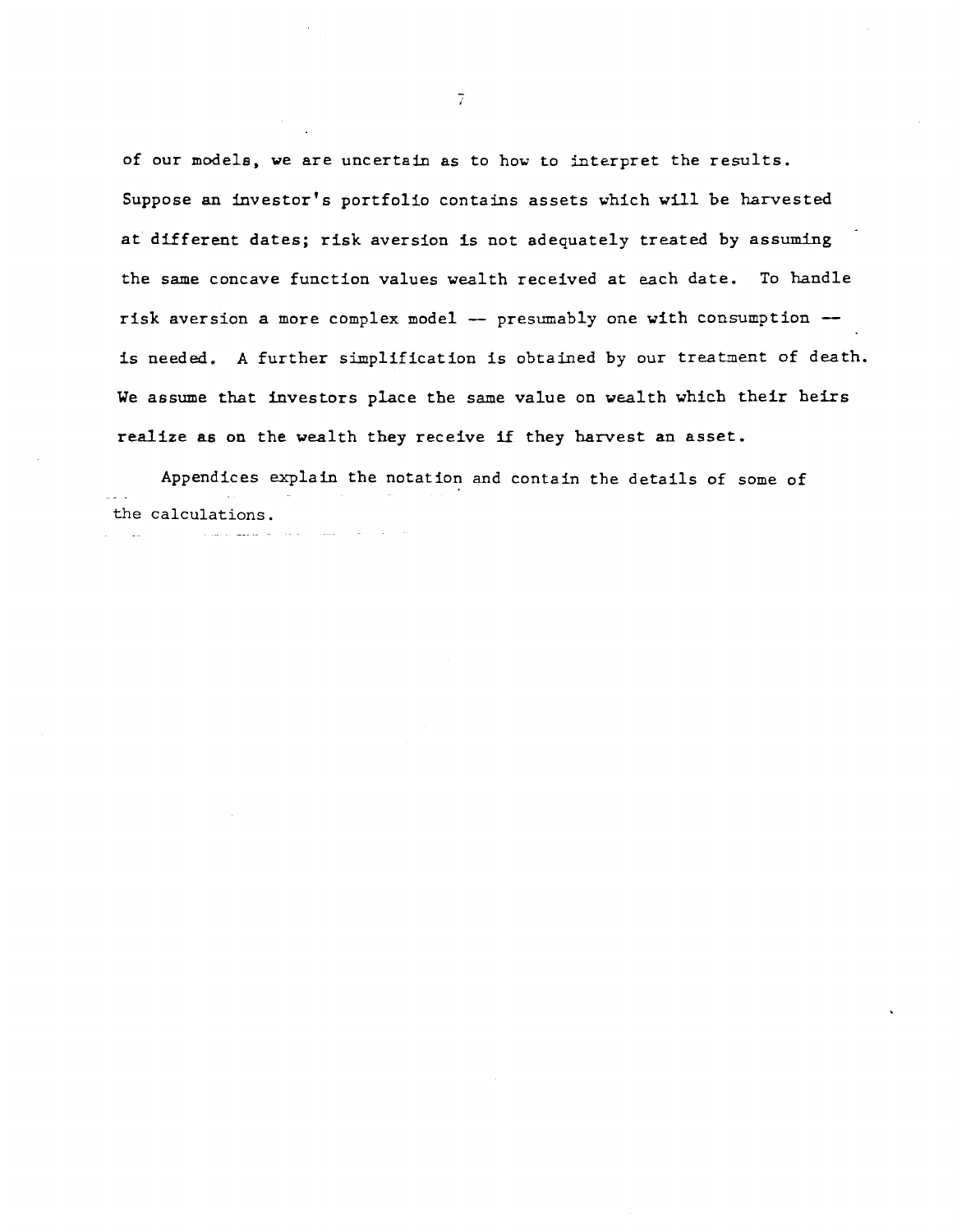of our models, we are uncertain as to how to interpret the results. Suppose an investor's portfolio contains assets which will be harvested at different dates; risk aversion is not adequately treated by assuming the same concave function values wealth received at each date. To handle risk aversion a more complex model -- presumably one with consumption -- is needed. A further simplification is obtained by our treatment of death. We assume that investors place the same value on wealth which their heirs realize as on the wealth they receive if they harvest an asset.

Appendices explain the notation and contain the details of some of the calculations.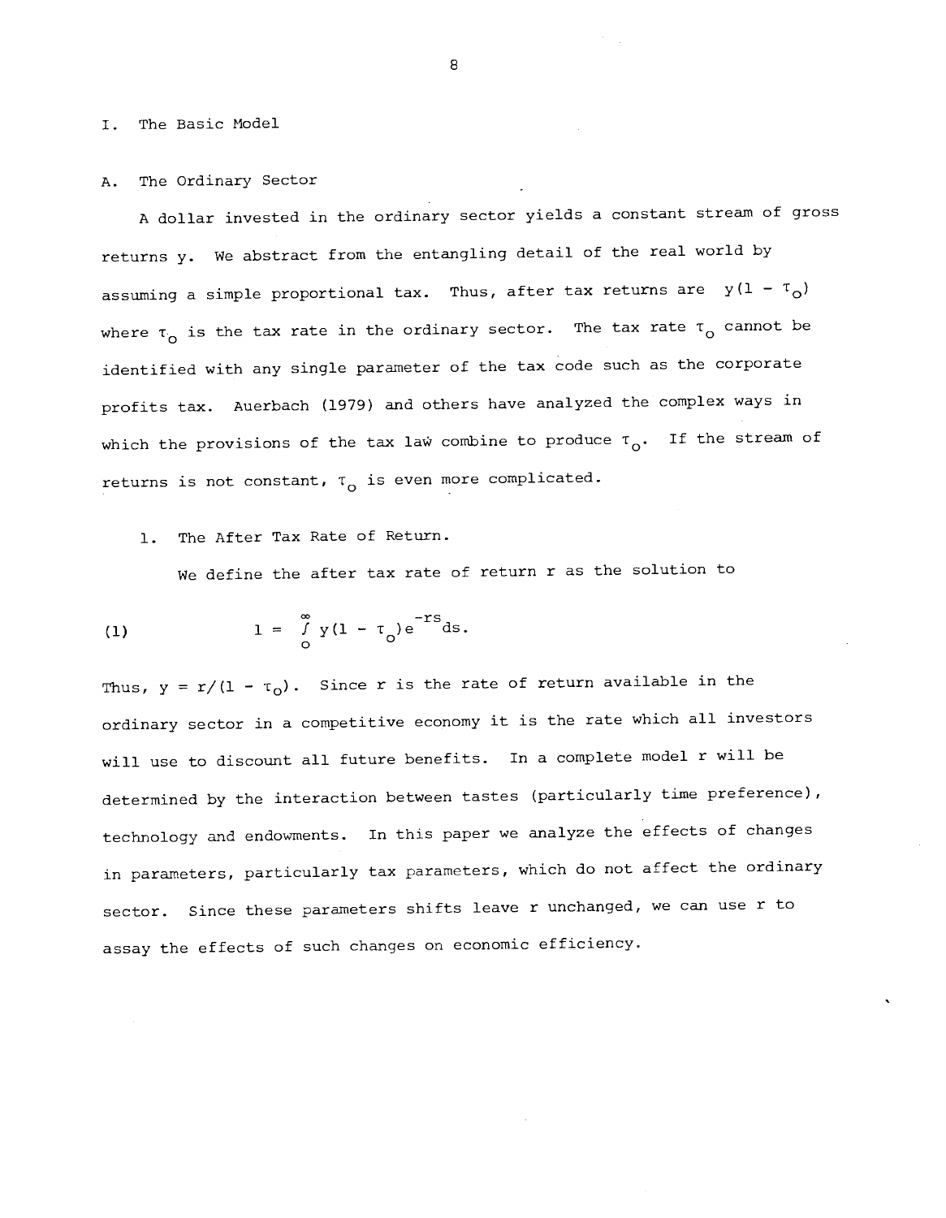# I. The Basic Model

## A. The Ordinary Sector

A dollar invested in the ordinary sector yields a constant stream of gross returns y. We abstract from the entangling detail of the real world by assuming a simple proportional tax. Thus, after tax returns are $y(1 - \tau_o)$ where $\tau_o$ is the tax rate in the ordinary sector. The tax rate $\tau_o$ cannot be identified with any single parameter of the tax code such as the corporate profits tax. Auerbach (1979) and others have analyzed the complex ways in which the provisions of the tax law combine to produce $\tau_o$. If the stream of returns is not constant, $\tau_o$ is even more complicated.

### 1. The After Tax Rate of Return.

We define the after tax rate of return r as the solution to

$$(1) \qquad 1 = \int_0^{\infty} y(1 - \tau_o)e^{-rs}ds.$$

Thus, $y = r/(1 - \tau_o)$. Since r is the rate of return available in the ordinary sector in a competitive economy it is the rate which all investors will use to discount all future benefits. In a complete model r will be determined by the interaction between tastes (particularly time preference), technology and endowments. In this paper we analyze the effects of changes in parameters, particularly tax parameters, which do not affect the ordinary sector. Since these parameters shifts leave r unchanged, we can use r to assay the effects of such changes on economic efficiency.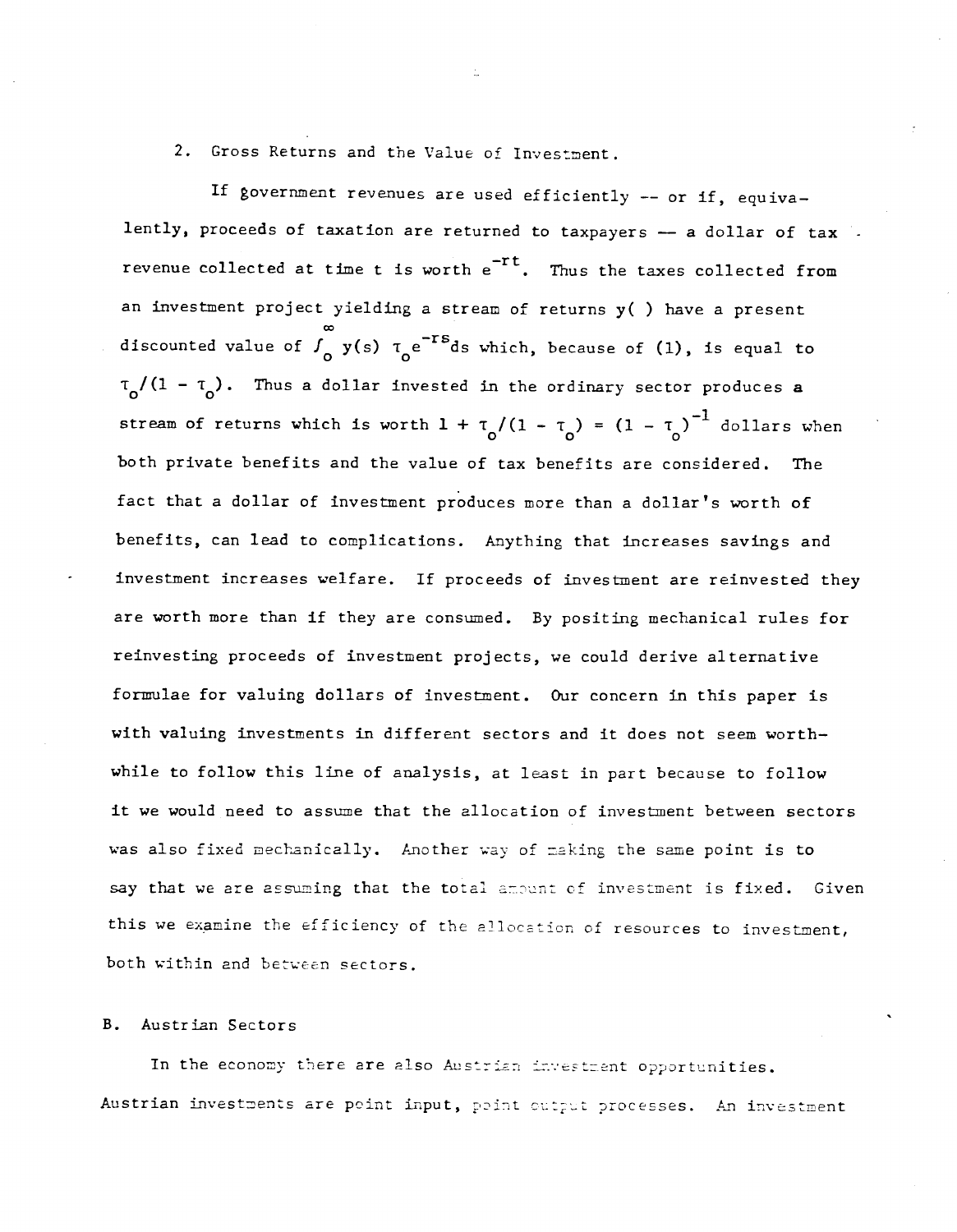2. Gross Returns and the Value of Investment.

If government revenues are used efficiently -- or if, equivalently, proceeds of taxation are returned to taxpayers — a dollar of tax revenue collected at time t is worth $e^{-rt}$. Thus the taxes collected from an investment project yielding a stream of returns y( ) have a present discounted value of $\int_0^\infty y(s)\, \tau_o e^{-rs} ds$ which, because of (1), is equal to $\tau_o/(1 - \tau_o)$. Thus a dollar invested in the ordinary sector produces a stream of returns which is worth $1 + \tau_o/(1 - \tau_o) = (1 - \tau_o)^{-1}$ dollars when both private benefits and the value of tax benefits are considered. The fact that a dollar of investment produces more than a dollar's worth of benefits, can lead to complications. Anything that increases savings and investment increases welfare. If proceeds of investment are reinvested they are worth more than if they are consumed. By positing mechanical rules for reinvesting proceeds of investment projects, we could derive alternative formulae for valuing dollars of investment. Our concern in this paper is with valuing investments in different sectors and it does not seem worthwhile to follow this line of analysis, at least in part because to follow it we would need to assume that the allocation of investment between sectors was also fixed mechanically. Another way of making the same point is to say that we are assuming that the total amount of investment is fixed. Given this we examine the efficiency of the allocation of resources to investment, both within and between sectors.

## B. Austrian Sectors

In the economy there are also Austrian investment opportunities. Austrian investments are point input, point output processes. An investment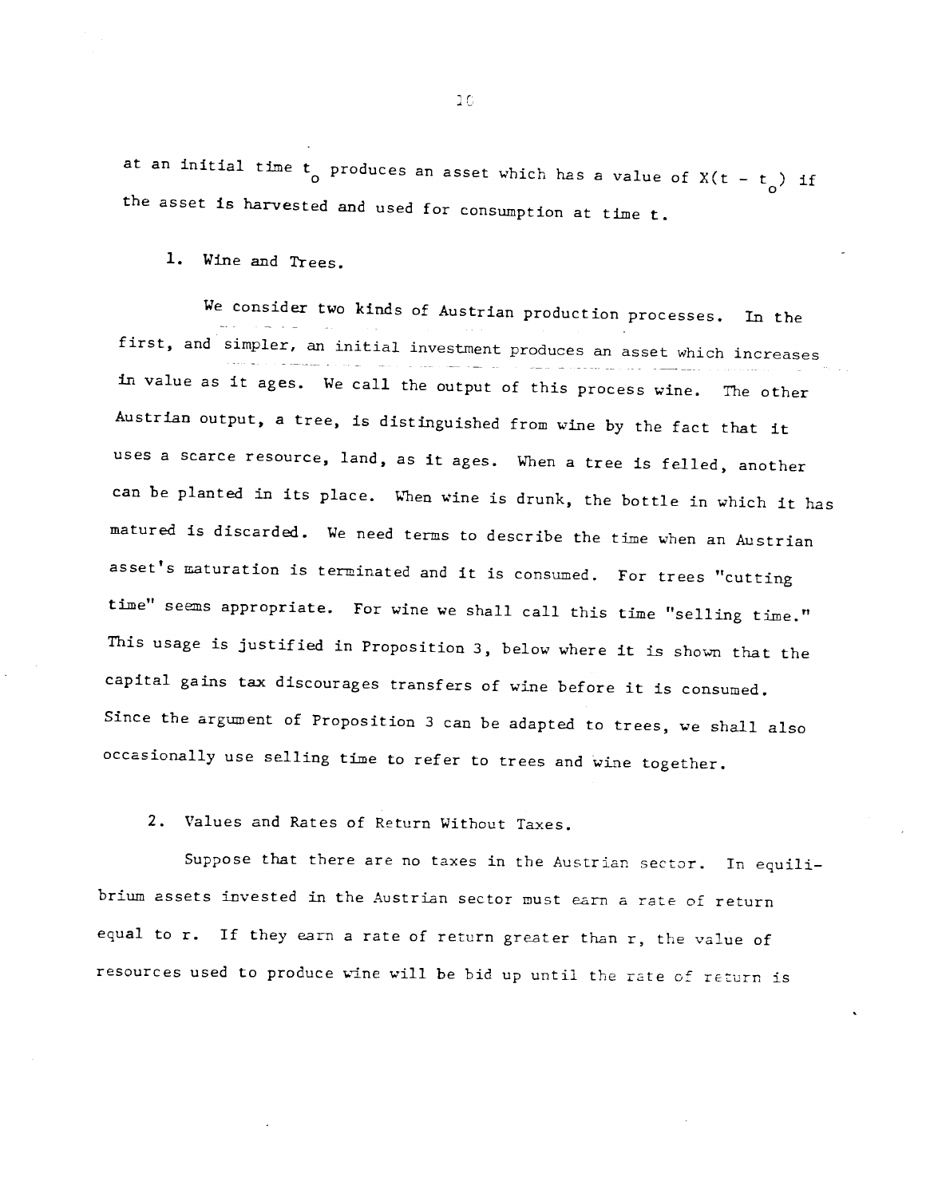at an initial time $t_o$ produces an asset which has a value of $X(t - t_o)$ if the asset is harvested and used for consumption at time t.

### 1. Wine and Trees.

We consider two kinds of Austrian production processes. In the first, and simpler, an initial investment produces an asset which increases in value as it ages. We call the output of this process wine. The other Austrian output, a tree, is distinguished from wine by the fact that it uses a scarce resource, land, as it ages. When a tree is felled, another can be planted in its place. When wine is drunk, the bottle in which it has matured is discarded. We need terms to describe the time when an Austrian asset's maturation is terminated and it is consumed. For trees "cutting time" seems appropriate. For wine we shall call this time "selling time." This usage is justified in Proposition 3, below where it is shown that the capital gains tax discourages transfers of wine before it is consumed. Since the argument of Proposition 3 can be adapted to trees, we shall also occasionally use selling time to refer to trees and wine together.

### 2. Values and Rates of Return Without Taxes.

Suppose that there are no taxes in the Austrian sector. In equilibrium assets invested in the Austrian sector must earn a rate of return equal to r. If they earn a rate of return greater than r, the value of resources used to produce wine will be bid up until the rate of return is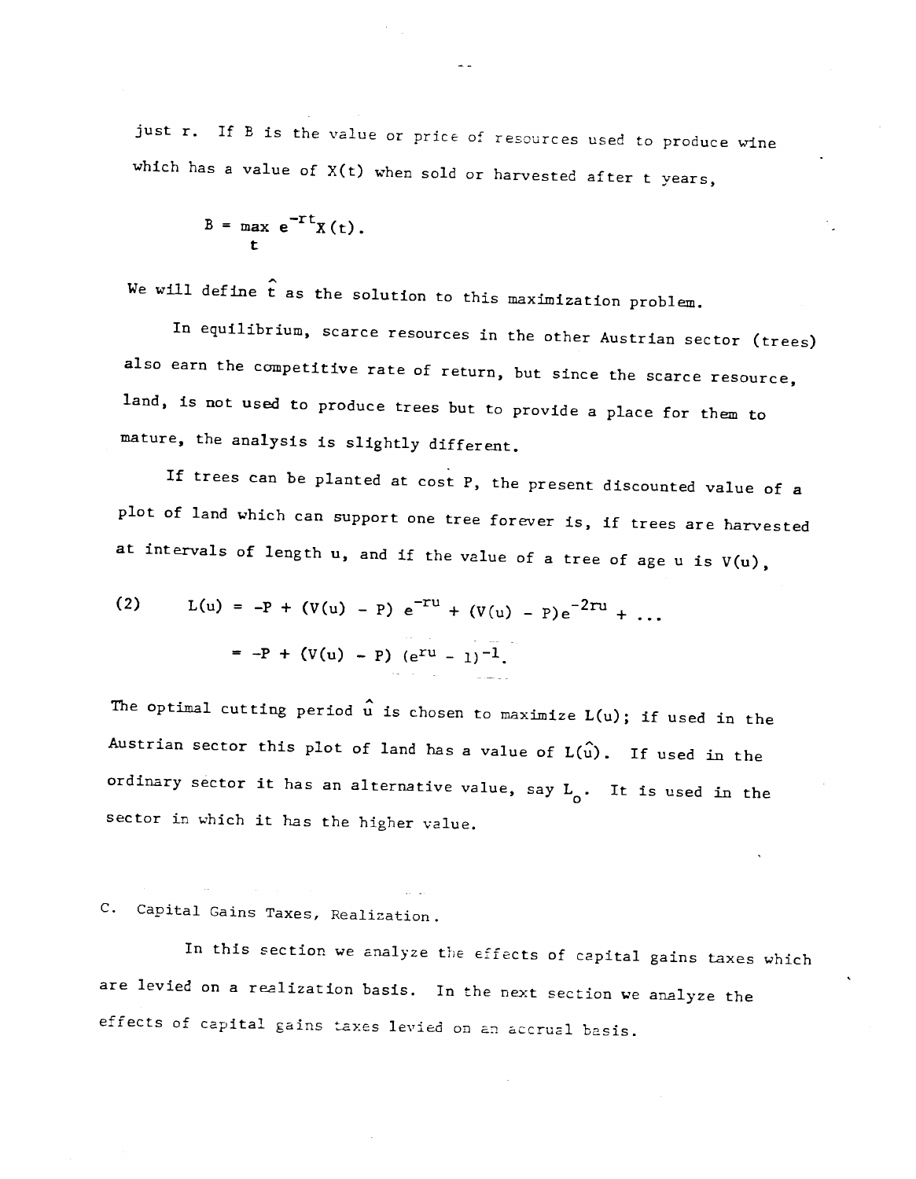just r. If B is the value or price of resources used to produce wine which has a value of $X(t)$ when sold or harvested after t years,

$$B = \max_{t} e^{-rt} X(t).$$

We will define $\hat{t}$ as the solution to this maximization problem.

In equilibrium, scarce resources in the other Austrian sector (trees) also earn the competitive rate of return, but since the scarce resource, land, is not used to produce trees but to provide a place for them to mature, the analysis is slightly different.

If trees can be planted at cost P, the present discounted value of a plot of land which can support one tree forever is, if trees are harvested at intervals of length u, and if the value of a tree of age u is $V(u)$,

$$(2) \qquad L(u) = -P + (V(u) - P)\, e^{-ru} + (V(u) - P) e^{-2ru} + \ldots$$

$$= -P + (V(u) - P)\, (e^{ru} - 1)^{-1}.$$

The optimal cutting period $\hat{u}$ is chosen to maximize $L(u)$; if used in the Austrian sector this plot of land has a value of $L(\hat{u})$. If used in the ordinary sector it has an alternative value, say $L_o$. It is used in the sector in which it has the higher value.

## C. Capital Gains Taxes, Realization.

In this section we analyze the effects of capital gains taxes which are levied on a realization basis. In the next section we analyze the effects of capital gains taxes levied on an accrual basis.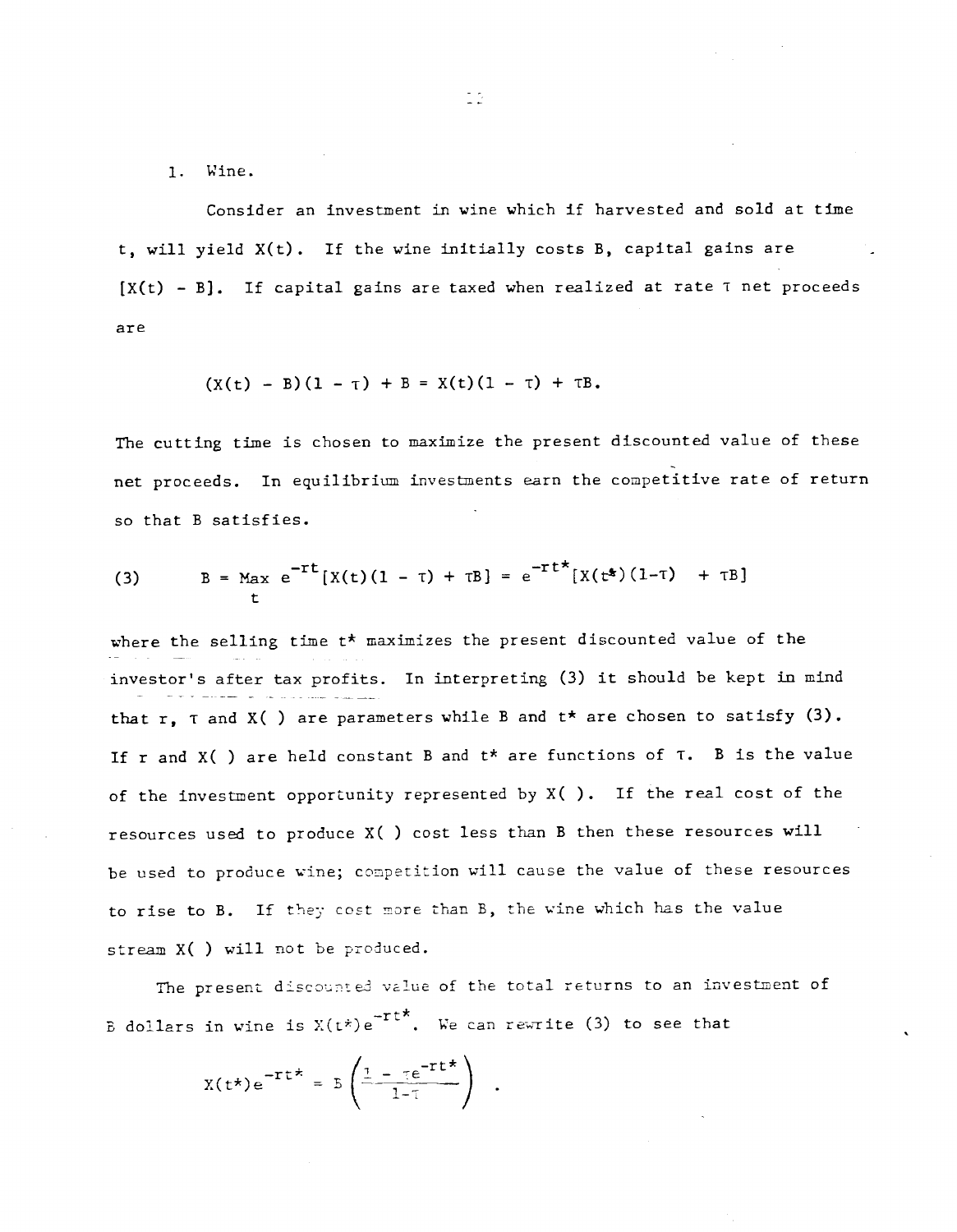1. Wine.

Consider an investment in wine which if harvested and sold at time $t$, will yield $X(t)$. If the wine initially costs $B$, capital gains are $[X(t) - B]$. If capital gains are taxed when realized at rate $\tau$ net proceeds are

$$(X(t) - B)(1 - \tau) + B = X(t)(1 - \tau) + \tau B.$$

The cutting time is chosen to maximize the present discounted value of these net proceeds. In equilibrium investments earn the competitive rate of return so that $B$ satisfies.

$$B = \underset{t}{\text{Max}}\ e^{-rt}[X(t)(1 - \tau) + \tau B] = e^{-rt^*}[X(t^*)(1-\tau) + \tau B] \tag{3}$$

where the selling time $t^*$ maximizes the present discounted value of the investor's after tax profits. In interpreting (3) it should be kept in mind that $r$, $\tau$ and $X(\ )$ are parameters while $B$ and $t^*$ are chosen to satisfy (3). If $r$ and $X(\ )$ are held constant $B$ and $t^*$ are functions of $\tau$. $B$ is the value of the investment opportunity represented by $X(\ )$. If the real cost of the resources used to produce $X(\ )$ cost less than $B$ then these resources will be used to produce wine; competition will cause the value of these resources to rise to $B$. If they cost more than $B$, the wine which has the value stream $X(\ )$ will not be produced.

The present discounted value of the total returns to an investment of $B$ dollars in wine is $X(t^*)e^{-rt^*}$. We can rewrite (3) to see that

$$X(t^*)e^{-rt^*} = B\left(\frac{1 - \tau e^{-rt^*}}{1-\tau}\right) .$$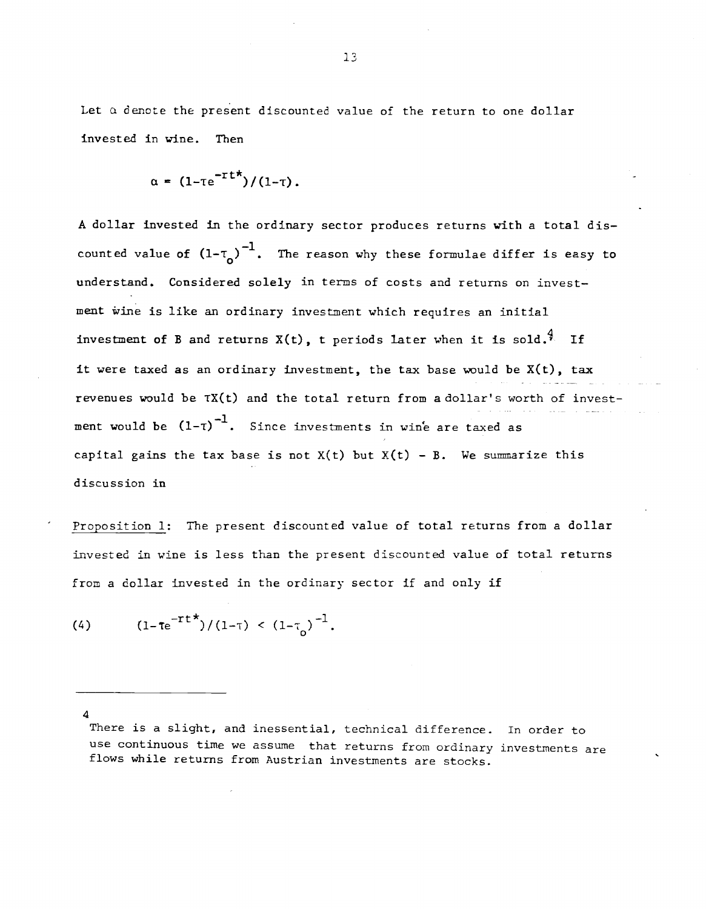Let $\alpha$ denote the present discounted value of the return to one dollar invested in wine. Then

$$\alpha = (1-\tau e^{-rt^*})/(1-\tau).$$

A dollar invested in the ordinary sector produces returns with a total discounted value of $(1-\tau_o)^{-1}$. The reason why these formulae differ is easy to understand. Considered solely in terms of costs and returns on investment wine is like an ordinary investment which requires an initial investment of B and returns $X(t)$, t periods later when it is sold.[4] If it were taxed as an ordinary investment, the tax base would be $X(t)$, tax revenues would be $\tau X(t)$ and the total return from a dollar's worth of investment would be $(1-\tau)^{-1}$. Since investments in wine are taxed as capital gains the tax base is not $X(t)$ but $X(t) - B$. We summarize this discussion in

Proposition 1: The present discounted value of total returns from a dollar invested in wine is less than the present discounted value of total returns from a dollar invested in the ordinary sector if and only if

$$(1-\tau e^{-rt^*})/(1-\tau) < (1-\tau_o)^{-1}. \tag{4}$$

---

[4] There is a slight, and inessential, technical difference. In order to use continuous time we assume that returns from ordinary investments are flows while returns from Austrian investments are stocks.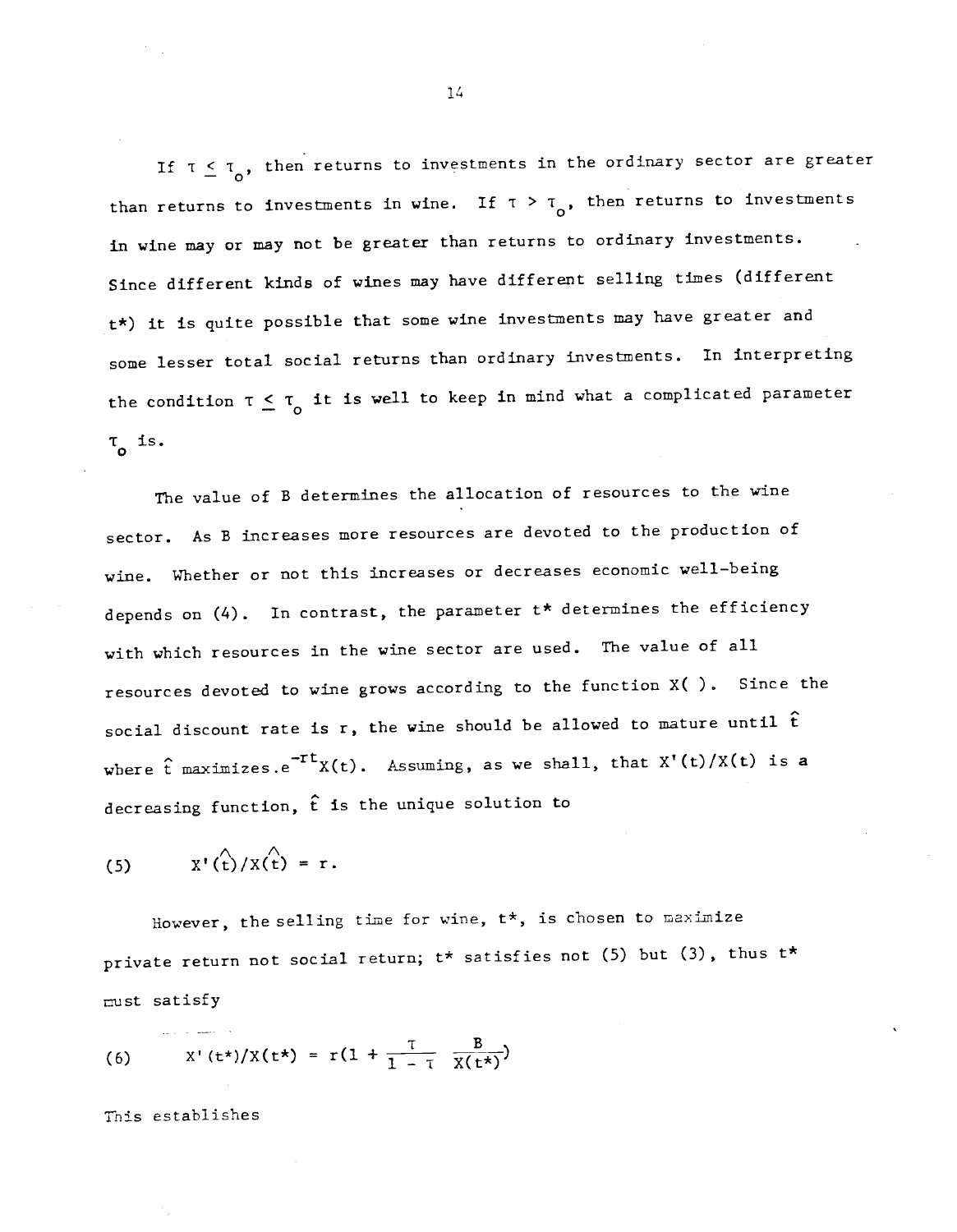If $\tau \leq \tau_o$, then returns to investments in the ordinary sector are greater than returns to investments in wine. If $\tau > \tau_o$, then returns to investments in wine may or may not be greater than returns to ordinary investments. Since different kinds of wines may have different selling times (different $t^*$) it is quite possible that some wine investments may have greater and some lesser total social returns than ordinary investments. In interpreting the condition $\tau \leq \tau_o$ it is well to keep in mind what a complicated parameter $\tau_o$ is.

The value of B determines the allocation of resources to the wine sector. As B increases more resources are devoted to the production of wine. Whether or not this increases or decreases economic well-being depends on (4). In contrast, the parameter $t^*$ determines the efficiency with which resources in the wine sector are used. The value of all resources devoted to wine grows according to the function $X(\ )$. Since the social discount rate is r, the wine should be allowed to mature until $\hat{t}$ where $\hat{t}$ maximizes $e^{-rt}X(t)$. Assuming, as we shall, that $X'(t)/X(t)$ is a decreasing function, $\hat{t}$ is the unique solution to

$$(5) \qquad X'(\hat{t})/X(\hat{t}) = r.$$

However, the selling time for wine, $t^*$, is chosen to maximize private return not social return; $t^*$ satisfies not (5) but (3), thus $t^*$ must satisfy

$$(6) \qquad X'(t^*)/X(t^*) = r\left(1 + \frac{\tau}{1 - \tau}\ \frac{B}{X(t^*)}\right)$$

This establishes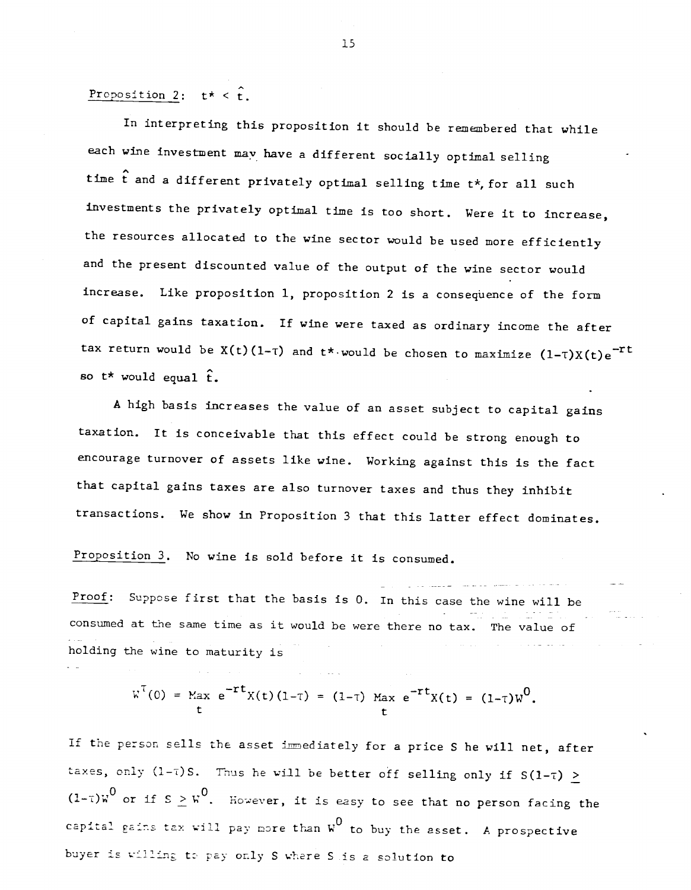Proposition 2: $t^* < \hat{t}$.

In interpreting this proposition it should be remembered that while each wine investment may have a different socially optimal selling time $\hat{t}$ and a different privately optimal selling time $t^*$, for all such investments the privately optimal time is too short. Were it to increase, the resources allocated to the wine sector would be used more efficiently and the present discounted value of the output of the wine sector would increase. Like proposition 1, proposition 2 is a consequence of the form of capital gains taxation. If wine were taxed as ordinary income the after tax return would be $X(t)(1-\tau)$ and $t^*$ would be chosen to maximize $(1-\tau)X(t)e^{-rt}$ so $t^*$ would equal $\hat{t}$.

A high basis increases the value of an asset subject to capital gains taxation. It is conceivable that this effect could be strong enough to encourage turnover of assets like wine. Working against this is the fact that capital gains taxes are also turnover taxes and thus they inhibit transactions. We show in Proposition 3 that this latter effect dominates.

Proposition 3. No wine is sold before it is consumed.

Proof: Suppose first that the basis is 0. In this case the wine will be consumed at the same time as it would be were there no tax. The value of holding the wine to maturity is

$$W^{\tau}(0) = \underset{t}{\text{Max}}\ e^{-rt}X(t)(1-\tau) = (1-\tau)\ \underset{t}{\text{Max}}\ e^{-rt}X(t) = (1-\tau)W^0.$$

If the person sells the asset immediately for a price $S$ he will net, after taxes, only $(1-\tau)S$. Thus he will be better off selling only if $S(1-\tau) \geq (1-\tau)W^0$ or if $S \geq W^0$. However, it is easy to see that no person facing the capital gains tax will pay more than $W^0$ to buy the asset. A prospective buyer is willing to pay only $S$ where $S$ is a solution to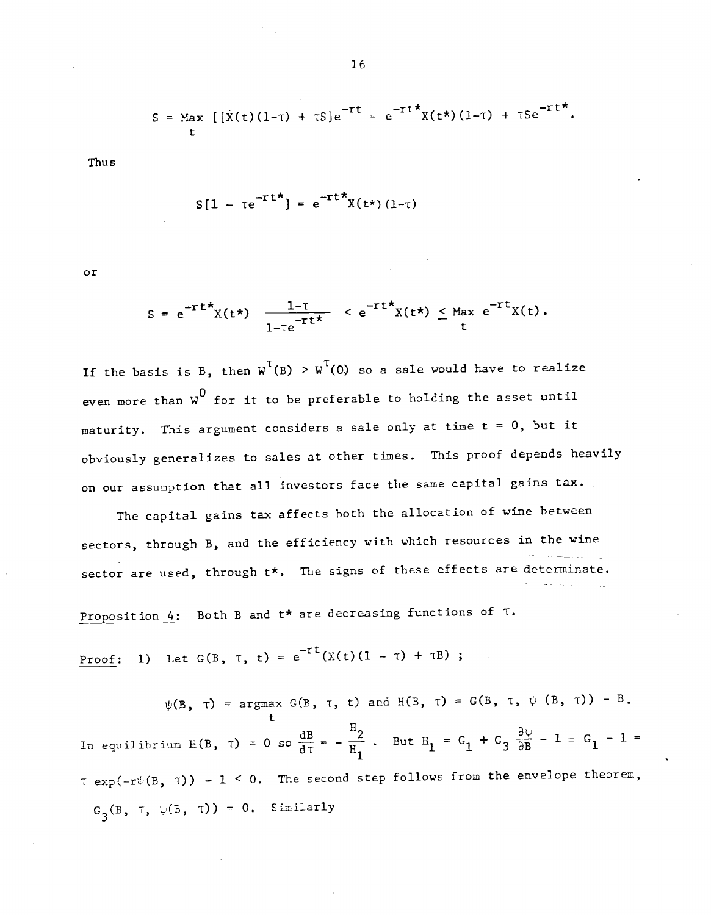$$S = \underset{t}{\text{Max}} \; [[X(t)(1-\tau) + \tau S]e^{-rt} = e^{-rt^*}X(t^*)(1-\tau) + \tau S e^{-rt^*}.$$

Thus

$$S[1 - \tau e^{-rt^*}] = e^{-rt^*}X(t^*)(1-\tau)$$

or

$$S = e^{-rt^*}X(t^*) \frac{1-\tau}{1-\tau e^{-rt^*}} < e^{-rt^*}X(t^*) \leq \underset{t}{\text{Max}} \; e^{-rt}X(t).$$

If the basis is B, then $W^\tau(B) > W^\tau(0)$ so a sale would have to realize even more than $W^0$ for it to be preferable to holding the asset until maturity. This argument considers a sale only at time $t = 0$, but it obviously generalizes to sales at other times. This proof depends heavily on our assumption that all investors face the same capital gains tax.

The capital gains tax affects both the allocation of wine between sectors, through B, and the efficiency with which resources in the wine sector are used, through $t^*$. The signs of these effects are determinate.

Proposition 4: Both B and $t^*$ are decreasing functions of $\tau$.

Proof: 1) Let $G(B, \tau, t) = e^{-rt}(X(t)(1-\tau) + \tau B)$ ;

$$\psi(B, \tau) = \underset{t}{\text{argmax}} \; G(B, \tau, t) \text{ and } H(B, \tau) = G(B, \tau, \psi(B, \tau)) - B.$$

In equilibrium $H(B, \tau) = 0$ so $\frac{dB}{d\tau} = -\frac{H_2}{H_1}$. But $H_1 = G_1 + G_3 \frac{\partial \psi}{\partial B} - 1 = G_1 - 1 = \tau \exp(-r\psi(B, \tau)) - 1 < 0$. The second step follows from the envelope theorem, $G_3(B, \tau, \psi(B, \tau)) = 0$. Similarly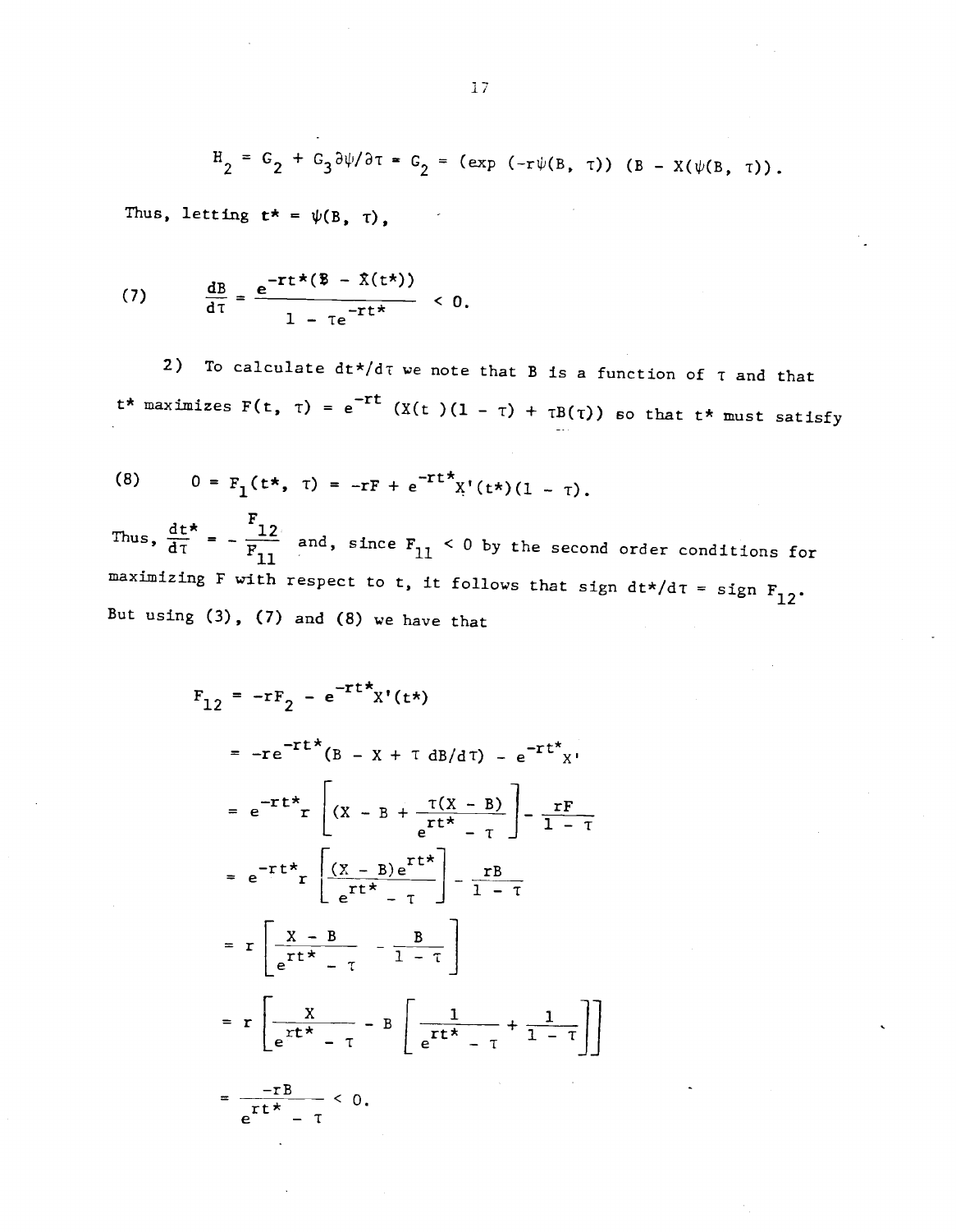$$H_2 = G_2 + G_3 \partial\psi/\partial\tau = G_2 = (\exp(-r\psi(B, \tau))(B - X(\psi(B, \tau)).$$

Thus, letting $t^* = \psi(B, \tau)$,

$$(7) \qquad \frac{dB}{d\tau} = \frac{e^{-rt^*}(B - \hat{X}(t^*))}{1 - \tau e^{-rt^*}} < 0.$$

2) To calculate $dt^*/d\tau$ we note that B is a function of $\tau$ and that $t^*$ maximizes $F(t, \tau) = e^{-rt}(X(t)(1 - \tau) + \tau B(\tau))$ so that $t^*$ must satisfy

$$(8) \qquad 0 = F_1(t^*, \tau) = -rF + e^{-rt^*}X'(t^*)(1 - \tau).$$

Thus, $\frac{dt^*}{d\tau} = -\frac{F_{12}}{F_{11}}$ and, since $F_{11} < 0$ by the second order conditions for maximizing F with respect to t, it follows that sign $dt^*/d\tau$ = sign $F_{12}$. But using (3), (7) and (8) we have that

$$F_{12} = -rF_2 - e^{-rt^*}X'(t^*)$$

$$= -re^{-rt^*}(B - X + \tau\, dB/d\tau) - e^{-rt^*}X'$$

$$= e^{-rt^*}r\left[(X - B + \frac{\tau(X - B)}{e^{rt^*} - \tau}\right] - \frac{rF}{1 - \tau}$$

$$= e^{-rt^*}r\left[\frac{(X - B)e^{rt^*}}{e^{rt^*} - \tau}\right] - \frac{rB}{1 - \tau}$$

$$= r\left[\frac{X - B}{e^{rt^*} - \tau} - \frac{B}{1 - \tau}\right]$$

$$= r\left[\frac{X}{e^{rt^*} - \tau} - B\left[\frac{1}{e^{rt^*} - \tau} + \frac{1}{1 - \tau}\right]\right]$$

$$= \frac{-rB}{e^{rt^*} - \tau} < 0.$$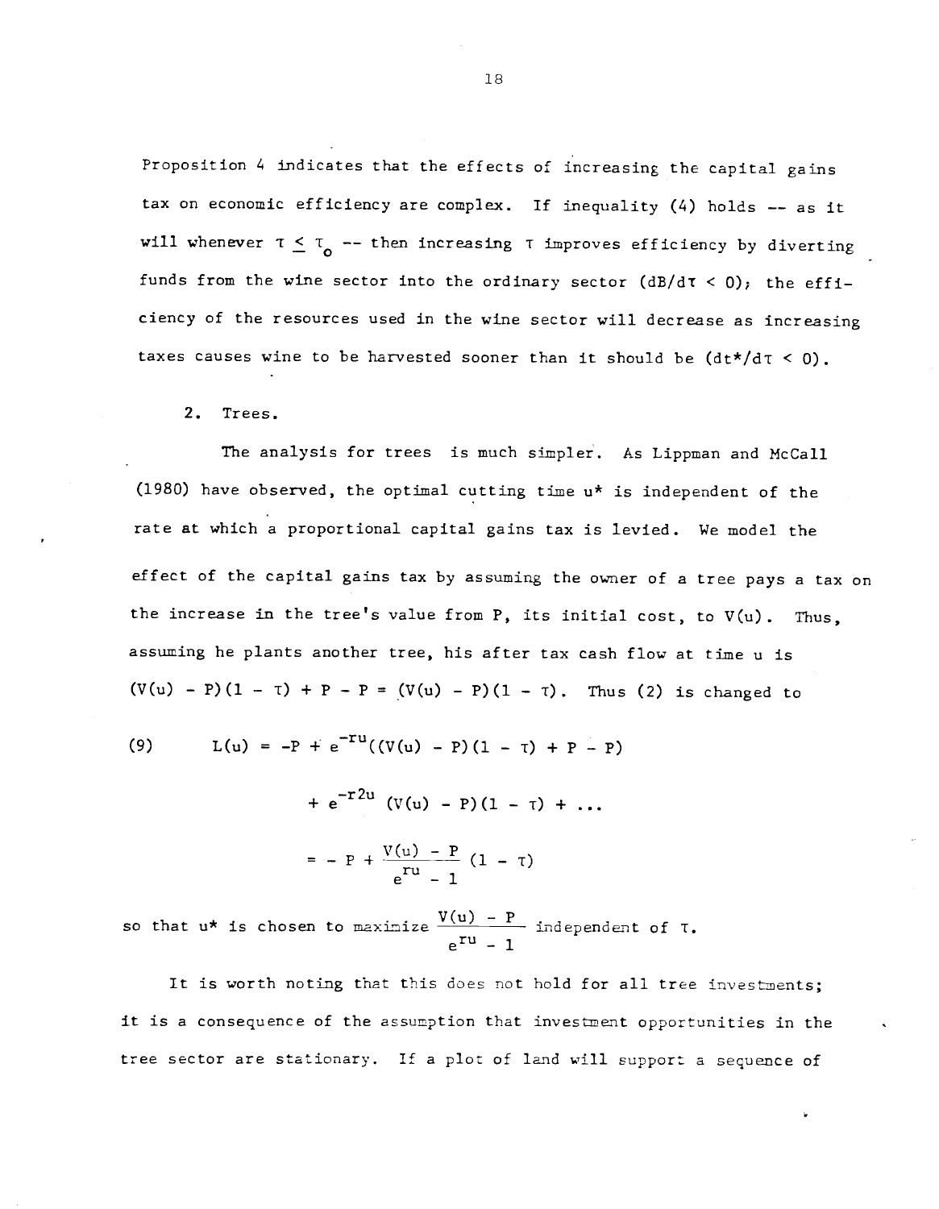Proposition 4 indicates that the effects of increasing the capital gains tax on economic efficiency are complex. If inequality (4) holds -- as it will whenever $\tau \leq \tau_0$ -- then increasing $\tau$ improves efficiency by diverting funds from the wine sector into the ordinary sector ($dB/d\tau < 0$); the efficiency of the resources used in the wine sector will decrease as increasing taxes causes wine to be harvested sooner than it should be ($dt^*/d\tau < 0$).

2. Trees.

The analysis for trees is much simpler. As Lippman and McCall (1980) have observed, the optimal cutting time $u^*$ is independent of the rate at which a proportional capital gains tax is levied. We model the effect of the capital gains tax by assuming the owner of a tree pays a tax on the increase in the tree's value from P, its initial cost, to $V(u)$. Thus, assuming he plants another tree, his after tax cash flow at time u is $(V(u) - P)(1 - \tau) + P - P = (V(u) - P)(1 - \tau)$. Thus (2) is changed to

$$
\begin{aligned}
(9) \qquad L(u) &= -P + e^{-ru}((V(u) - P)(1 - \tau) + P - P) \\
&\quad + e^{-r2u}(V(u) - P)(1 - \tau) + \ldots \\
&= -P + \frac{V(u) - P}{e^{ru} - 1}(1 - \tau)
\end{aligned}
$$

so that $u^*$ is chosen to maximize $\dfrac{V(u) - P}{e^{ru} - 1}$ independent of $\tau$.

It is worth noting that this does not hold for all tree investments; it is a consequence of the assumption that investment opportunities in the tree sector are stationary. If a plot of land will support a sequence of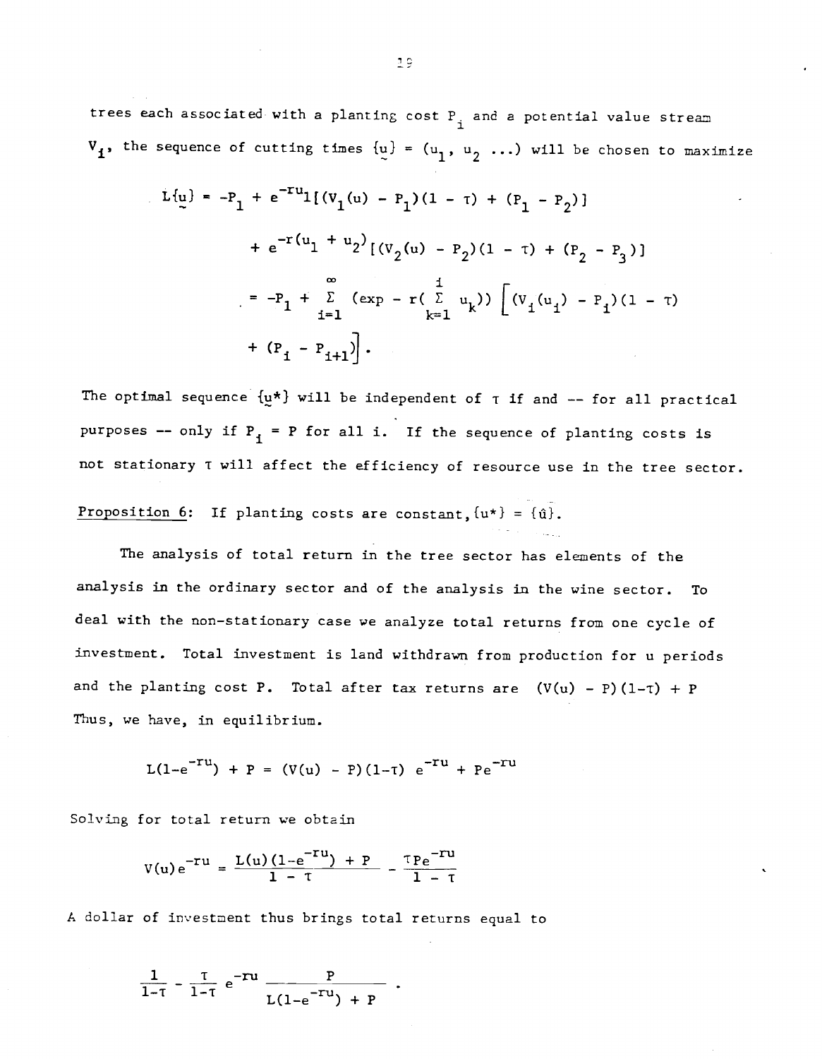trees each associated with a planting cost $P_i$ and a potential value stream $V_i$, the sequence of cutting times $\{\underset{\sim}{u}\} = (u_1, u_2 \ldots)$ will be chosen to maximize

$$L\{\underset{\sim}{u}\} = -P_1 + e^{-ru_1}[(V_1(u) - P_1)(1 - \tau) + (P_1 - P_2)]$$

$$+ e^{-r(u_1 + u_2)}[(V_2(u) - P_2)(1 - \tau) + (P_2 - P_3)]$$

$$= -P_1 + \sum_{i=1}^{\infty} (\exp - r(\sum_{k=1}^{i} u_k)) \Big[(V_i(u_i) - P_i)(1 - \tau)$$

$$+ (P_i - P_{i+1})\Big].$$

The optimal sequence $\{\underset{\sim}{u}^*\}$ will be independent of $\tau$ if and -- for all practical purposes -- only if $P_i = P$ for all i. If the sequence of planting costs is not stationary $\tau$ will affect the efficiency of resource use in the tree sector.

Proposition 6: If planting costs are constant, $\{u^*\} = \{\hat{u}\}$.

The analysis of total return in the tree sector has elements of the analysis in the ordinary sector and of the analysis in the wine sector. To deal with the non-stationary case we analyze total returns from one cycle of investment. Total investment is land withdrawn from production for u periods and the planting cost P. Total after tax returns are $(V(u) - P)(1-\tau) + P$ Thus, we have, in equilibrium.

$$L(1-e^{-ru}) + P = (V(u) - P)(1-\tau)\, e^{-ru} + Pe^{-ru}$$

Solving for total return we obtain

$$V(u)e^{-ru} = \frac{L(u)(1-e^{-ru}) + P}{1 - \tau} - \frac{\tau Pe^{-ru}}{1 - \tau}$$

A dollar of investment thus brings total returns equal to

$$\frac{1}{1-\tau} - \frac{\tau}{1-\tau}\, e^{-ru}\, \frac{P}{L(1-e^{-ru}) + P}\ .$$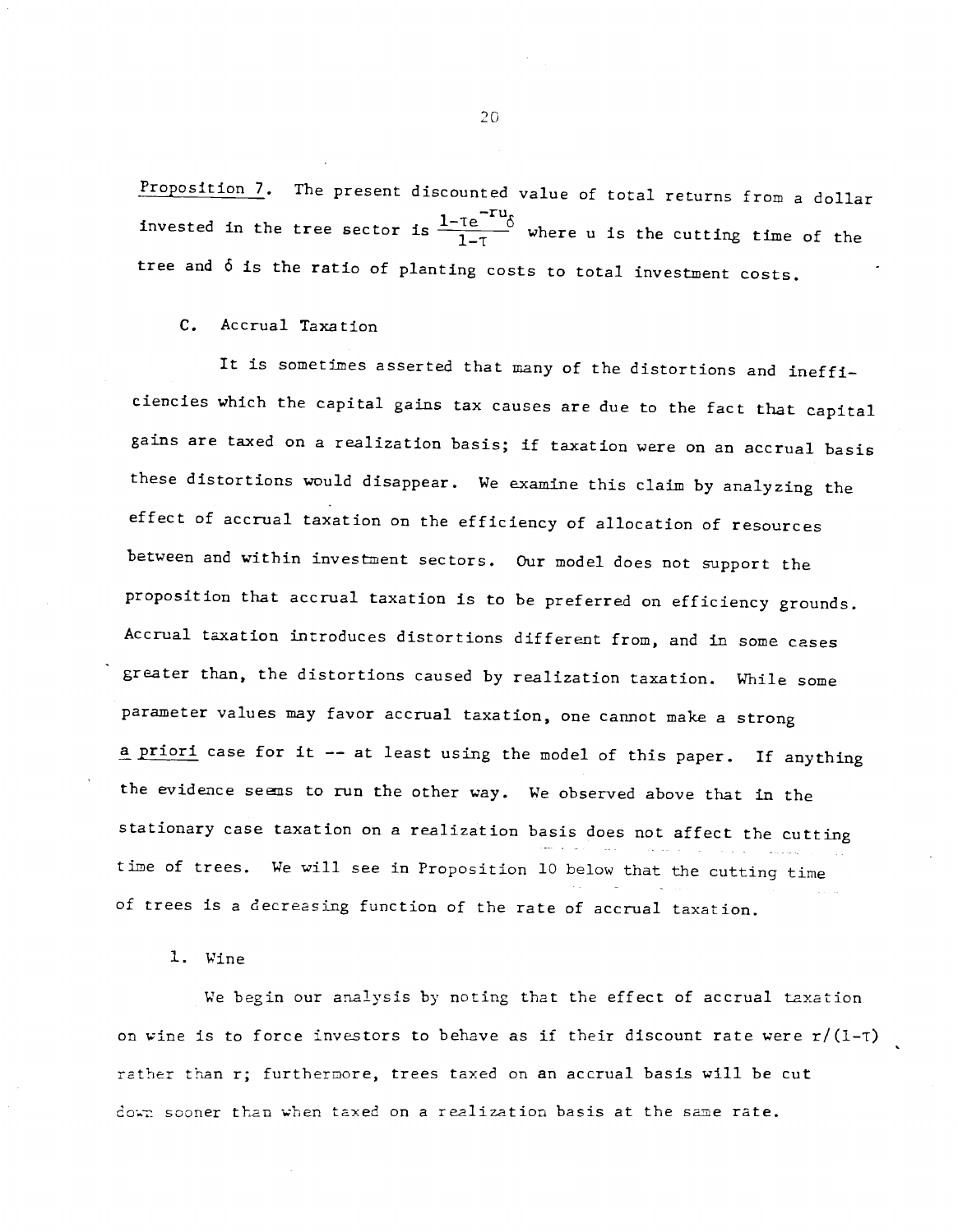Proposition 7. The present discounted value of total returns from a dollar invested in the tree sector is $\frac{1-\tau e^{-ru}\delta}{1-\tau}$ where u is the cutting time of the tree and $\delta$ is the ratio of planting costs to total investment costs.

### C. Accrual Taxation

It is sometimes asserted that many of the distortions and inefficiencies which the capital gains tax causes are due to the fact that capital gains are taxed on a realization basis; if taxation were on an accrual basis these distortions would disappear. We examine this claim by analyzing the effect of accrual taxation on the efficiency of allocation of resources between and within investment sectors. Our model does not support the proposition that accrual taxation is to be preferred on efficiency grounds. Accrual taxation introduces distortions different from, and in some cases greater than, the distortions caused by realization taxation. While some parameter values may favor accrual taxation, one cannot make a strong *a priori* case for it -- at least using the model of this paper. If anything the evidence seems to run the other way. We observed above that in the stationary case taxation on a realization basis does not affect the cutting time of trees. We will see in Proposition 10 below that the cutting time of trees is a decreasing function of the rate of accrual taxation.

#### 1. Wine

We begin our analysis by noting that the effect of accrual taxation on wine is to force investors to behave as if their discount rate were $r/(1-\tau)$ rather than r; furthermore, trees taxed on an accrual basis will be cut down sooner than when taxed on a realization basis at the same rate.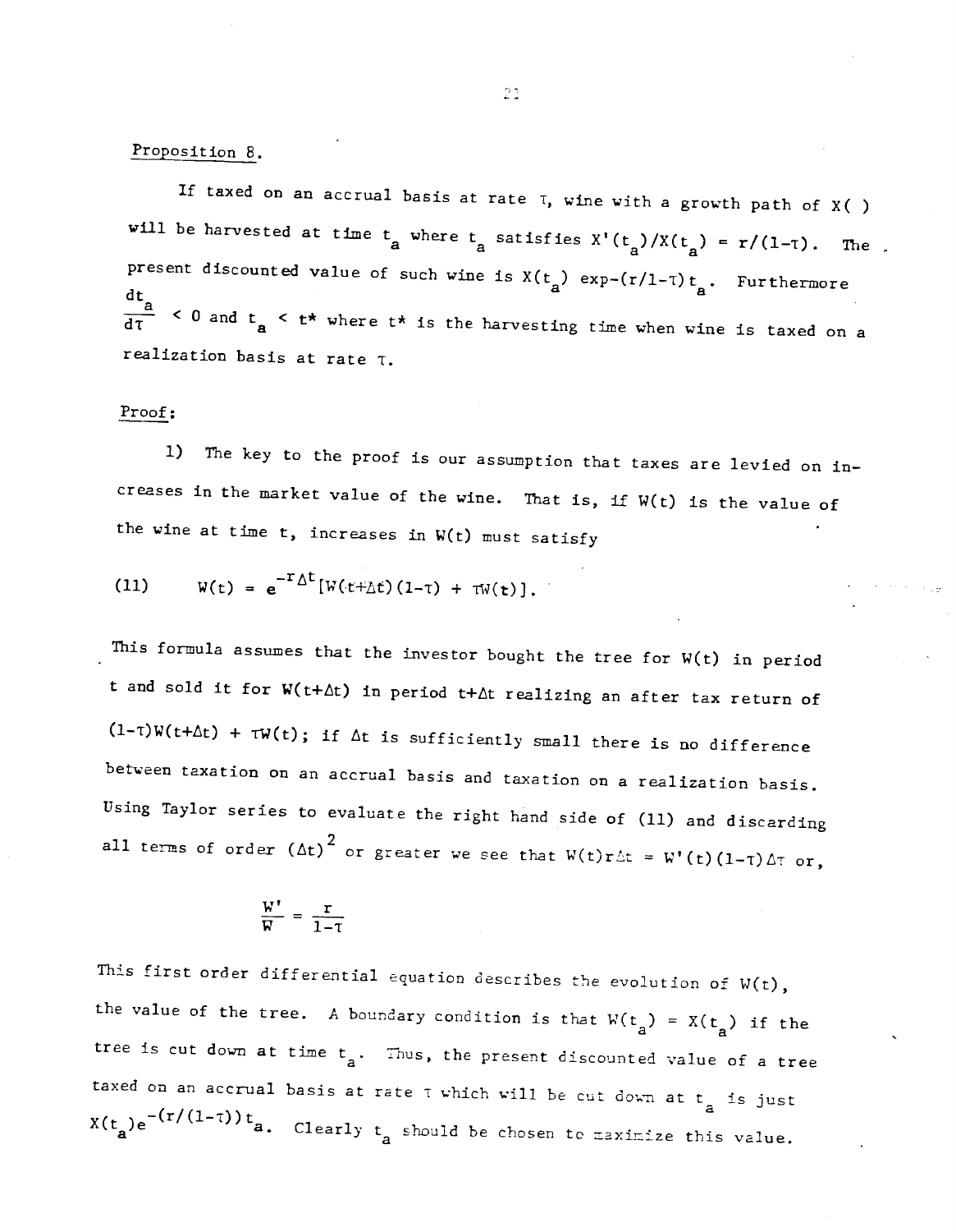Proposition 8.

If taxed on an accrual basis at rate $\tau$, wine with a growth path of $X(\ )$ will be harvested at time $t_a$ where $t_a$ satisfies $X'(t_a)/X(t_a) = r/(1-\tau)$. The present discounted value of such wine is $X(t_a)\ \exp-(r/1-\tau)t_a$. Furthermore $\frac{dt_a}{d\tau} < 0$ and $t_a < t^*$ where $t^*$ is the harvesting time when wine is taxed on a realization basis at rate $\tau$.

Proof:

1) The key to the proof is our assumption that taxes are levied on increases in the market value of the wine. That is, if $W(t)$ is the value of the wine at time t, increases in $W(t)$ must satisfy

$$(11) \qquad W(t) = e^{-r\Delta t}[W(t+\Delta t)(1-\tau) + \tau W(t)].$$

This formula assumes that the investor bought the tree for $W(t)$ in period t and sold it for $W(t+\Delta t)$ in period $t+\Delta t$ realizing an after tax return of $(1-\tau)W(t+\Delta t) + \tau W(t)$; if $\Delta t$ is sufficiently small there is no difference between taxation on an accrual basis and taxation on a realization basis. Using Taylor series to evaluate the right hand side of (11) and discarding all terms of order $(\Delta t)^2$ or greater we see that $W(t)r\Delta t = W'(t)(1-\tau)\Delta\tau$ or,

$$\frac{W'}{W} = \frac{r}{1-\tau}$$

This first order differential equation describes the evolution of $W(t)$, the value of the tree. A boundary condition is that $W(t_a) = X(t_a)$ if the tree is cut down at time $t_a$. Thus, the present discounted value of a tree taxed on an accrual basis at rate $\tau$ which will be cut down at $t_a$ is just $X(t_a)e^{-(r/(1-\tau))t_a}$. Clearly $t_a$ should be chosen to maximize this value.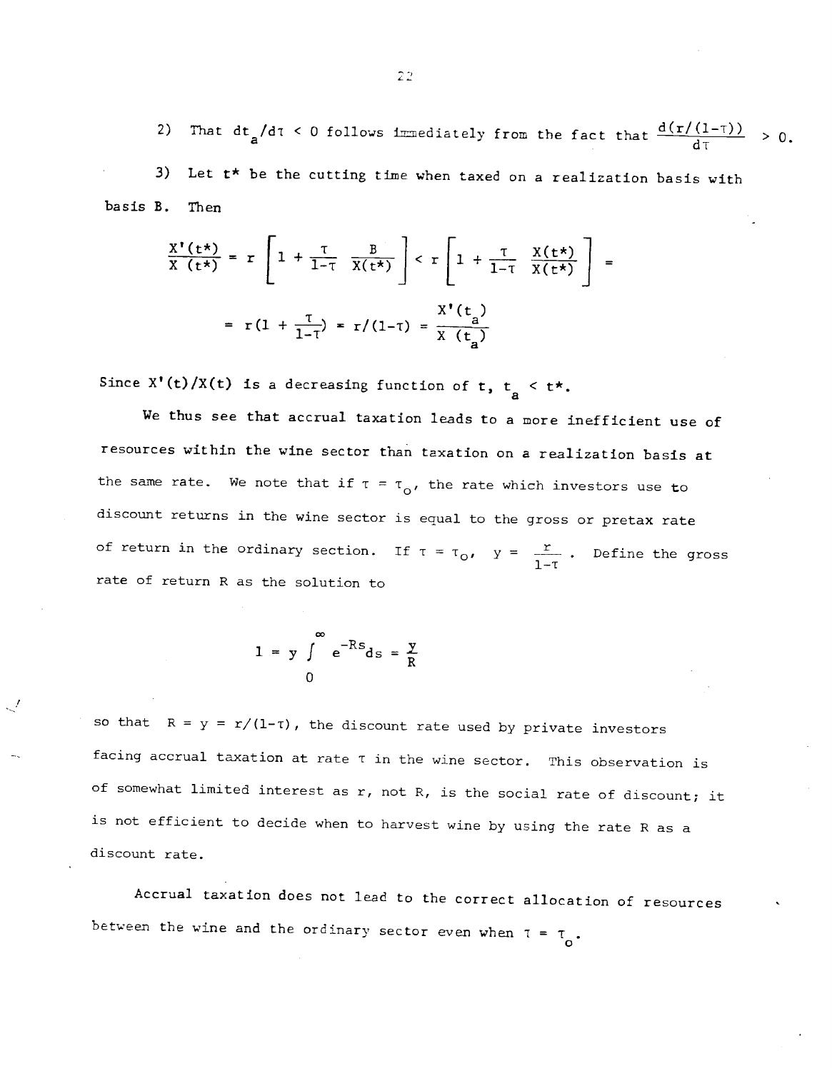2) That $dt_a/d\tau < 0$ follows immediately from the fact that $\frac{d(r/(1-\tau))}{d\tau} > 0$.

3) Let $t^*$ be the cutting time when taxed on a realization basis with basis B. Then

$$\frac{X'(t^*)}{X(t^*)} = r\left[1 + \frac{\tau}{1-\tau}\,\frac{B}{X(t^*)}\right] < r\left[1 + \frac{\tau}{1-\tau}\,\frac{X(t^*)}{X(t^*)}\right] =$$

$$= r\left(1 + \frac{\tau}{1-\tau}\right) = r/(1-\tau) = \frac{X'(t_a)}{X(t_a)}$$

Since $X'(t)/X(t)$ is a decreasing function of $t$, $t_a < t^*$.

We thus see that accrual taxation leads to a more inefficient use of resources within the wine sector than taxation on a realization basis at the same rate. We note that if $\tau = \tau_o$, the rate which investors use to discount returns in the wine sector is equal to the gross or pretax rate of return in the ordinary section. If $\tau = \tau_o$, $y = \frac{r}{1-\tau}$. Define the gross rate of return R as the solution to

$$1 = y \int_0^{\infty} e^{-Rs} ds = \frac{y}{R}$$

so that $R = y = r/(1-\tau)$, the discount rate used by private investors facing accrual taxation at rate $\tau$ in the wine sector. This observation is of somewhat limited interest as $r$, not $R$, is the social rate of discount; it is not efficient to decide when to harvest wine by using the rate $R$ as a discount rate.

Accrual taxation does not lead to the correct allocation of resources between the wine and the ordinary sector even when $\tau = \tau_o$.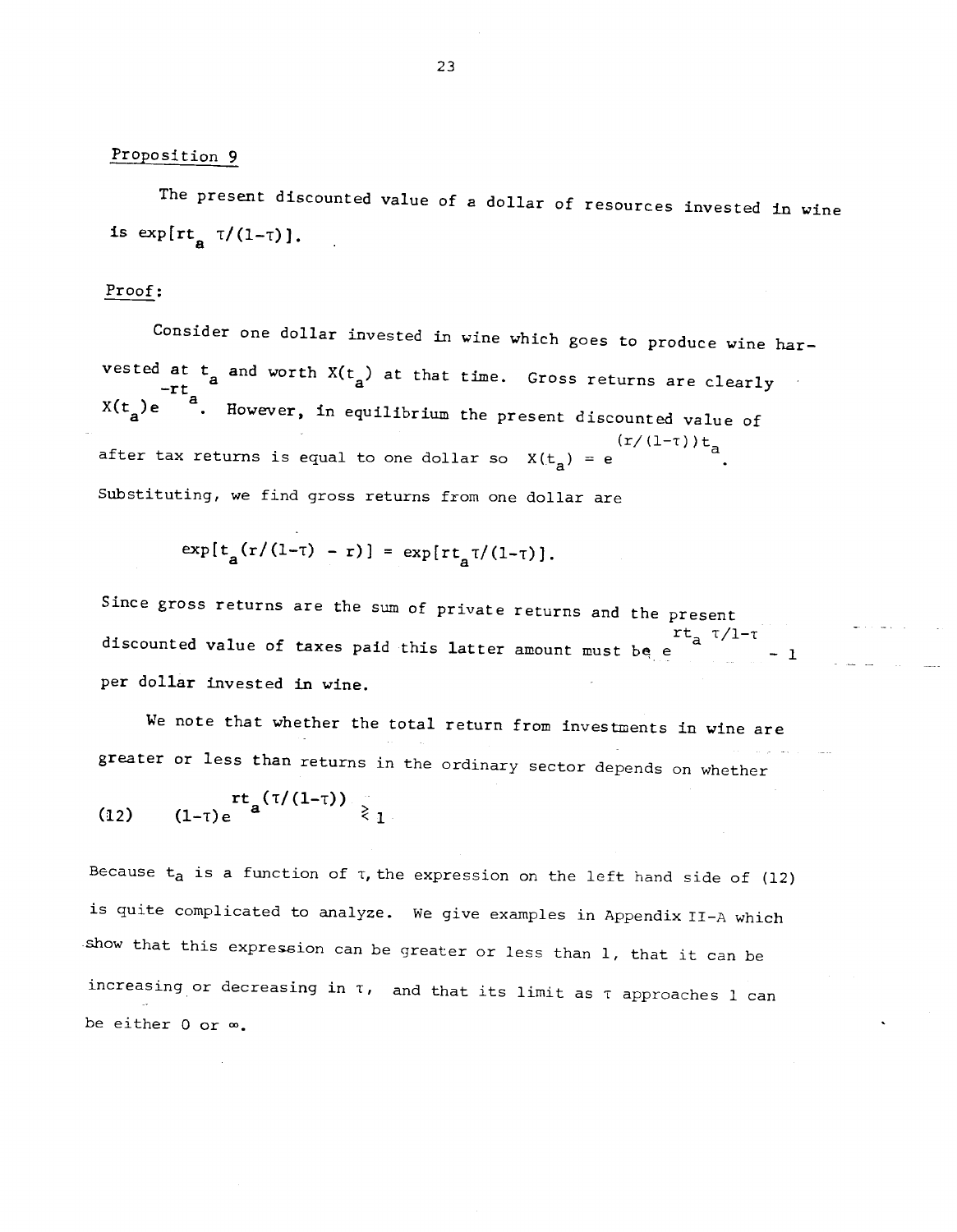Proposition 9

The present discounted value of a dollar of resources invested in wine is $\exp[rt_a \tau/(1-\tau)]$.

Proof:

Consider one dollar invested in wine which goes to produce wine harvested at $t_a$ and worth $X(t_a)$ at that time. Gross returns are clearly $X(t_a)e^{-rt_a}$. However, in equilibrium the present discounted value of after tax returns is equal to one dollar so $X(t_a) = e^{(r/(1-\tau))t_a}$. Substituting, we find gross returns from one dollar are

$$\exp[t_a(r/(1-\tau) - r)] = \exp[rt_a\tau/(1-\tau)].$$

Since gross returns are the sum of private returns and the present discounted value of taxes paid this latter amount must be $e^{rt_a \tau/1-\tau} - 1$ per dollar invested in wine.

We note that whether the total return from investments in wine are greater or less than returns in the ordinary sector depends on whether

$$(12) \qquad (1-\tau)e^{rt_a(\tau/(1-\tau))} \gtrless 1$$

Because $t_a$ is a function of $\tau$, the expression on the left hand side of (12) is quite complicated to analyze. We give examples in Appendix II-A which show that this expression can be greater or less than 1, that it can be increasing or decreasing in $\tau$, and that its limit as $\tau$ approaches 1 can be either 0 or $\infty$.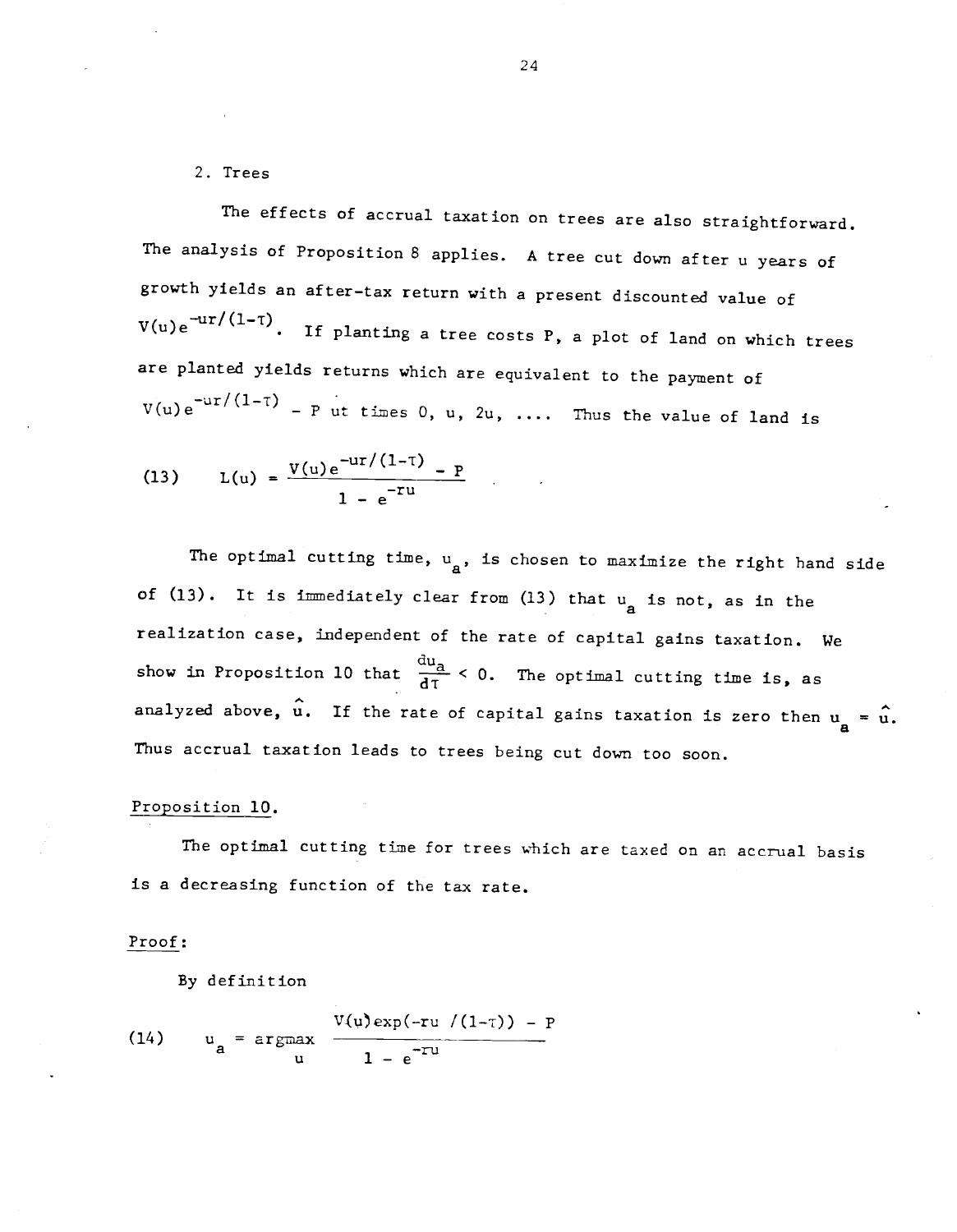2. Trees

The effects of accrual taxation on trees are also straightforward. The analysis of Proposition 8 applies. A tree cut down after u years of growth yields an after-tax return with a present discounted value of $V(u)e^{-ur/(1-\tau)}$. If planting a tree costs P, a plot of land on which trees are planted yields returns which are equivalent to the payment of $V(u)e^{-ur/(1-\tau)} - P$ at times 0, u, 2u, .... Thus the value of land is

$$(13) \qquad L(u) = \frac{V(u)e^{-ur/(1-\tau)} - P}{1 - e^{-ru}}$$

The optimal cutting time, $u_a$, is chosen to maximize the right hand side of (13). It is immediately clear from (13) that $u_a$ is not, as in the realization case, independent of the rate of capital gains taxation. We show in Proposition 10 that $\frac{du_a}{d\tau} < 0$. The optimal cutting time is, as analyzed above, $\hat{u}$. If the rate of capital gains taxation is zero then $u_a = \hat{u}$. Thus accrual taxation leads to trees being cut down too soon.

Proposition 10.

The optimal cutting time for trees which are taxed on an accrual basis is a decreasing function of the tax rate.

Proof:

By definition

$$(14) \qquad u_a = \underset{u}{\text{argmax}} \; \frac{V(u)\exp(-ru\,/(1-\tau)) - P}{1 - e^{-ru}}$$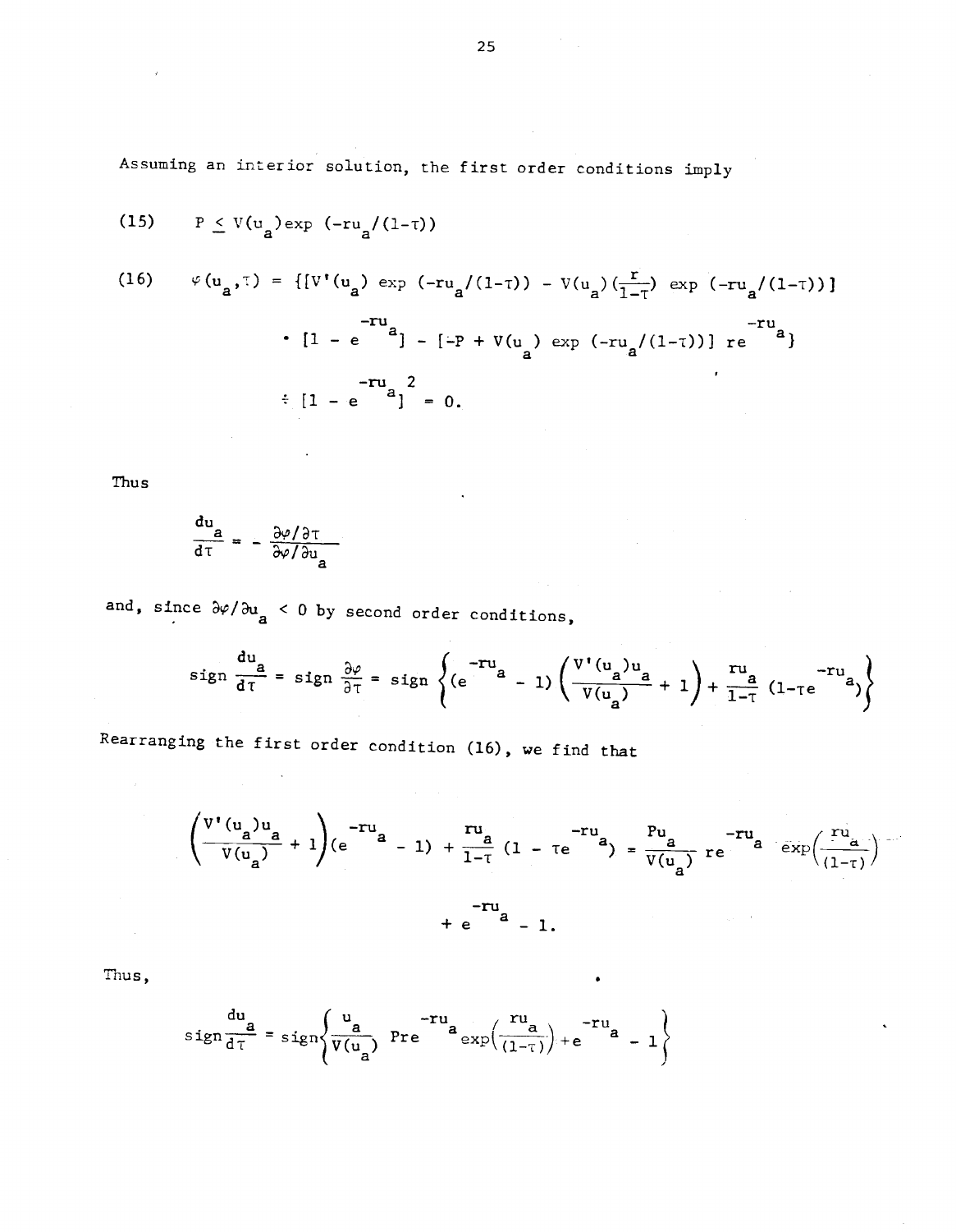Assuming an interior solution, the first order conditions imply

$$\text{(15)} \qquad P \leq V(u_a)\exp(-ru_a/(1-\tau))$$

$$\text{(16)} \qquad \varphi(u_a,\tau) = \{[V'(u_a)\exp(-ru_a/(1-\tau)) - V(u_a)(\tfrac{r}{1-\tau})\exp(-ru_a/(1-\tau))] \cdot [1 - e^{-ru_a}] - [-P + V(u_a)\exp(-ru_a/(1-\tau))]\, re^{-ru_a}\} \div [1 - e^{-ru_a}]^2 = 0.$$

Thus

$$\frac{du_a}{d\tau} = -\frac{\partial\varphi/\partial\tau}{\partial\varphi/\partial u_a}$$

and, since $\partial\varphi/\partial u_a < 0$ by second order conditions,

$$\text{sign}\frac{du_a}{d\tau} = \text{sign}\frac{\partial\varphi}{\partial\tau} = \text{sign}\left\{(e^{-ru_a} - 1)\left(\frac{V'(u_a)u_a}{V(u_a)} + 1\right) + \frac{ru_a}{1-\tau}(1-\tau e^{-ru_a})\right\}$$

Rearranging the first order condition (16), we find that

$$\left(\frac{V'(u_a)u_a}{V(u_a)} + 1\right)(e^{-ru_a} - 1) + \frac{ru_a}{1-\tau}(1 - \tau e^{-ru_a}) = \frac{Pu_a}{V(u_a)} re^{-ru_a}\exp\left(\frac{ru_a}{(1-\tau)}\right) + e^{-ru_a} - 1.$$

Thus,

$$\text{sign}\frac{du_a}{d\tau} = \text{sign}\left\{\frac{u_a}{V(u_a)} Pre^{-ru_a}\exp\left(\frac{ru_a}{(1-\tau)}\right) + e^{-ru_a} - 1\right\}$$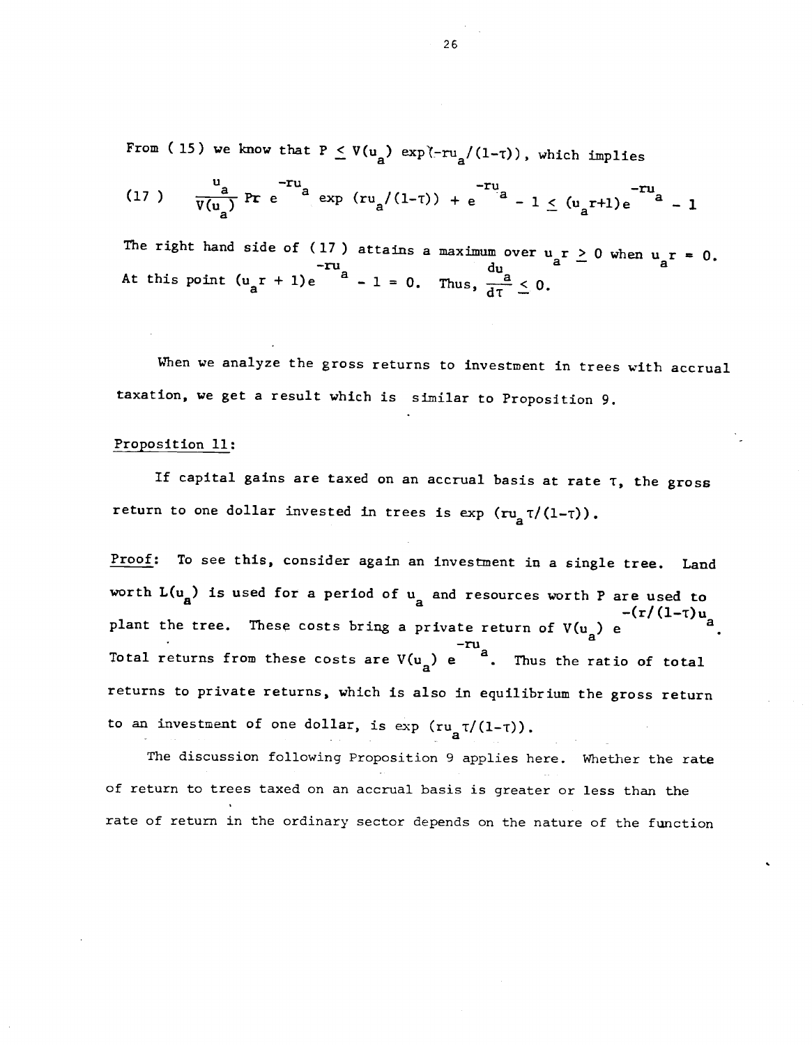From (15) we know that $P \leq V(u_a) \exp(-ru_a/(1-\tau))$, which implies

$$(17) \quad \frac{u_a}{V(u_a)} Pr\, e^{-ru_a} \exp(ru_a/(1-\tau)) + e^{-ru_a} - 1 \leq (u_a r+1)e^{-ru_a} - 1$$

The right hand side of (17) attains a maximum over $u_a r \geq 0$ when $u_a r = 0$. At this point $(u_a r + 1)e^{-ru_a} - 1 = 0$. Thus, $\frac{du_a}{d\tau} \leq 0$.

When we analyze the gross returns to investment in trees with accrual taxation, we get a result which is similar to Proposition 9.

Proposition 11:

If capital gains are taxed on an accrual basis at rate $\tau$, the gross return to one dollar invested in trees is $\exp(ru_a \tau/(1-\tau))$.

Proof: To see this, consider again an investment in a single tree. Land worth $L(u_a)$ is used for a period of $u_a$ and resources worth $P$ are used to plant the tree. These costs bring a private return of $V(u_a)\, e^{-(r/(1-\tau)u_a}$. Total returns from these costs are $V(u_a)\, e^{-ru_a}$. Thus the ratio of total returns to private returns, which is also in equilibrium the gross return to an investment of one dollar, is $\exp(ru_a \tau/(1-\tau))$.

The discussion following Proposition 9 applies here. Whether the rate of return to trees taxed on an accrual basis is greater or less than the rate of return in the ordinary sector depends on the nature of the function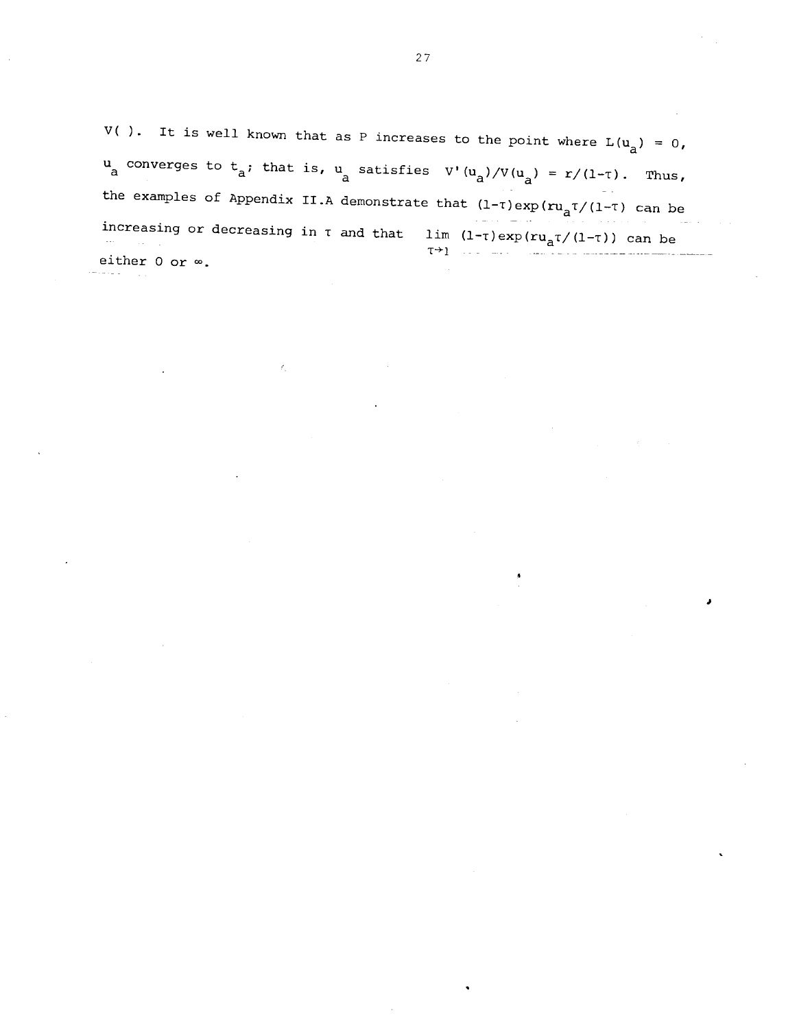$V(\ )$. It is well known that as P increases to the point where $L(u_a) = 0$, $u_a$ converges to $t_a$; that is, $u_a$ satisfies $V'(u_a)/V(u_a) = r/(1-\tau)$. Thus, the examples of Appendix II.A demonstrate that $(1-\tau)\exp(ru_a\tau/(1-\tau)$ can be increasing or decreasing in $\tau$ and that $\lim_{\tau\to 1} (1-\tau)\exp(ru_a\tau/(1-\tau))$ can be either 0 or $\infty$.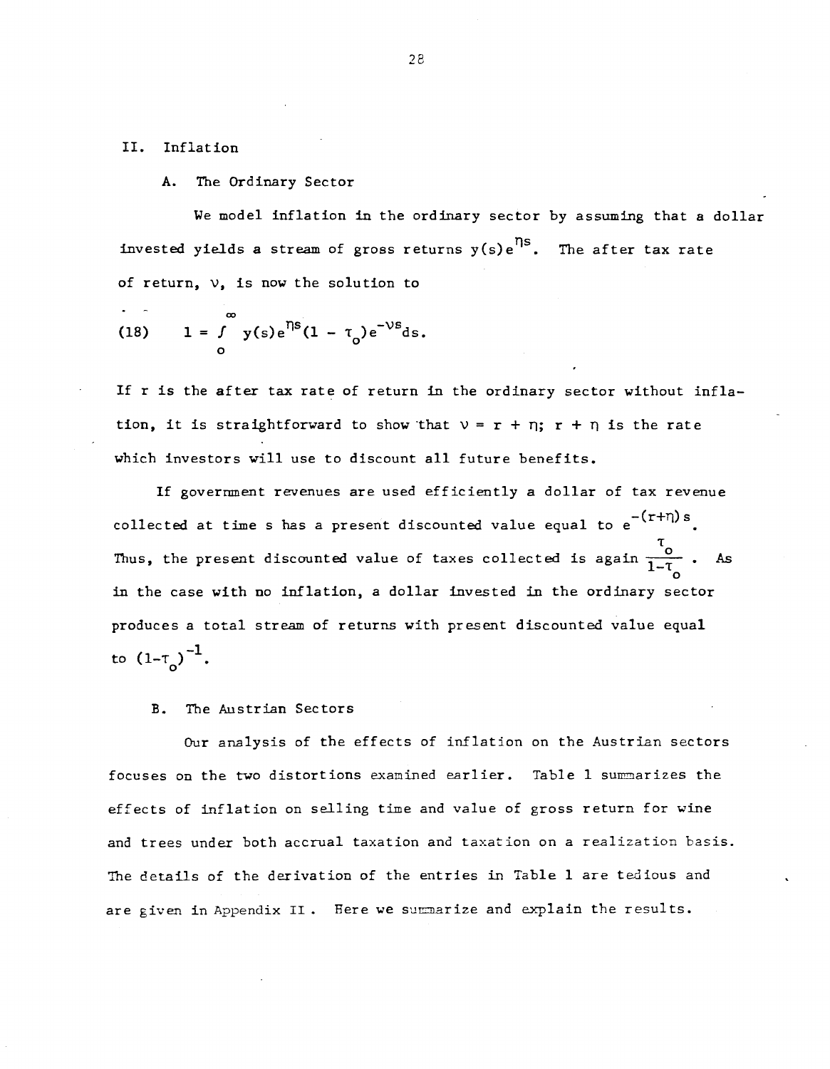## II. Inflation

### A. The Ordinary Sector

We model inflation in the ordinary sector by assuming that a dollar invested yields a stream of gross returns $y(s)e^{\eta s}$. The after tax rate of return, $\nu$, is now the solution to

$$(18) \qquad 1 = \int_0^\infty y(s)e^{\eta s}(1 - \tau_o)e^{-\nu s}ds.$$

If r is the after tax rate of return in the ordinary sector without inflation, it is straightforward to show that $\nu = r + \eta$; $r + \eta$ is the rate which investors will use to discount all future benefits.

If government revenues are used efficiently a dollar of tax revenue collected at time s has a present discounted value equal to $e^{-(r+\eta)s}$. Thus, the present discounted value of taxes collected is again $\frac{\tau_o}{1-\tau_o}$. As in the case with no inflation, a dollar invested in the ordinary sector produces a total stream of returns with present discounted value equal to $(1-\tau_o)^{-1}$.

### B. The Austrian Sectors

Our analysis of the effects of inflation on the Austrian sectors focuses on the two distortions examined earlier. Table 1 summarizes the effects of inflation on selling time and value of gross return for wine and trees under both accrual taxation and taxation on a realization basis. The details of the derivation of the entries in Table 1 are tedious and are given in Appendix II. Here we summarize and explain the results.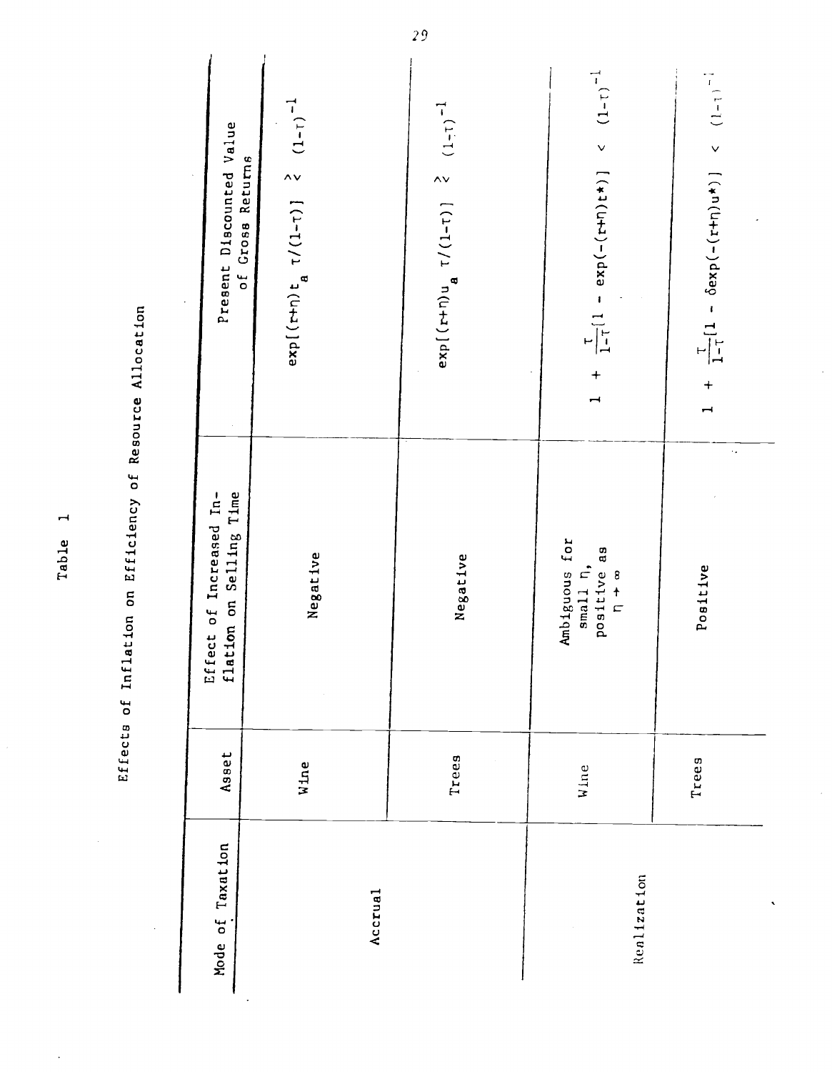Table 1

Effects of Inflation on Efficiency of Resource Allocation

| Mode of Taxation | Asset | Effect of Increased Inflation on Selling Time | Present Discounted Value of Gross Returns |
|---|---|---|---|
| Accrual | Wine | Negative | $\exp[(r+\eta)t_a \; \tau/(1-\tau)] \gtrless (1-\tau)^{-1}$ |
| | Trees | Negative | $\exp[(r+\eta)u_a \; \tau/(1-\tau)] \gtrless (1-\tau)^{-1}$ |
| Realization | Wine | Ambiguous for small $\eta$, positive as $\eta \to \infty$ | $1 + \frac{\tau}{1-\tau}[1 - \exp(-(r+\eta)t^*)] < (1-\tau)^{-1}$ |
| | Trees | Positive | $1 + \frac{\tau}{1-\tau}[1 - \delta\exp(-(r+\eta)u^*)] < (1-\tau)^{-1}$ |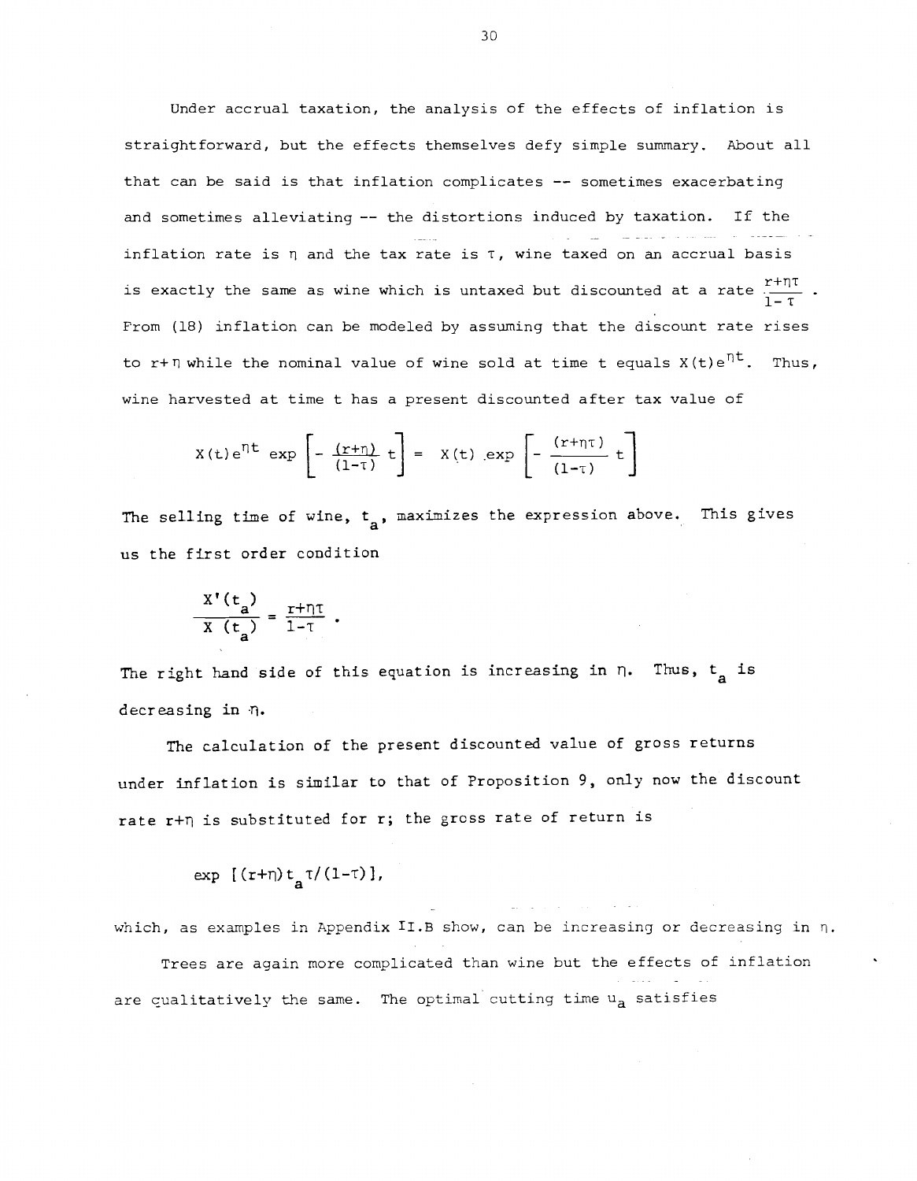Under accrual taxation, the analysis of the effects of inflation is straightforward, but the effects themselves defy simple summary. About all that can be said is that inflation complicates -- sometimes exacerbating and sometimes alleviating -- the distortions induced by taxation. If the inflation rate is $\eta$ and the tax rate is $\tau$, wine taxed on an accrual basis is exactly the same as wine which is untaxed but discounted at a rate $\frac{r+\eta\tau}{1-\tau}$. From (18) inflation can be modeled by assuming that the discount rate rises to $r+\eta$ while the nominal value of wine sold at time t equals $X(t)e^{\eta t}$. Thus, wine harvested at time t has a present discounted after tax value of

$$X(t)e^{\eta t} \exp\left[-\frac{(r+\eta)}{(1-\tau)}t\right] = X(t) \exp\left[-\frac{(r+\eta\tau)}{(1-\tau)}t\right]$$

The selling time of wine, $t_a$, maximizes the expression above. This gives us the first order condition

$$\frac{X'(t_a)}{X(t_a)} = \frac{r+\eta\tau}{1-\tau}.$$

The right hand side of this equation is increasing in $\eta$. Thus, $t_a$ is decreasing in $\eta$.

The calculation of the present discounted value of gross returns under inflation is similar to that of Proposition 9, only now the discount rate $r+\eta$ is substituted for r; the gross rate of return is

$$\exp\left[(r+\eta)t_a\tau/(1-\tau)\right],$$

which, as examples in Appendix II.B show, can be increasing or decreasing in $\eta$.

Trees are again more complicated than wine but the effects of inflation are qualitatively the same. The optimal cutting time $u_a$ satisfies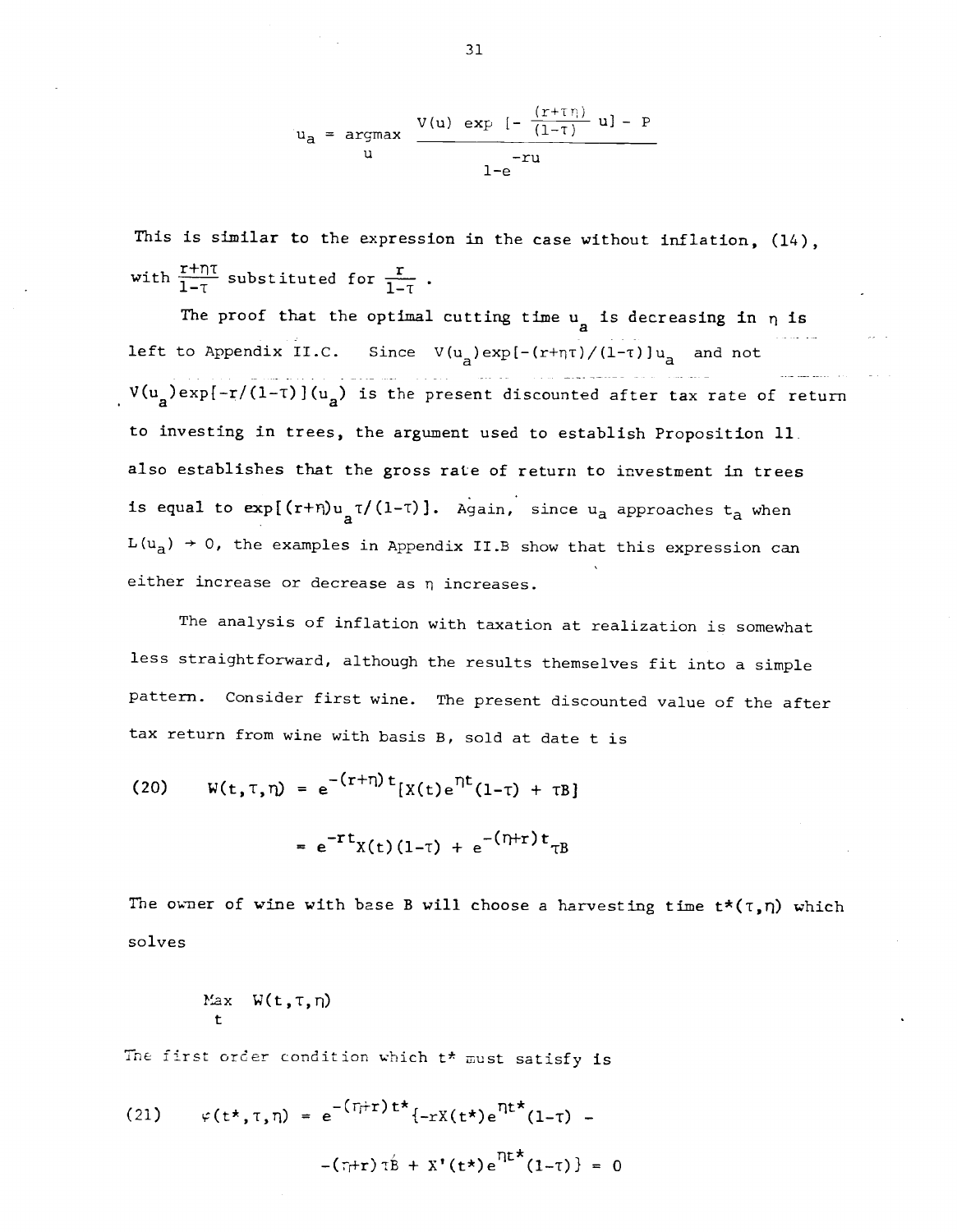$$u_a = \underset{u}{\text{argmax}} \frac{V(u) \exp\left[-\frac{(r+\tau\eta)}{(1-\tau)} u\right] - P}{1-e^{-ru}}$$

This is similar to the expression in the case without inflation, (14), with $\frac{r+\eta\tau}{1-\tau}$ substituted for $\frac{r}{1-\tau}$.

The proof that the optimal cutting time $u_a$ is decreasing in $\eta$ is left to Appendix II.C. Since $V(u_a)\exp[-(r+\eta\tau)/(1-\tau)]u_a$ and not $V(u_a)\exp[-r/(1-\tau)](u_a)$ is the present discounted after tax rate of return to investing in trees, the argument used to establish Proposition 11 also establishes that the gross rate of return to investment in trees is equal to $\exp[(r+\eta)u_a\tau/(1-\tau)]$. Again, since $u_a$ approaches $t_a$ when $L(u_a) \to 0$, the examples in Appendix II.B show that this expression can either increase or decrease as $\eta$ increases.

The analysis of inflation with taxation at realization is somewhat less straightforward, although the results themselves fit into a simple pattern. Consider first wine. The present discounted value of the after tax return from wine with basis B, sold at date t is

$$\text{(20)} \qquad W(t,\tau,\eta) = e^{-(r+\eta)t}[X(t)e^{\eta t}(1-\tau) + \tau B]$$

$$= e^{-rt}X(t)(1-\tau) + e^{-(\eta+r)t}\tau B$$

The owner of wine with base B will choose a harvesting time $t^*(\tau,\eta)$ which solves

$$\underset{t}{\text{Max}} \; W(t,\tau,\eta)$$

The first order condition which $t^*$ must satisfy is

$$\text{(21)} \qquad \varphi(t^*,\tau,\eta) = e^{-(\eta+r)t^*}\{-rX(t^*)e^{\eta t^*}(1-\tau) - (\eta+r)\tau B + X'(t^*)e^{\eta t^*}(1-\tau)\} = 0$$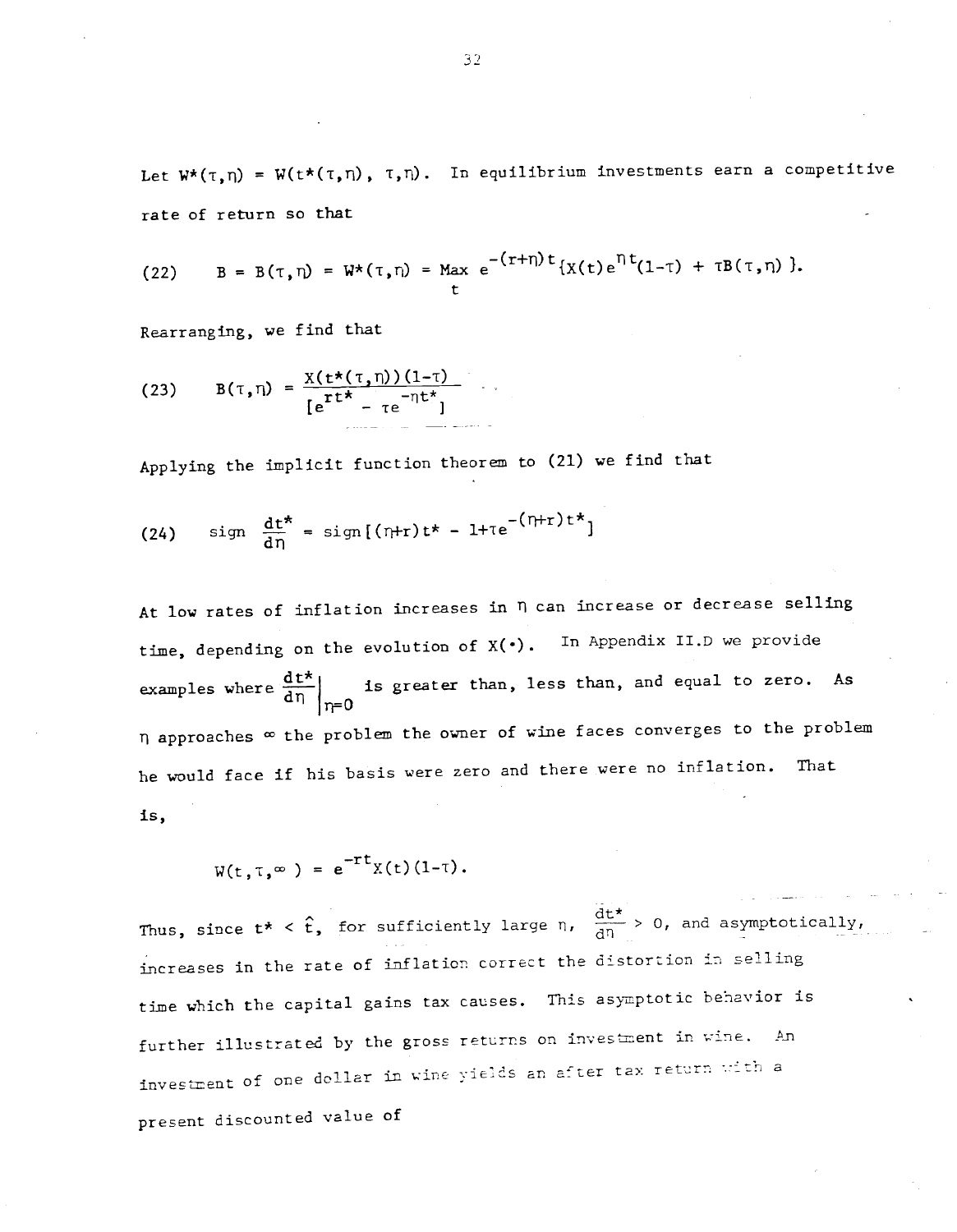Let $W^*(\tau,\eta) = W(t^*(\tau,\eta), \tau,\eta)$. In equilibrium investments earn a competitive rate of return so that

$$(22) \qquad B = B(\tau,\eta) = W^*(\tau,\eta) = \underset{t}{\text{Max}}\ e^{-(r+\eta)t}\{X(t)e^{\eta t}(1-\tau) + \tau B(\tau,\eta)\}.$$

Rearranging, we find that

$$(23) \qquad B(\tau,\eta) = \frac{X(t^*(\tau,\eta))(1-\tau)}{[e^{rt^*} - \tau e^{-\eta t^*}]}$$

Applying the implicit function theorem to (21) we find that

$$(24) \qquad \text{sign}\ \frac{dt^*}{d\eta} = \text{sign}[(\eta+r)t^* - 1+\tau e^{-(\eta+r)t^*}]$$

At low rates of inflation increases in $\eta$ can increase or decrease selling time, depending on the evolution of $X(\cdot)$. In Appendix II.D we provide examples where $\left.\frac{dt^*}{d\eta}\right|_{\eta=0}$ is greater than, less than, and equal to zero. As $\eta$ approaches $\infty$ the problem the owner of wine faces converges to the problem he would face if his basis were zero and there were no inflation. That is,

$$W(t,\tau,\infty) = e^{-rt}X(t)(1-\tau).$$

Thus, since $t^* < \hat{t}$, for sufficiently large $\eta$, $\frac{dt^*}{d\eta} > 0$, and asymptotically, increases in the rate of inflation correct the distortion in selling time which the capital gains tax causes. This asymptotic behavior is further illustrated by the gross returns on investment in wine. An investment of one dollar in wine yields an after tax return with a present discounted value of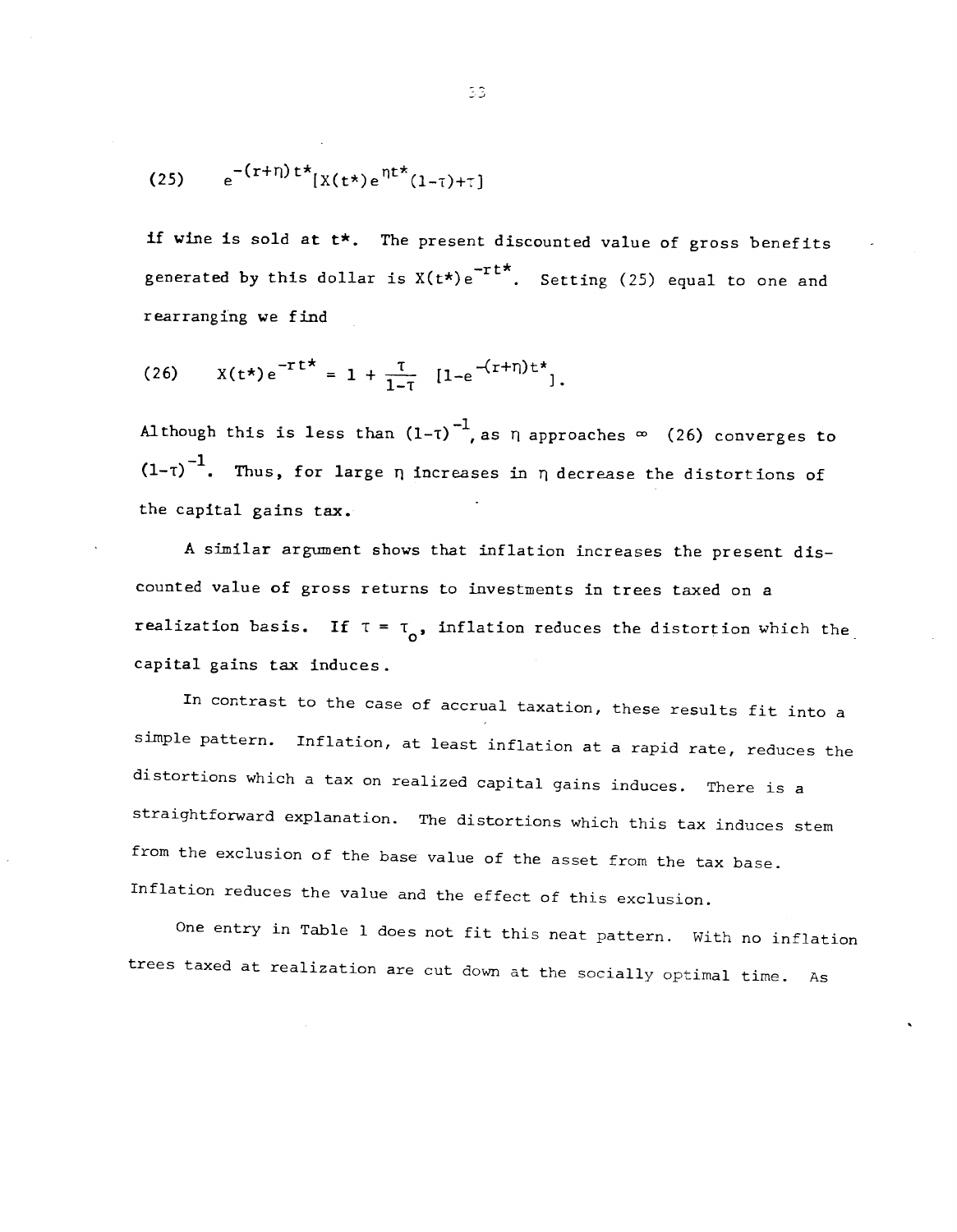$$(25) \qquad e^{-(r+\eta)t^*}[X(t^*)e^{\eta t^*}(1-\tau)+\tau]$$

if wine is sold at $t^*$. The present discounted value of gross benefits generated by this dollar is $X(t^*)e^{-rt^*}$. Setting (25) equal to one and rearranging we find

$$(26) \qquad X(t^*)e^{-rt^*} = 1 + \frac{\tau}{1-\tau}\ [1-e^{-(r+\eta)t^*}].$$

Although this is less than $(1-\tau)^{-1}$, as $\eta$ approaches $\infty$ (26) converges to $(1-\tau)^{-1}$. Thus, for large $\eta$ increases in $\eta$ decrease the distortions of the capital gains tax.

A similar argument shows that inflation increases the present discounted value of gross returns to investments in trees taxed on a realization basis. If $\tau = \tau_o$, inflation reduces the distortion which the capital gains tax induces.

In contrast to the case of accrual taxation, these results fit into a simple pattern. Inflation, at least inflation at a rapid rate, reduces the distortions which a tax on realized capital gains induces. There is a straightforward explanation. The distortions which this tax induces stem from the exclusion of the base value of the asset from the tax base. Inflation reduces the value and the effect of this exclusion.

One entry in Table 1 does not fit this neat pattern. With no inflation trees taxed at realization are cut down at the socially optimal time. As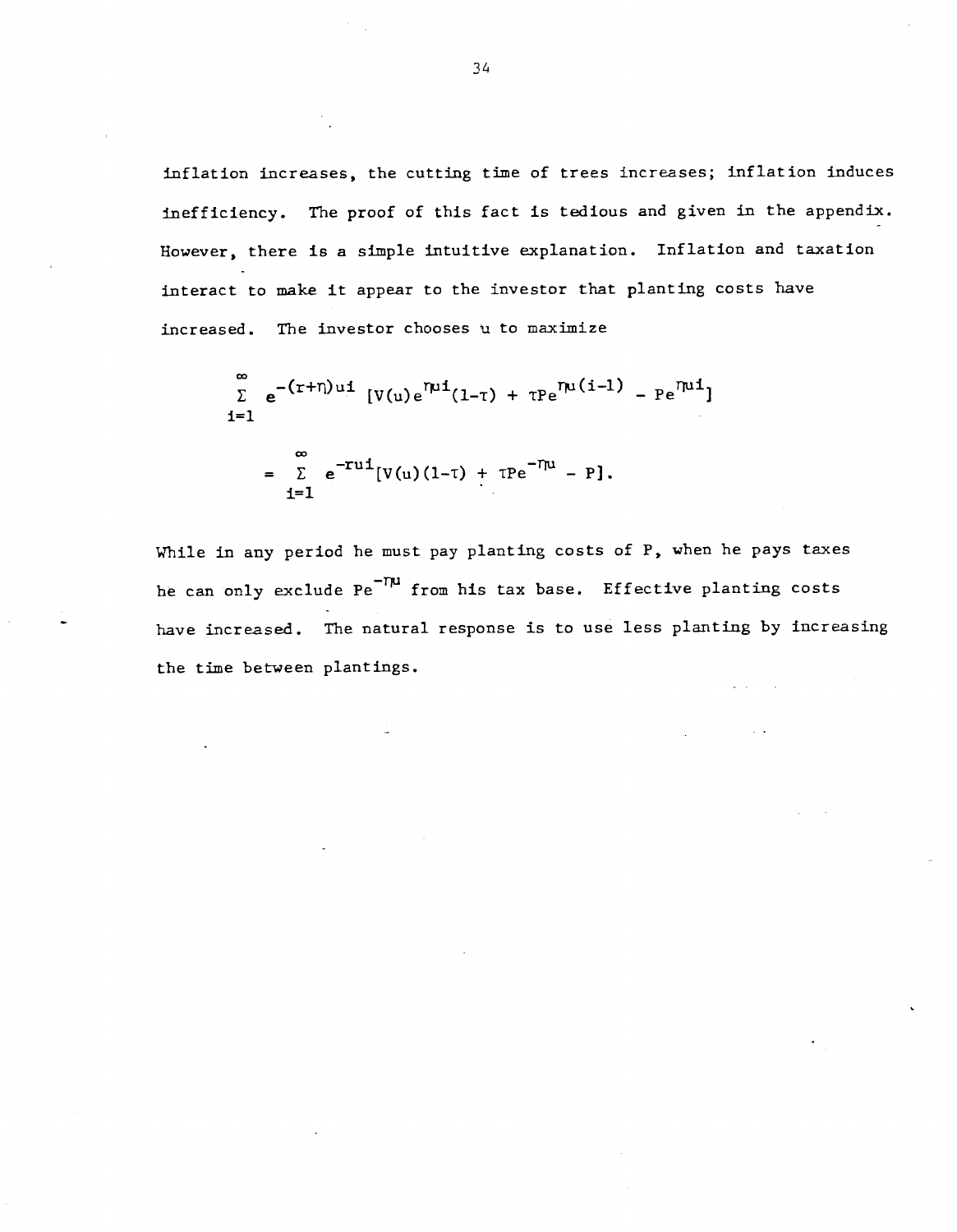inflation increases, the cutting time of trees increases; inflation induces inefficiency. The proof of this fact is tedious and given in the appendix. However, there is a simple intuitive explanation. Inflation and taxation interact to make it appear to the investor that planting costs have increased. The investor chooses u to maximize

$$\sum_{i=1}^{\infty} e^{-(r+\eta)ui} \, [V(u)e^{\eta ui}(1-\tau) + \tau P e^{\eta u(i-1)} - Pe^{\eta ui}]$$

$$= \sum_{i=1}^{\infty} e^{-rui}[V(u)(1-\tau) + \tau P e^{-\eta u} - P].$$

While in any period he must pay planting costs of P, when he pays taxes he can only exclude $Pe^{-\eta u}$ from his tax base. Effective planting costs have increased. The natural response is to use less planting by increasing the time between plantings.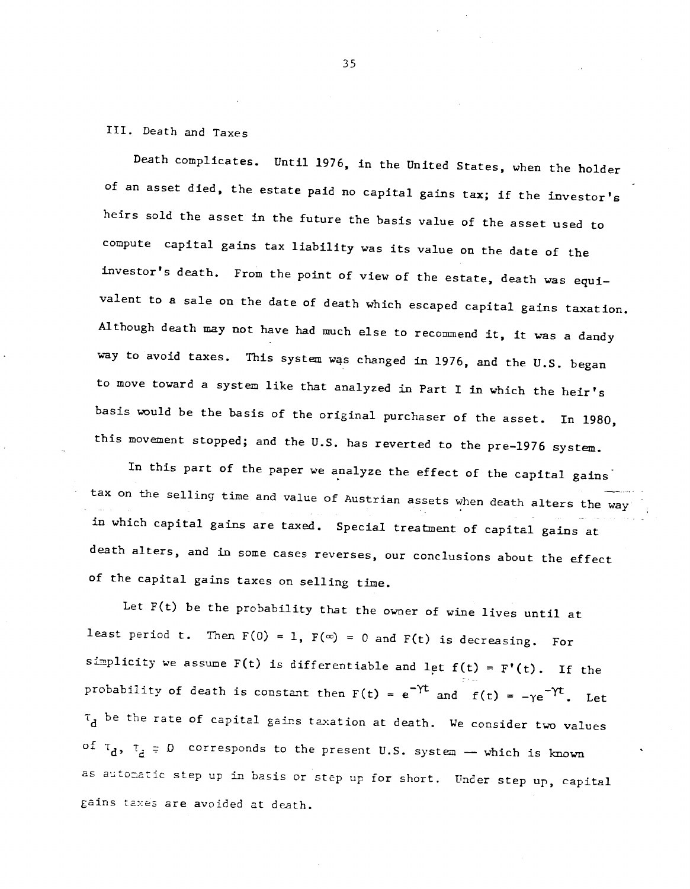## III. Death and Taxes

Death complicates. Until 1976, in the United States, when the holder of an asset died, the estate paid no capital gains tax; if the investor's heirs sold the asset in the future the basis value of the asset used to compute capital gains tax liability was its value on the date of the investor's death. From the point of view of the estate, death was equivalent to a sale on the date of death which escaped capital gains taxation. Although death may not have had much else to recommend it, it was a dandy way to avoid taxes. This system was changed in 1976, and the U.S. began to move toward a system like that analyzed in Part I in which the heir's basis would be the basis of the original purchaser of the asset. In 1980, this movement stopped; and the U.S. has reverted to the pre-1976 system.

In this part of the paper we analyze the effect of the capital gains tax on the selling time and value of Austrian assets when death alters the way in which capital gains are taxed. Special treatment of capital gains at death alters, and in some cases reverses, our conclusions about the effect of the capital gains taxes on selling time.

Let $F(t)$ be the probability that the owner of wine lives until at least period t. Then $F(0) = 1$, $F(\infty) = 0$ and $F(t)$ is decreasing. For simplicity we assume $F(t)$ is differentiable and let $f(t) = F'(t)$. If the probability of death is constant then $F(t) = e^{-\gamma t}$ and $f(t) = -\gamma e^{-\gamma t}$. Let $\tau_d$ be the rate of capital gains taxation at death. We consider two values of $\tau_d$, $\tau_d = 0$ corresponds to the present U.S. system — which is known as automatic step up in basis or step up for short. Under step up, capital gains taxes are avoided at death.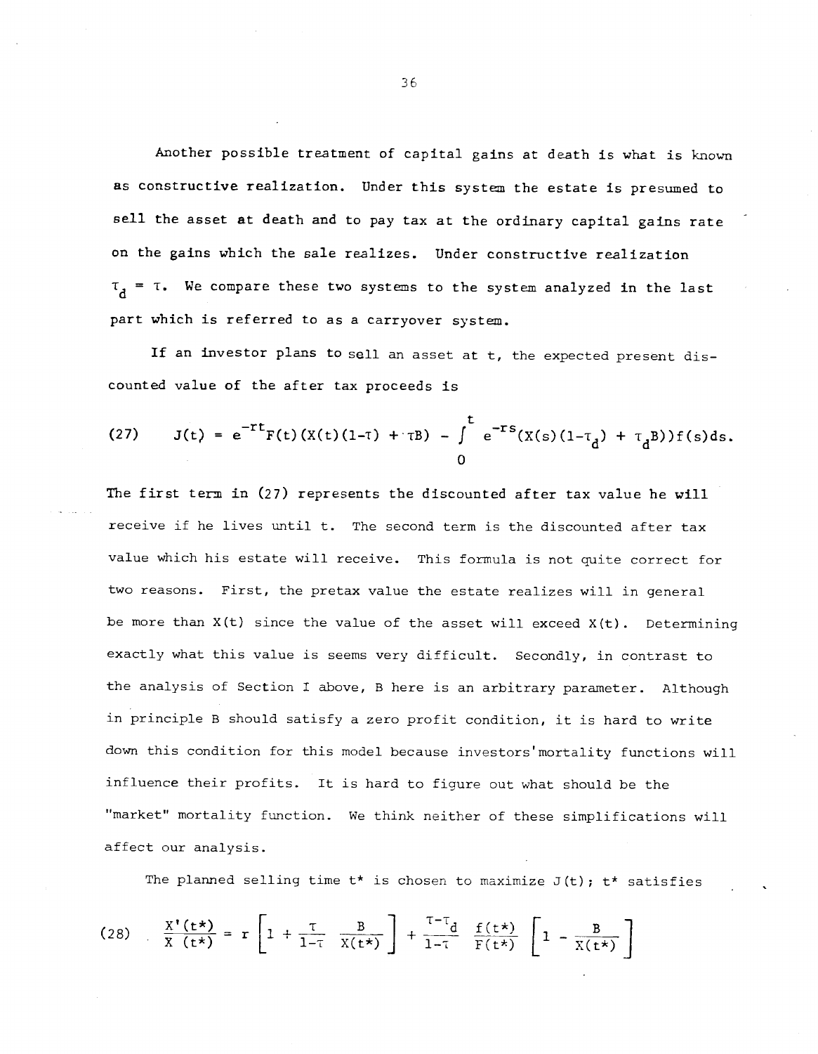Another possible treatment of capital gains at death is what is known as constructive realization. Under this system the estate is presumed to sell the asset at death and to pay tax at the ordinary capital gains rate on the gains which the sale realizes. Under constructive realization $\tau_d = \tau$. We compare these two systems to the system analyzed in the last part which is referred to as a carryover system.

If an investor plans to sell an asset at t, the expected present discounted value of the after tax proceeds is

$$
(27) \qquad J(t) = e^{-rt}F(t)(X(t)(1-\tau) + \tau B) - \int_0^t e^{-rs}(X(s)(1-\tau_d) + \tau_d B))f(s)ds.
$$

The first term in (27) represents the discounted after tax value he will receive if he lives until t. The second term is the discounted after tax value which his estate will receive. This formula is not quite correct for two reasons. First, the pretax value the estate realizes will in general be more than X(t) since the value of the asset will exceed X(t). Determining exactly what this value is seems very difficult. Secondly, in contrast to the analysis of Section I above, B here is an arbitrary parameter. Although in principle B should satisfy a zero profit condition, it is hard to write down this condition for this model because investors' mortality functions will influence their profits. It is hard to figure out what should be the "market" mortality function. We think neither of these simplifications will affect our analysis.

The planned selling time t* is chosen to maximize J(t); t* satisfies

$$
(28) \qquad \frac{X'(t^*)}{X(t^*)} = r\left[1 + \frac{\tau}{1-\tau}\ \frac{B}{X(t^*)}\right] + \frac{\tau-\tau_d}{1-\tau}\ \frac{f(t^*)}{F(t^*)}\left[1 - \frac{B}{X(t^*)}\right]
$$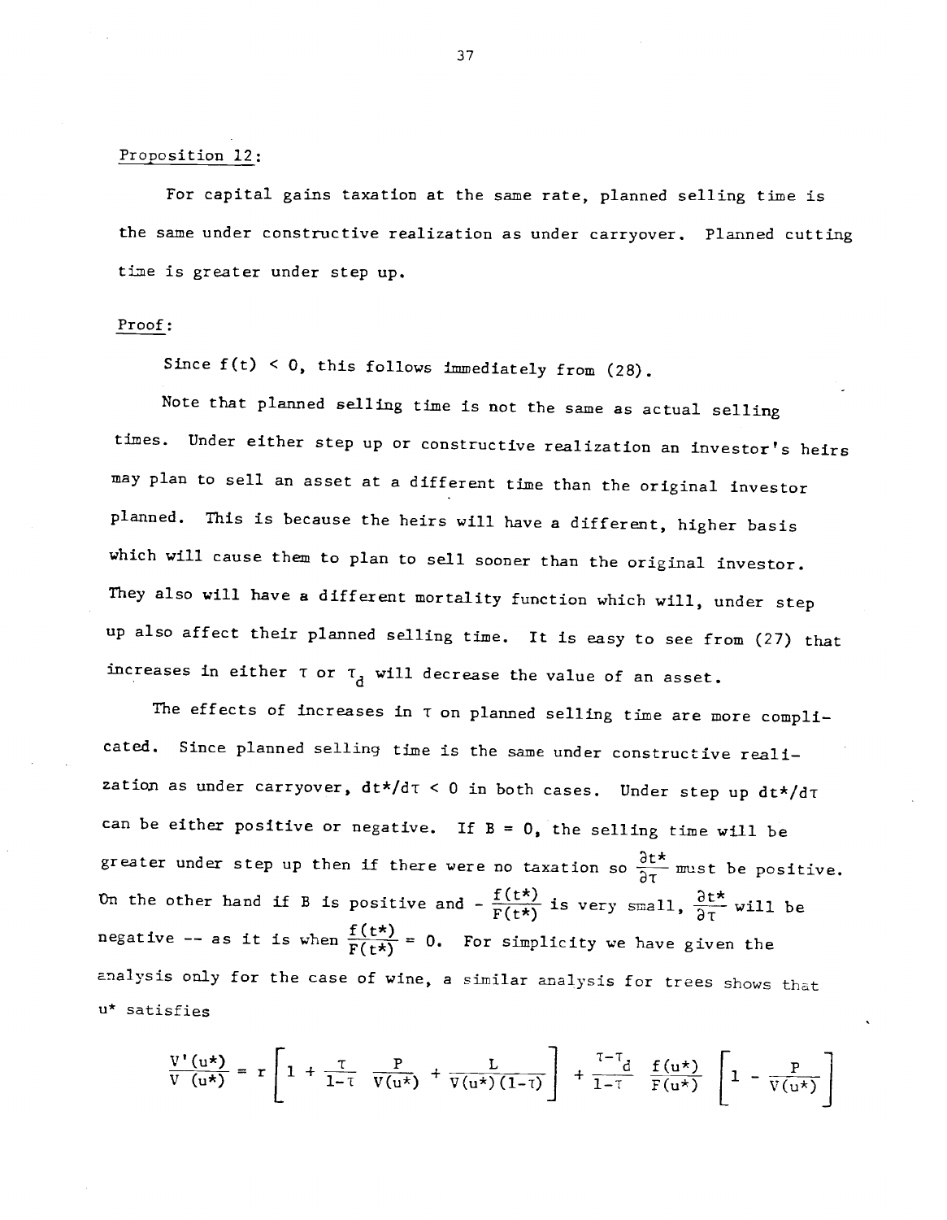Proposition 12:

For capital gains taxation at the same rate, planned selling time is the same under constructive realization as under carryover. Planned cutting time is greater under step up.

Proof:

Since $f(t) < 0$, this follows immediately from (28).

Note that planned selling time is not the same as actual selling times. Under either step up or constructive realization an investor's heirs may plan to sell an asset at a different time than the original investor planned. This is because the heirs will have a different, higher basis which will cause them to plan to sell sooner than the original investor. They also will have a different mortality function which will, under step up also affect their planned selling time. It is easy to see from (27) that increases in either $\tau$ or $\tau_d$ will decrease the value of an asset.

The effects of increases in $\tau$ on planned selling time are more complicated. Since planned selling time is the same under constructive realization as under carryover, $dt^*/d\tau < 0$ in both cases. Under step up $dt^*/d\tau$ can be either positive or negative. If $B = 0$, the selling time will be greater under step up then if there were no taxation so $\frac{\partial t^*}{\partial \tau}$ must be positive. On the other hand if $B$ is positive and $-\frac{f(t^*)}{F(t^*)}$ is very small, $\frac{\partial t^*}{\partial \tau}$ will be negative -- as it is when $\frac{f(t^*)}{F(t^*)} = 0$. For simplicity we have given the analysis only for the case of wine, a similar analysis for trees shows that $u^*$ satisfies

$$\frac{V'(u^*)}{V(u^*)} = r\left[1 + \frac{\tau}{1-\tau}\frac{P}{V(u^*)} + \frac{L}{V(u^*)(1-\tau)}\right] + \frac{\tau-\tau_d}{1-\tau}\frac{f(u^*)}{F(u^*)}\left[1 - \frac{P}{V(u^*)}\right]$$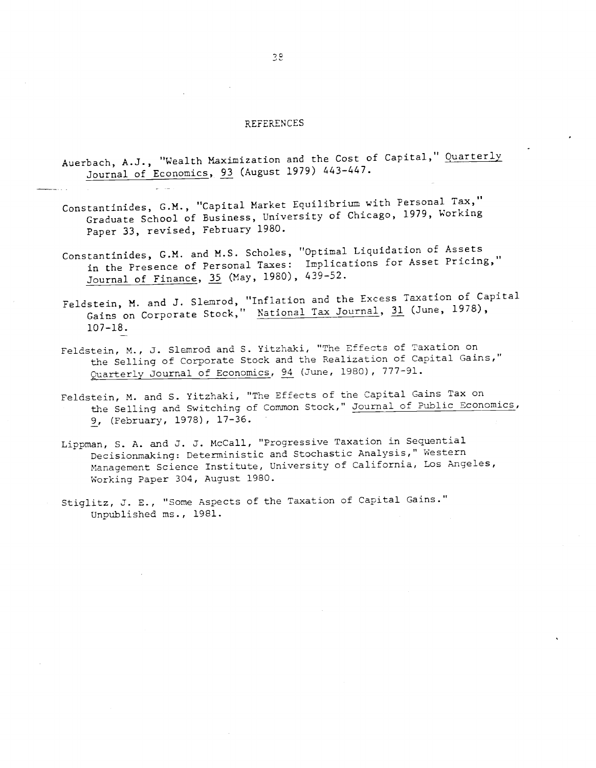# REFERENCES

Auerbach, A.J., "Wealth Maximization and the Cost of Capital," Quarterly Journal of Economics, 93 (August 1979) 443-447.

Constantinides, G.M., "Capital Market Equilibrium with Personal Tax," Graduate School of Business, University of Chicago, 1979, Working Paper 33, revised, February 1980.

Constantinides, G.M. and M.S. Scholes, "Optimal Liquidation of Assets in the Presence of Personal Taxes: Implications for Asset Pricing," Journal of Finance, 35 (May, 1980), 439-52.

Feldstein, M. and J. Slemrod, "Inflation and the Excess Taxation of Capital Gains on Corporate Stock," National Tax Journal, 31 (June, 1978), 107-18.

Feldstein, M., J. Slemrod and S. Yitzhaki, "The Effects of Taxation on the Selling of Corporate Stock and the Realization of Capital Gains," Quarterly Journal of Economics, 94 (June, 1980), 777-91.

Feldstein, M. and S. Yitzhaki, "The Effects of the Capital Gains Tax on the Selling and Switching of Common Stock," Journal of Public Economics, 9, (February, 1978), 17-36.

Lippman, S. A. and J. J. McCall, "Progressive Taxation in Sequential Decisionmaking: Deterministic and Stochastic Analysis," Western Management Science Institute, University of California, Los Angeles, Working Paper 304, August 1980.

Stiglitz, J. E., "Some Aspects of the Taxation of Capital Gains." Unpublished ms., 1981.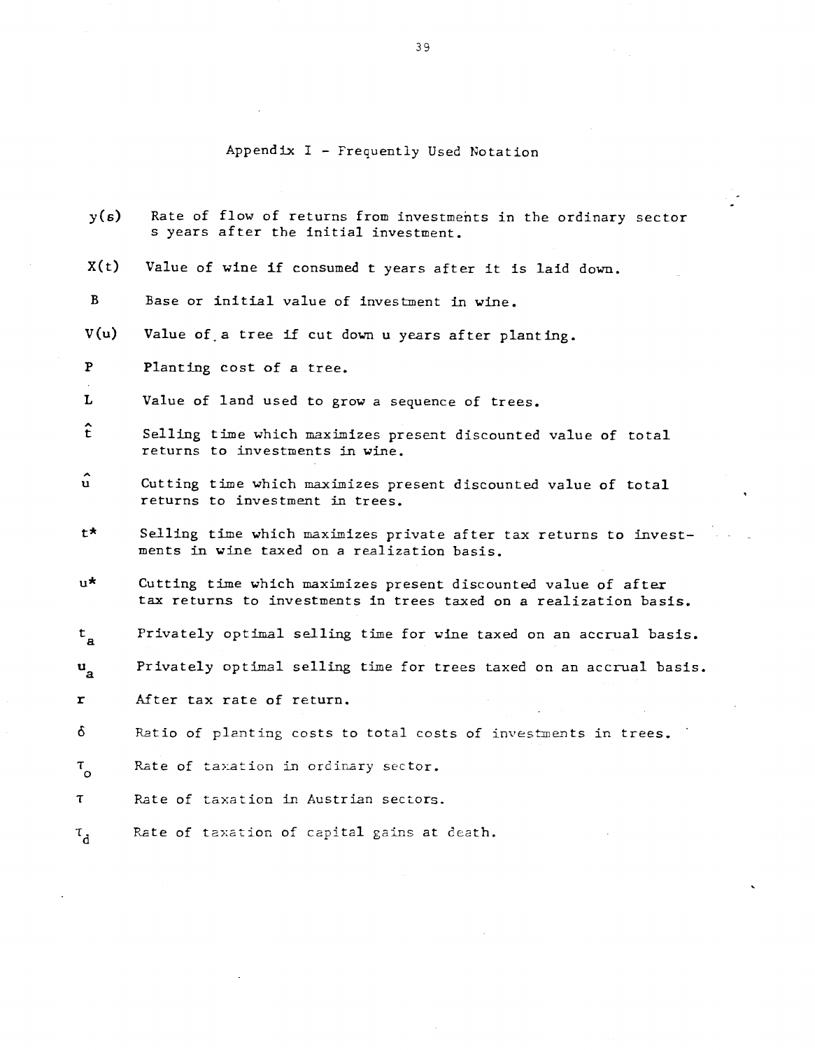# Appendix I - Frequently Used Notation

$y(s)$ Rate of flow of returns from investments in the ordinary sector s years after the initial investment.

$X(t)$ Value of wine if consumed t years after it is laid down.

$B$ Base or initial value of investment in wine.

$V(u)$ Value of a tree if cut down u years after planting.

$P$ Planting cost of a tree.

$L$ Value of land used to grow a sequence of trees.

$\hat{t}$ Selling time which maximizes present discounted value of total returns to investments in wine.

$\hat{u}$ Cutting time which maximizes present discounted value of total returns to investment in trees.

$t^*$ Selling time which maximizes private after tax returns to investments in wine taxed on a realization basis.

$u^*$ Cutting time which maximizes present discounted value of after tax returns to investments in trees taxed on a realization basis.

$t_a$ Privately optimal selling time for wine taxed on an accrual basis.

$u_a$ Privately optimal selling time for trees taxed on an accrual basis.

$r$ After tax rate of return.

$\delta$ Ratio of planting costs to total costs of investments in trees.

$\tau_o$ Rate of taxation in ordinary sector.

$\tau$ Rate of taxation in Austrian sectors.

$\tau_d$ Rate of taxation of capital gains at death.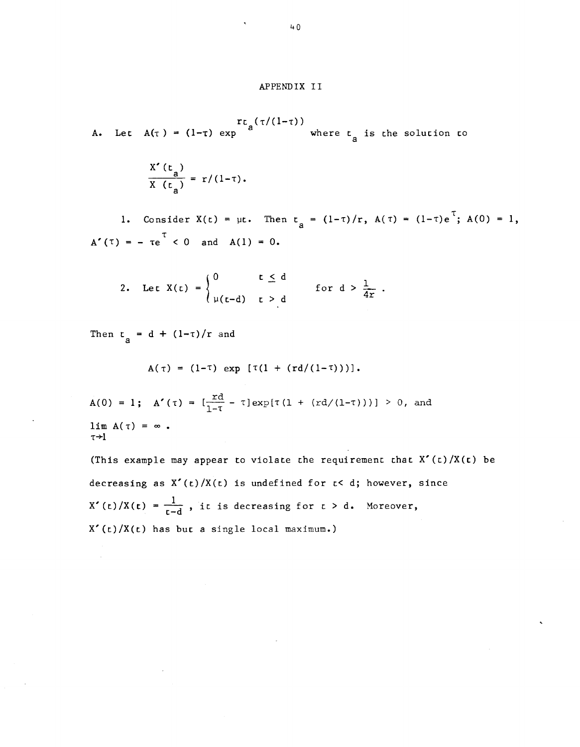# APPENDIX II

A. Let $A(\tau) = (1-\tau) \exp^{rt_a(\tau/(1-\tau))}$ where $t_a$ is the solution to

$$\frac{X'(t_a)}{X(t_a)} = r/(1-\tau).$$

1. Consider $X(t) = \mu t$. Then $t_a = (1-\tau)/r$, $A(\tau) = (1-\tau)e^{\tau}$; $A(0) = 1$, $A'(\tau) = -\tau e^{\tau} < 0$ and $A(1) = 0$.

2. Let $X(t) = \begin{cases} 0 & t \leq d \\ \mu(t-d) & t > d \end{cases}$ for $d > \frac{1}{4r}$.

Then $t_a = d + (1-\tau)/r$ and

$$A(\tau) = (1-\tau) \exp[\tau(1 + (rd/(1-\tau)))].$$

$A(0) = 1$; $A'(\tau) = [\frac{rd}{1-\tau} - \tau]\exp[\tau(1 + (rd/(1-\tau)))] > 0$, and $\lim_{\tau \to 1} A(\tau) = \infty$.

(This example may appear to violate the requirement that $X'(t)/X(t)$ be decreasing as $X'(t)/X(t)$ is undefined for $t < d$; however, since $X'(t)/X(t) = \frac{1}{t-d}$, it is decreasing for $t > d$. Moreover, $X'(t)/X(t)$ has but a single local maximum.)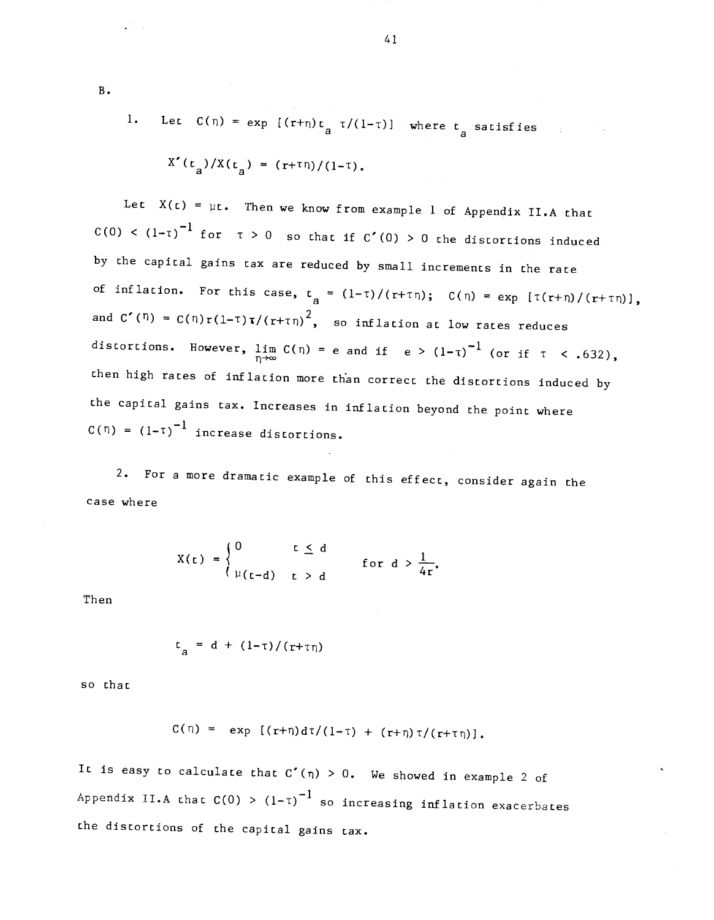B.

1. Let $C(\eta) = \exp\,[(r+\eta)t_a\,\tau/(1-\tau)]$ where $t_a$ satisfies

$$X'(t_a)/X(t_a) = (r+\tau\eta)/(1-\tau).$$

Let $X(t) = \mu t$. Then we know from example 1 of Appendix II.A that $C(0) < (1-\tau)^{-1}$ for $\tau > 0$ so that if $C'(0) > 0$ the distortions induced by the capital gains tax are reduced by small increments in the rate of inflation. For this case, $t_a = (1-\tau)/(r+\tau\eta)$; $C(\eta) = \exp\,[\tau(r+\eta)/(r+\tau\eta)]$, and $C'(\eta) = C(\eta)r(1-\tau)\tau/(r+\tau\eta)^2$, so inflation at low rates reduces distortions. However, $\lim_{\eta\to\infty} C(\eta) = e$ and if $e > (1-\tau)^{-1}$ (or if $\tau < .632$), then high rates of inflation more than correct the distortions induced by the capital gains tax. Increases in inflation beyond the point where $C(\eta) = (1-\tau)^{-1}$ increase distortions.

2. For a more dramatic example of this effect, consider again the case where

$$X(t) = \begin{cases} 0 & t \leq d \\ \mu(t-d) & t > d \end{cases} \qquad \text{for } d > \frac{1}{4r}.$$

Then

$$t_a = d + (1-\tau)/(r+\tau\eta)$$

so that

$$C(\eta) = \exp\,[(r+\eta)d\tau/(1-\tau) + (r+\eta)\tau/(r+\tau\eta)].$$

It is easy to calculate that $C'(\eta) > 0$. We showed in example 2 of Appendix II.A that $C(0) > (1-\tau)^{-1}$ so increasing inflation exacerbates the distortions of the capital gains tax.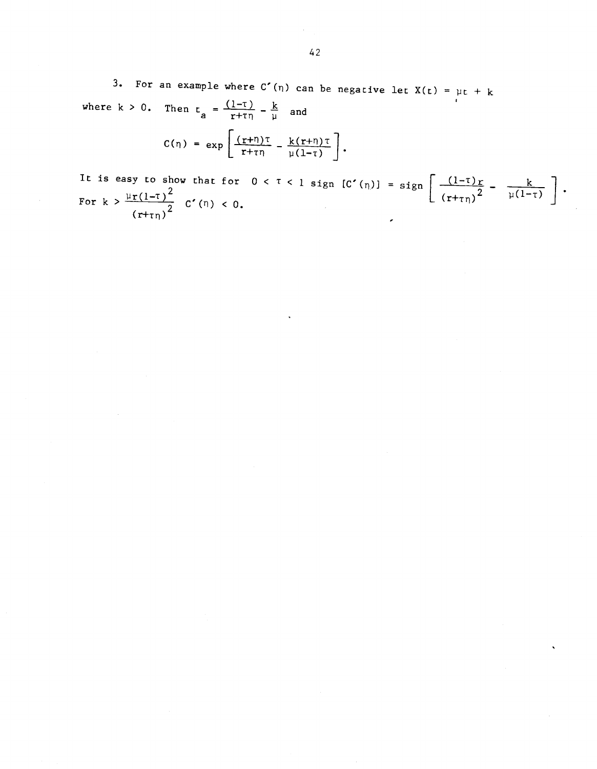3. For an example where $C'(\eta)$ can be negative let $X(t) = \mu t + k$ where $k > 0$. Then $t_a = \frac{(1-\tau)}{r+\tau\eta} - \frac{k}{\mu}$ and

$$C(\eta) = \exp\left[\frac{(r+\eta)\tau}{r+\tau\eta} - \frac{k(r+\eta)\tau}{\mu(1-\tau)}\right].$$

It is easy to show that for $0 < \tau < 1$ sign $[C'(\eta)]$ = sign $\left[\frac{(1-\tau)r}{(r+\tau\eta)^2} - \frac{k}{\mu(1-\tau)}\right]$. For $k > \frac{\mu r(1-\tau)^2}{(r+\tau\eta)^2}$ $C'(\eta) < 0$.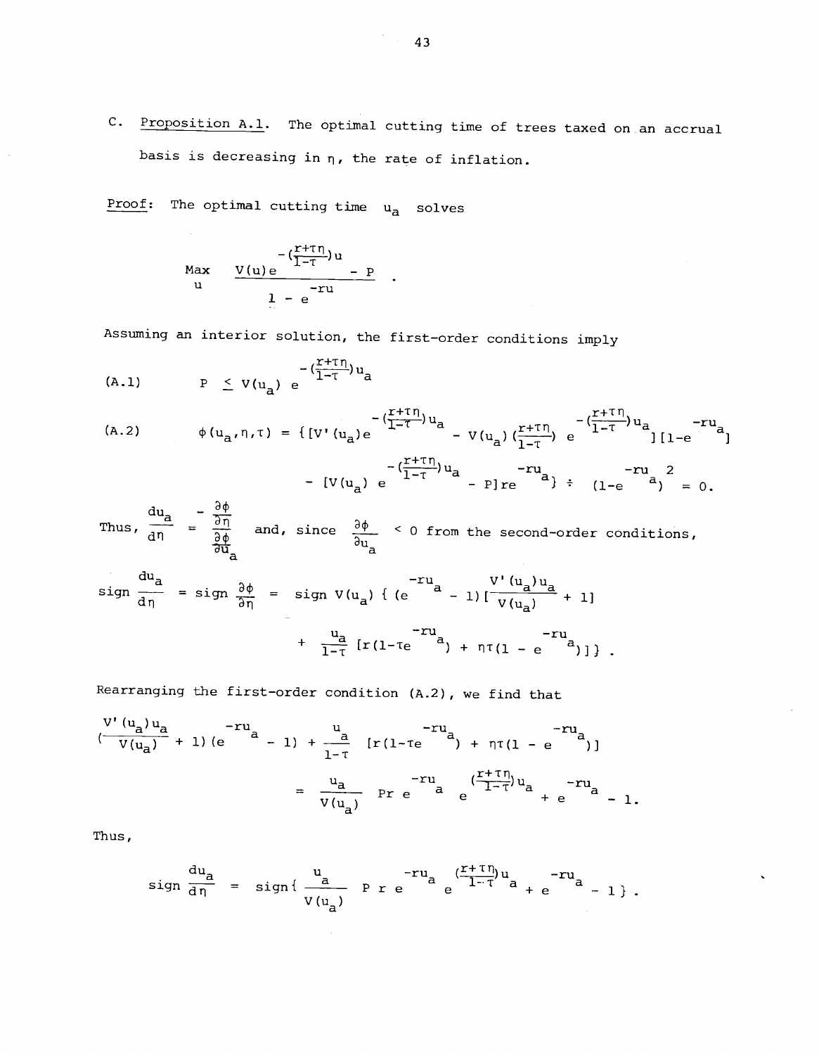C. Proposition A.1. The optimal cutting time of trees taxed on an accrual basis is decreasing in $\eta$, the rate of inflation.

Proof: The optimal cutting time $u_a$ solves

$$\max_{u} \frac{V(u)e^{-(\frac{r+\tau\eta}{1-\tau})u} - P}{1 - e^{-ru}} .$$

Assuming an interior solution, the first-order conditions imply

$$\text{(A.1)} \qquad P \leq V(u_a)\, e^{-(\frac{r+\tau\eta}{1-\tau})u_a}$$

$$\text{(A.2)} \qquad \phi(u_a,\eta,\tau) = \{[V'(u_a)e^{-(\frac{r+\tau\eta}{1-\tau})u_a} - V(u_a)(\tfrac{r+\tau\eta}{1-\tau})\, e^{-(\frac{r+\tau\eta}{1-\tau})u_a}][1-e^{-ru_a}]$$

$$- [V(u_a)\, e^{-(\frac{r+\tau\eta}{1-\tau})u_a} - P]re^{-ru_a}\} \div (1-e^{-ru_a})^2 = 0.$$

Thus, $\frac{du_a}{d\eta} = \frac{-\frac{\partial\phi}{\partial\eta}}{\frac{\partial\phi}{\partial u_a}}$ and, since $\frac{\partial\phi}{\partial u_a} < 0$ from the second-order conditions,

$$\text{sign}\,\frac{du_a}{d\eta} = \text{sign}\,\frac{\partial\phi}{\partial\eta} = \text{sign}\; V(u_a)\,\{(e^{-ru_a} - 1)[\frac{V'(u_a)u_a}{V(u_a)} + 1]$$

$$+ \frac{u_a}{1-\tau}[r(1-\tau e^{-ru_a}) + \eta\tau(1 - e^{-ru_a})]\} .$$

Rearranging the first-order condition (A.2), we find that

$$(\frac{V'(u_a)u_a}{V(u_a)} + 1)(e^{-ru_a} - 1) + \frac{u_a}{1-\tau}[r(1-\tau e^{-ru_a}) + \eta\tau(1 - e^{-ru_a})]$$

$$= \frac{u_a}{V(u_a)} Pr\, e^{-ru_a}\, e^{(\frac{r+\tau\eta}{1-\tau})u_a} + e^{-ru_a} - 1.$$

Thus,

$$\text{sign}\,\frac{du_a}{d\eta} = \text{sign}\{\frac{u_a}{V(u_a)} P\,r\,e^{-ru_a}\, e^{(\frac{r+\tau\eta}{1-\tau})u_a} + e^{-ru_a} - 1\} .$$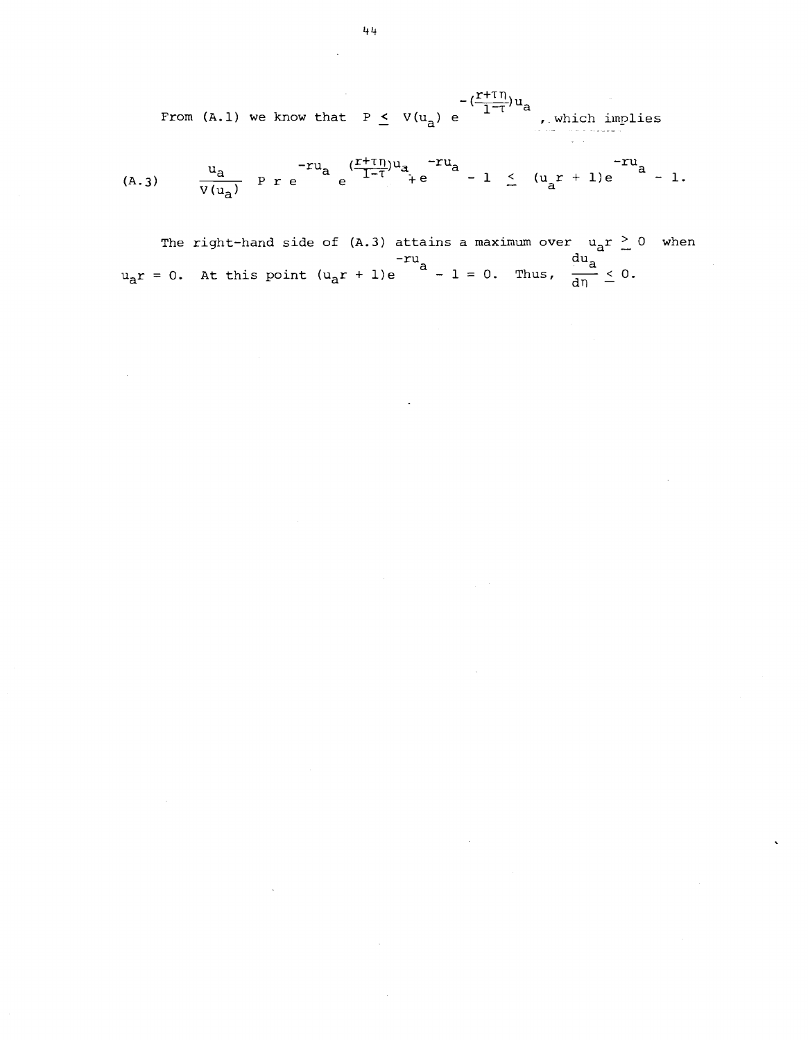From (A.1) we know that $P \leq V(u_a)\, e^{-\left(\frac{r+\tau\eta}{1-\tau}\right)u_a}$, which implies

$$\text{(A.3)} \qquad \frac{u_a}{V(u_a)}\; P\, r\, e^{-ru_a}\, e^{\left(\frac{r+\tau\eta}{1-\tau}\right)u_a} + e^{-ru_a} - 1 \;\leq\; (u_a r + 1)e^{-ru_a} - 1.$$

The right-hand side of (A.3) attains a maximum over $u_a r \geq 0$ when $u_a r = 0$. At this point $(u_a r + 1)e^{-ru_a} - 1 = 0$. Thus, $\frac{du_a}{d\eta} \leq 0$.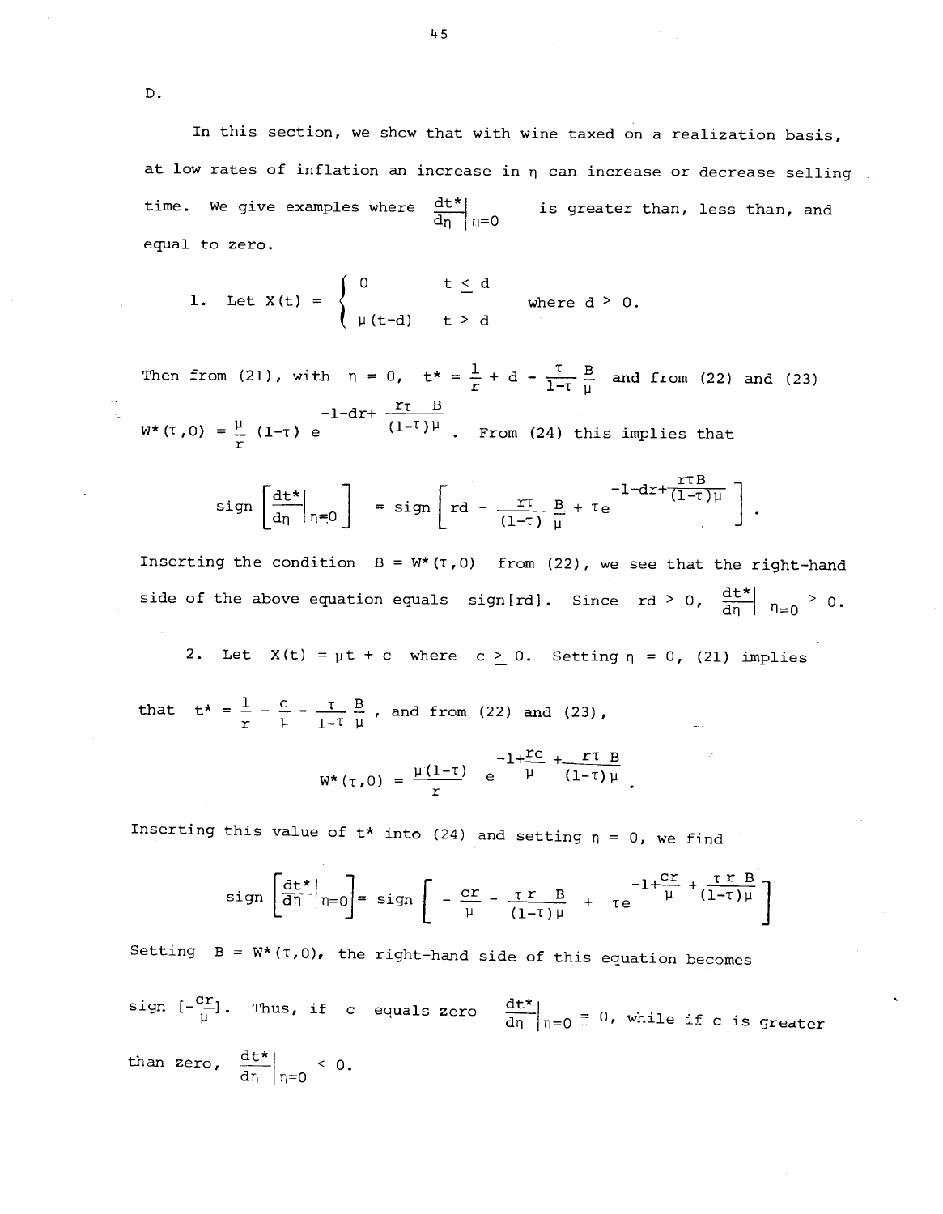D.

In this section, we show that with wine taxed on a realization basis, at low rates of inflation an increase in $\eta$ can increase or decrease selling time. We give examples where $\left.\frac{dt^*}{d\eta}\right|_{\eta=0}$ is greater than, less than, and equal to zero.

1. Let $X(t) = \begin{cases} 0 & t \leq d \\ \mu(t-d) & t > d \end{cases}$ where $d > 0$.

Then from (21), with $\eta = 0$, $t^* = \frac{1}{r} + d - \frac{\tau}{1-\tau}\frac{B}{\mu}$ and from (22) and (23) $W^*(\tau,0) = \frac{\mu}{r}(1-\tau)\, e^{-1-dr+\frac{r\tau}{(1-\tau)}\frac{B}{\mu}}$. From (24) this implies that

$$\text{sign}\left[\left.\frac{dt^*}{d\eta}\right|_{\eta=0}\right] = \text{sign}\left[rd - \frac{r\tau}{(1-\tau)}\frac{B}{\mu} + \tau e^{-1-dr+\frac{r\tau B}{(1-\tau)\mu}}\right].$$

Inserting the condition $B = W^*(\tau,0)$ from (22), we see that the right-hand side of the above equation equals $\text{sign}[rd]$. Since $rd > 0$, $\left.\frac{dt^*}{d\eta}\right|_{\eta=0} > 0$.

2. Let $X(t) = \mu t + c$ where $c \geq 0$. Setting $\eta = 0$, (21) implies that $t^* = \frac{1}{r} - \frac{c}{\mu} - \frac{\tau}{1-\tau}\frac{B}{\mu}$, and from (22) and (23),

$$W^*(\tau,0) = \frac{\mu(1-\tau)}{r}\, e^{-1+\frac{rc}{\mu}+\frac{r\tau B}{(1-\tau)\mu}}.$$

Inserting this value of $t^*$ into (24) and setting $\eta = 0$, we find

$$\text{sign}\left[\left.\frac{dt^*}{d\eta}\right|_{\eta=0}\right] = \text{sign}\left[-\frac{cr}{\mu} - \frac{\tau r B}{(1-\tau)\mu} + \tau e^{-1+\frac{cr}{\mu}+\frac{\tau r B}{(1-\tau)\mu}}\right]$$

Setting $B = W^*(\tau,0)$, the right-hand side of this equation becomes $\text{sign}\left[-\frac{cr}{\mu}\right]$. Thus, if $c$ equals zero $\left.\frac{dt^*}{d\eta}\right|_{\eta=0} = 0$, while if $c$ is greater than zero, $\left.\frac{dt^*}{d\eta}\right|_{\eta=0} < 0$.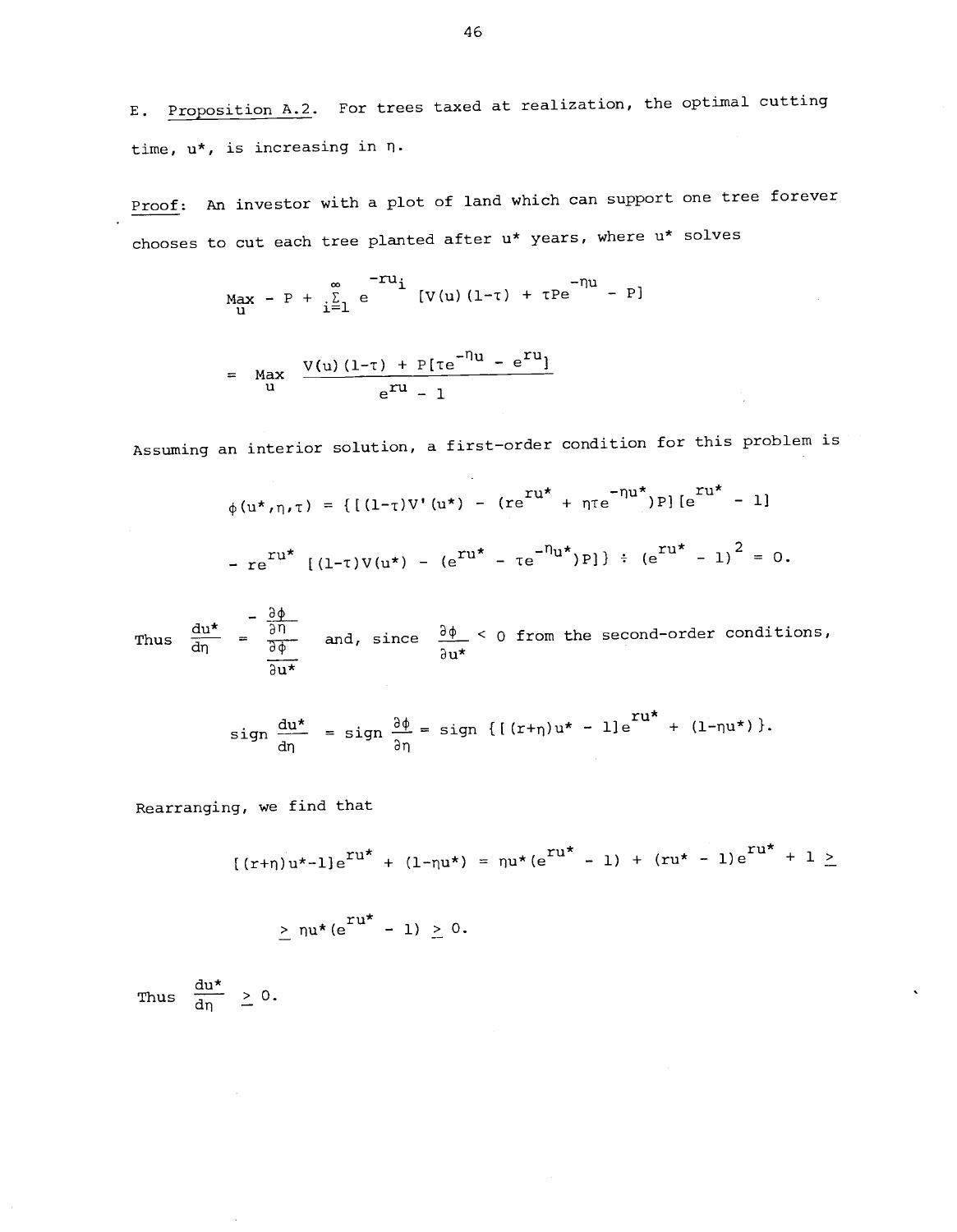E. Proposition A.2. For trees taxed at realization, the optimal cutting time, $u^*$, is increasing in $\eta$.

Proof: An investor with a plot of land which can support one tree forever chooses to cut each tree planted after $u^*$ years, where $u^*$ solves

$$\underset{u}{\text{Max}} \; - P + \sum_{i=1}^{\infty} e^{-ru_i} \; [V(u)(1-\tau) + \tau P e^{-\eta u} - P]$$

$$= \underset{u}{\text{Max}} \; \frac{V(u)(1-\tau) + P[\tau e^{-\eta u} - e^{ru}]}{e^{ru} - 1}$$

Assuming an interior solution, a first-order condition for this problem is

$$\phi(u^*,\eta,\tau) = \{[(1-\tau)V'(u^*) - (re^{ru^*} + \eta\tau e^{-\eta u^*})P][e^{ru^*} - 1]$$

$$- re^{ru^*} \; [(1-\tau)V(u^*) - (e^{ru^*} - \tau e^{-\eta u^*})P]\} \div (e^{ru^*} - 1)^2 = 0.$$

Thus $\dfrac{du^*}{d\eta} = \dfrac{-\frac{\partial \phi}{\partial \eta}}{\frac{\partial \phi}{\partial u^*}}$ and, since $\dfrac{\partial \phi}{\partial u^*} < 0$ from the second-order conditions,

$$\text{sign} \; \frac{du^*}{d\eta} = \text{sign} \; \frac{\partial \phi}{\partial \eta} = \text{sign} \; \{[(r+\eta)u^* - 1]e^{ru^*} + (1-\eta u^*)\}.$$

Rearranging, we find that

$$[(r+\eta)u^*-1]e^{ru^*} + (1-\eta u^*) = \eta u^*(e^{ru^*} - 1) + (ru^* - 1)e^{ru^*} + 1 \geq$$

$$\geq \eta u^*(e^{ru^*} - 1) \geq 0.$$

Thus $\dfrac{du^*}{d\eta} \geq 0$.